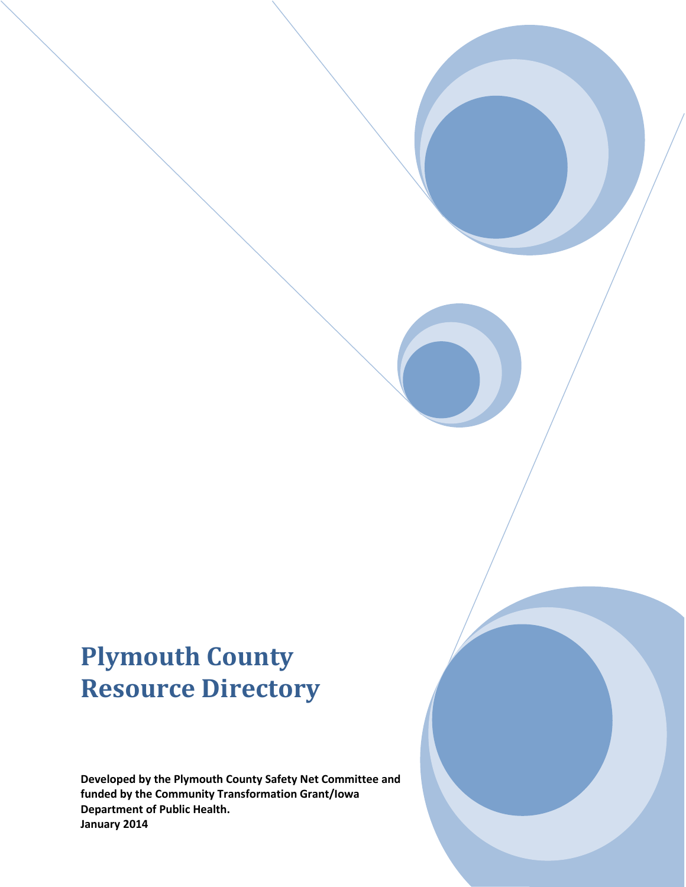# Plymouth County Resource Directory

**Developed by the Plymouth County Safety Net Committee and funded by the Community Transformation Grant/Iowa Department of Public Health.**
**January 2014**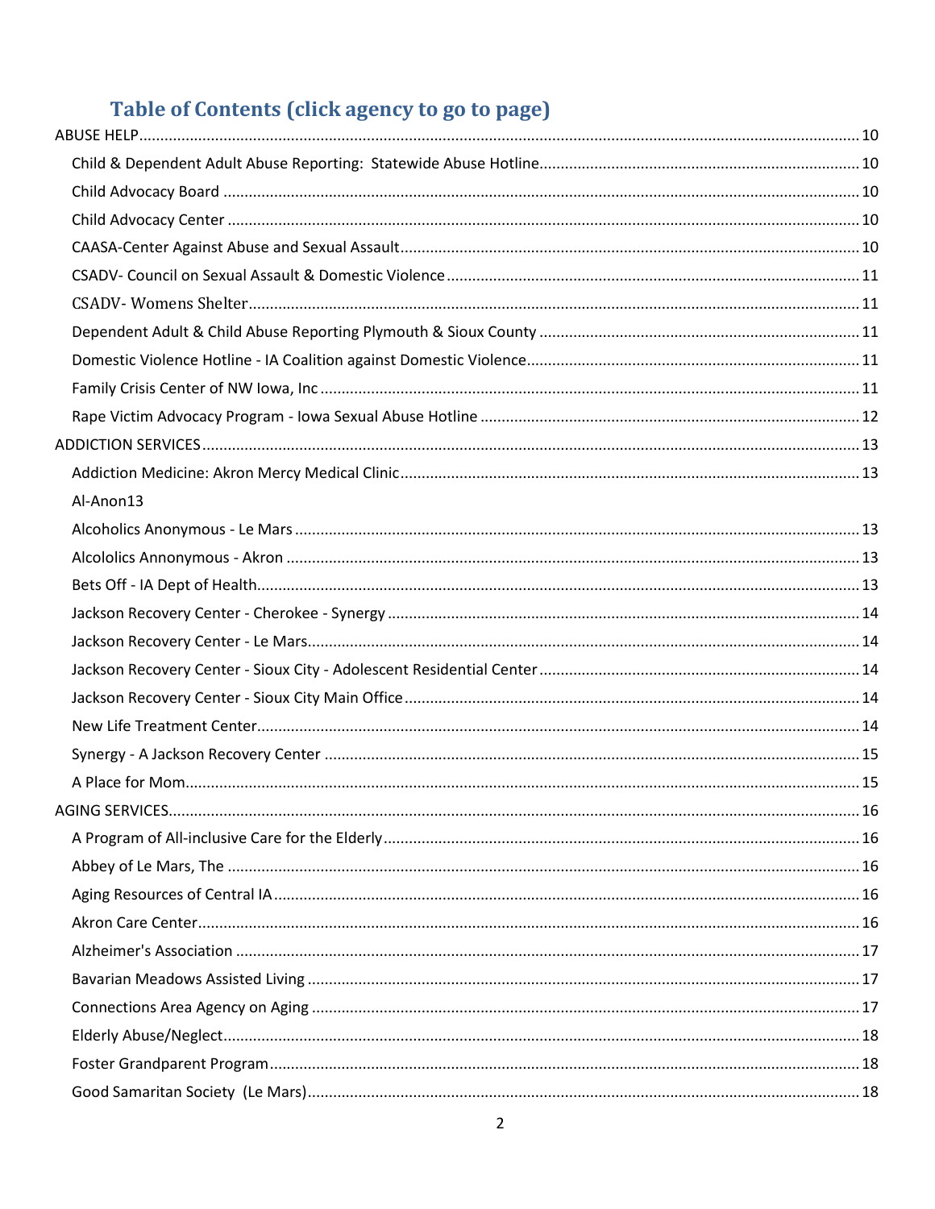# Table of Contents (click agency to go to page)

ABUSE HELP ....................................................................................................................................................... 10

- Child & Dependent Adult Abuse Reporting: Statewide Abuse Hotline ........................................................... 10
- Child Advocacy Board ..................................................................................................................................... 10
- Child Advocacy Center .................................................................................................................................... 10
- CAASA-Center Against Abuse and Sexual Assault ........................................................................................... 10
- CSADV- Council on Sexual Assault & Domestic Violence ................................................................................. 11
- CSADV- Womens Shelter ................................................................................................................................. 11
- Dependent Adult & Child Abuse Reporting Plymouth & Sioux County ........................................................... 11
- Domestic Violence Hotline - IA Coalition against Domestic Violence ............................................................. 11
- Family Crisis Center of NW Iowa, Inc ............................................................................................................... 11
- Rape Victim Advocacy Program - Iowa Sexual Abuse Hotline ......................................................................... 12

ADDICTION SERVICES ......................................................................................................................................... 13

- Addiction Medicine: Akron Mercy Medical Clinic ............................................................................................ 13
- Al-Anon13
- Alcoholics Anonymous - Le Mars .................................................................................................................... 13
- Alcololics Annonymous - Akron ...................................................................................................................... 13
- Bets Off - IA Dept of Health ............................................................................................................................. 13
- Jackson Recovery Center - Cherokee - Synergy .............................................................................................. 14
- Jackson Recovery Center - Le Mars ................................................................................................................. 14
- Jackson Recovery Center - Sioux City - Adolescent Residential Center ........................................................... 14
- Jackson Recovery Center - Sioux City Main Office .......................................................................................... 14
- New Life Treatment Center ............................................................................................................................. 14
- Synergy - A Jackson Recovery Center ............................................................................................................. 15
- A Place for Mom .............................................................................................................................................. 15

AGING SERVICES ................................................................................................................................................. 16

- A Program of All-inclusive Care for the Elderly ............................................................................................... 16
- Abbey of Le Mars, The .................................................................................................................................... 16
- Aging Resources of Central IA ......................................................................................................................... 16
- Akron Care Center ........................................................................................................................................... 16
- Alzheimer's Association .................................................................................................................................. 17
- Bavarian Meadows Assisted Living ................................................................................................................. 17
- Connections Area Agency on Aging ................................................................................................................ 17
- Elderly Abuse/Neglect ..................................................................................................................................... 18
- Foster Grandparent Program .......................................................................................................................... 18
- Good Samaritan Society (Le Mars) .................................................................................................................. 18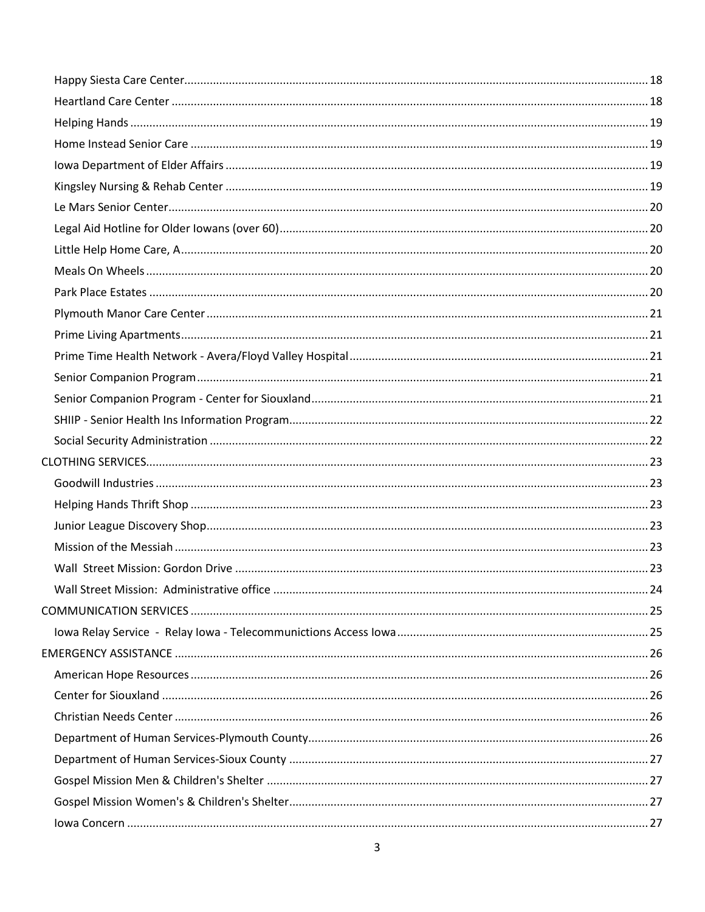- Happy Siesta Care Center.......... 18
- Heartland Care Center .......... 18
- Helping Hands .......... 19
- Home Instead Senior Care .......... 19
- Iowa Department of Elder Affairs .......... 19
- Kingsley Nursing & Rehab Center .......... 19
- Le Mars Senior Center.......... 20
- Legal Aid Hotline for Older Iowans (over 60).......... 20
- Little Help Home Care, A.......... 20
- Meals On Wheels .......... 20
- Park Place Estates .......... 20
- Plymouth Manor Care Center .......... 21
- Prime Living Apartments.......... 21
- Prime Time Health Network - Avera/Floyd Valley Hospital .......... 21
- Senior Companion Program.......... 21
- Senior Companion Program - Center for Siouxland.......... 21
- SHIIP - Senior Health Ins Information Program.......... 22
- Social Security Administration .......... 22

CLOTHING SERVICES.......... 23

- Goodwill Industries .......... 23
- Helping Hands Thrift Shop .......... 23
- Junior League Discovery Shop.......... 23
- Mission of the Messiah .......... 23
- Wall Street Mission: Gordon Drive .......... 23
- Wall Street Mission: Administrative office .......... 24

COMMUNICATION SERVICES .......... 25

- Iowa Relay Service - Relay Iowa - Telecommunictions Access Iowa.......... 25

EMERGENCY ASSISTANCE .......... 26

- American Hope Resources.......... 26
- Center for Siouxland .......... 26
- Christian Needs Center .......... 26
- Department of Human Services-Plymouth County.......... 26
- Department of Human Services-Sioux County .......... 27
- Gospel Mission Men & Children's Shelter .......... 27
- Gospel Mission Women's & Children's Shelter.......... 27
- Iowa Concern .......... 27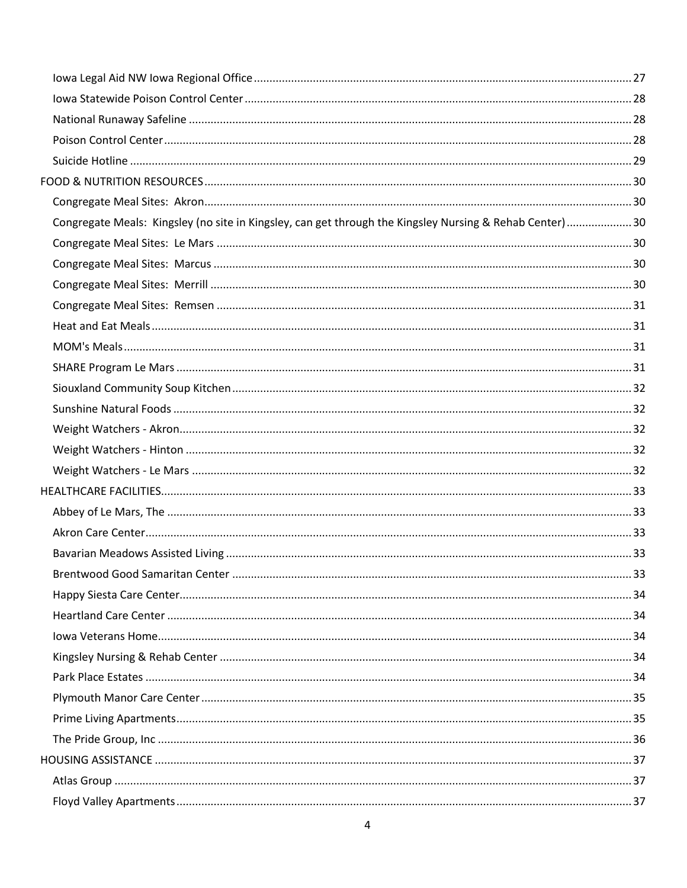- Iowa Legal Aid NW Iowa Regional Office ... 27
- Iowa Statewide Poison Control Center ... 28
- National Runaway Safeline ... 28
- Poison Control Center ... 28
- Suicide Hotline ... 29

FOOD & NUTRITION RESOURCES ... 30

- Congregate Meal Sites: Akron ... 30
- Congregate Meals: Kingsley (no site in Kingsley, can get through the Kingsley Nursing & Rehab Center) ... 30
- Congregate Meal Sites: Le Mars ... 30
- Congregate Meal Sites: Marcus ... 30
- Congregate Meal Sites: Merrill ... 30
- Congregate Meal Sites: Remsen ... 31
- Heat and Eat Meals ... 31
- MOM's Meals ... 31
- SHARE Program Le Mars ... 31
- Siouxland Community Soup Kitchen ... 32
- Sunshine Natural Foods ... 32
- Weight Watchers - Akron ... 32
- Weight Watchers - Hinton ... 32
- Weight Watchers - Le Mars ... 32

HEALTHCARE FACILITIES ... 33

- Abbey of Le Mars, The ... 33
- Akron Care Center ... 33
- Bavarian Meadows Assisted Living ... 33
- Brentwood Good Samaritan Center ... 33
- Happy Siesta Care Center ... 34
- Heartland Care Center ... 34
- Iowa Veterans Home ... 34
- Kingsley Nursing & Rehab Center ... 34
- Park Place Estates ... 34
- Plymouth Manor Care Center ... 35
- Prime Living Apartments ... 35
- The Pride Group, Inc ... 36

HOUSING ASSISTANCE ... 37

- Atlas Group ... 37
- Floyd Valley Apartments ... 37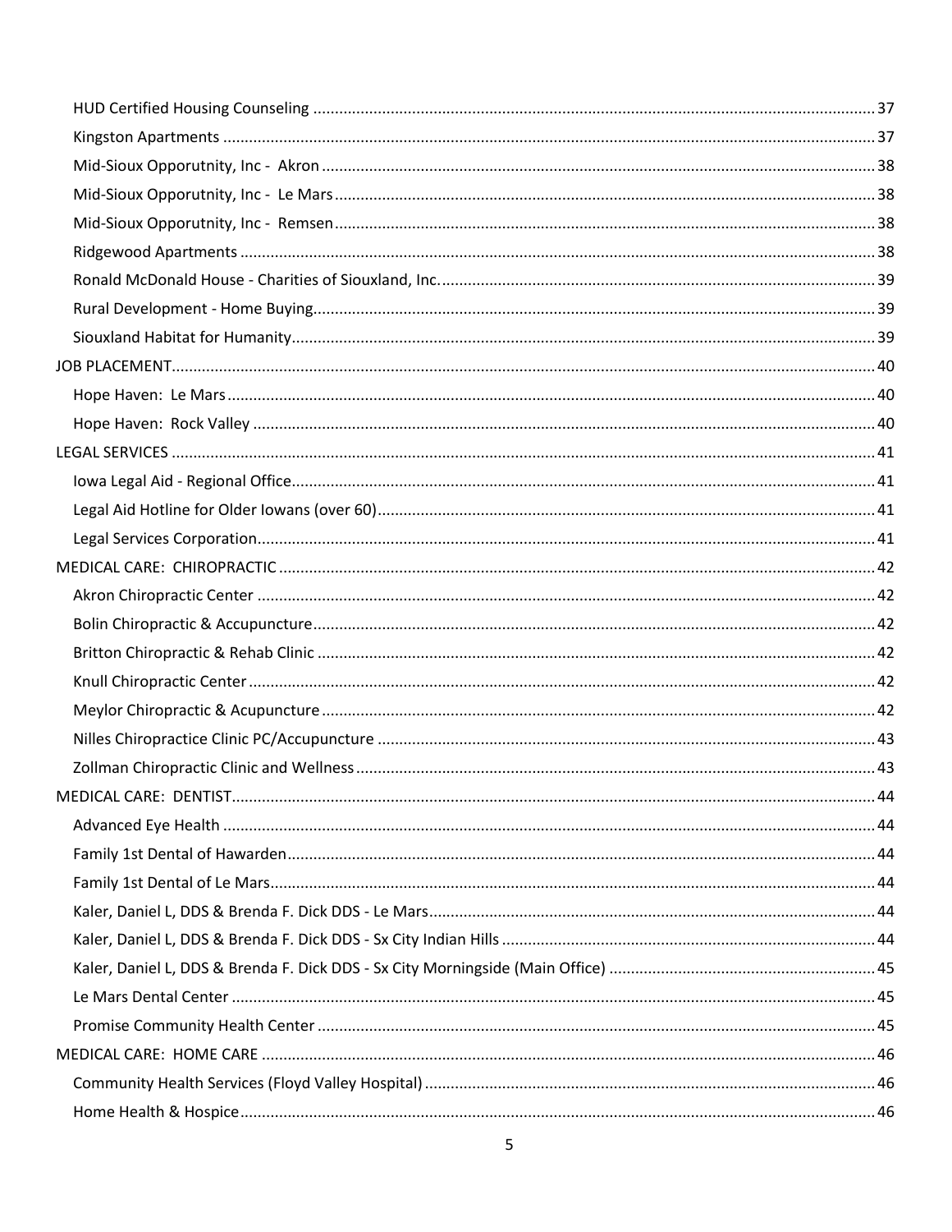HUD Certified Housing Counseling .......... 37
Kingston Apartments .......... 37
Mid-Sioux Opporutnity, Inc - Akron .......... 38
Mid-Sioux Opporutnity, Inc - Le Mars .......... 38
Mid-Sioux Opporutnity, Inc - Remsen .......... 38
Ridgewood Apartments .......... 38
Ronald McDonald House - Charities of Siouxland, Inc. .......... 39
Rural Development - Home Buying .......... 39
Siouxland Habitat for Humanity .......... 39

JOB PLACEMENT .......... 40
Hope Haven: Le Mars .......... 40
Hope Haven: Rock Valley .......... 40

LEGAL SERVICES .......... 41
Iowa Legal Aid - Regional Office .......... 41
Legal Aid Hotline for Older Iowans (over 60) .......... 41
Legal Services Corporation .......... 41

MEDICAL CARE: CHIROPRACTIC .......... 42
Akron Chiropractic Center .......... 42
Bolin Chiropractic & Accupuncture .......... 42
Britton Chiropractic & Rehab Clinic .......... 42
Knull Chiropractic Center .......... 42
Meylor Chiropractic & Acupuncture .......... 42
Nilles Chiropractice Clinic PC/Accupuncture .......... 43
Zollman Chiropractic Clinic and Wellness .......... 43

MEDICAL CARE: DENTIST .......... 44
Advanced Eye Health .......... 44
Family 1st Dental of Hawarden .......... 44
Family 1st Dental of Le Mars .......... 44
Kaler, Daniel L, DDS & Brenda F. Dick DDS - Le Mars .......... 44
Kaler, Daniel L, DDS & Brenda F. Dick DDS - Sx City Indian Hills .......... 44
Kaler, Daniel L, DDS & Brenda F. Dick DDS - Sx City Morningside (Main Office) .......... 45
Le Mars Dental Center .......... 45
Promise Community Health Center .......... 45

MEDICAL CARE: HOME CARE .......... 46
Community Health Services (Floyd Valley Hospital) .......... 46
Home Health & Hospice .......... 46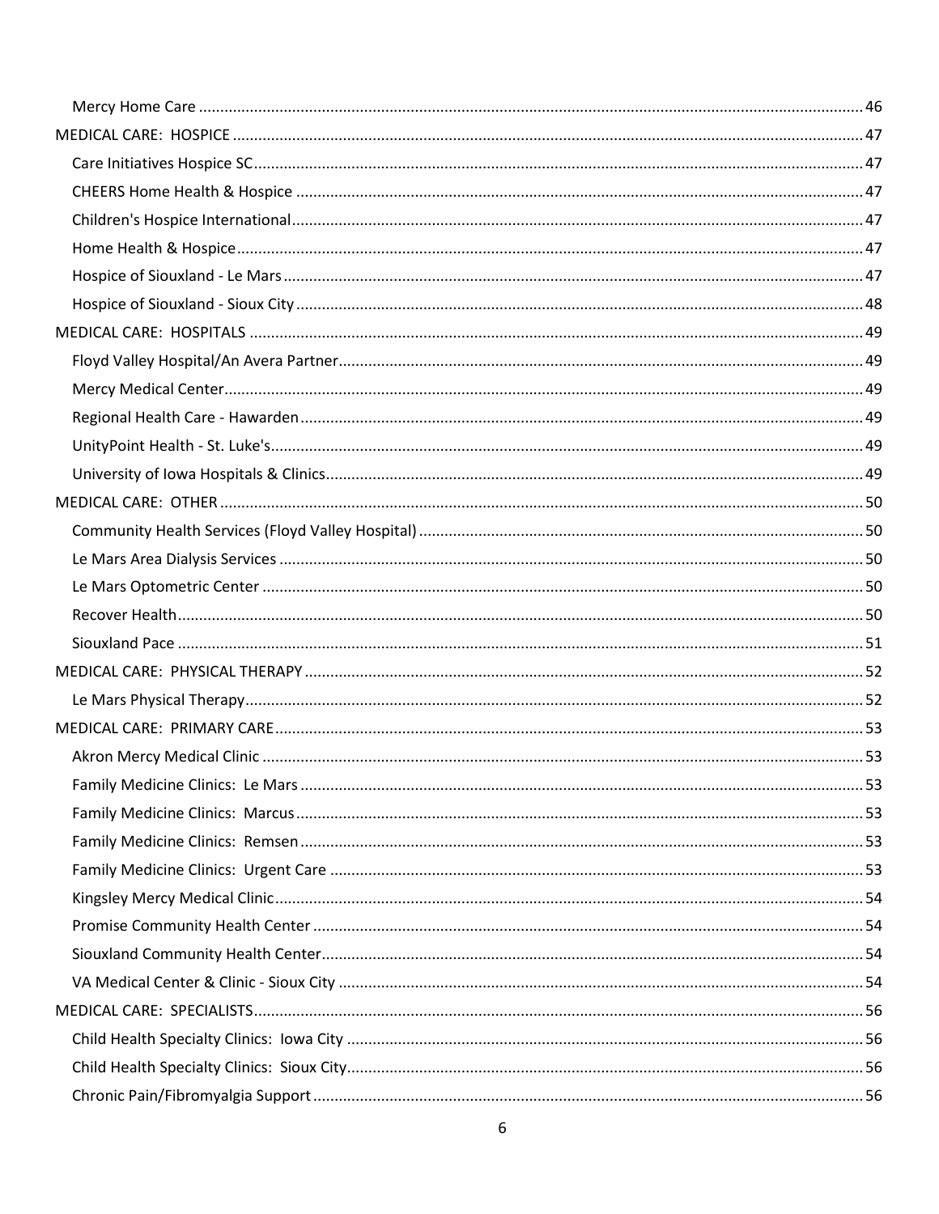Mercy Home Care ........................................................................................................................................ 46

MEDICAL CARE: HOSPICE ............................................................................................................................. 47

Care Initiatives Hospice SC ........................................................................................................................... 47

CHEERS Home Health & Hospice ................................................................................................................. 47

Children's Hospice International .................................................................................................................. 47

Home Health & Hospice ............................................................................................................................... 47

Hospice of Siouxland - Le Mars .................................................................................................................... 47

Hospice of Siouxland - Sioux City ................................................................................................................. 48

MEDICAL CARE: HOSPITALS ......................................................................................................................... 49

Floyd Valley Hospital/An Avera Partner ....................................................................................................... 49

Mercy Medical Center .................................................................................................................................. 49

Regional Health Care - Hawarden ................................................................................................................ 49

UnityPoint Health - St. Luke's ....................................................................................................................... 49

University of Iowa Hospitals & Clinics .......................................................................................................... 49

MEDICAL CARE: OTHER ................................................................................................................................ 50

Community Health Services (Floyd Valley Hospital) .................................................................................... 50

Le Mars Area Dialysis Services ..................................................................................................................... 50

Le Mars Optometric Center .......................................................................................................................... 50

Recover Health ............................................................................................................................................. 50

Siouxland Pace .............................................................................................................................................. 51

MEDICAL CARE: PHYSICAL THERAPY ............................................................................................................ 52

Le Mars Physical Therapy .............................................................................................................................. 52

MEDICAL CARE: PRIMARY CARE ................................................................................................................... 53

Akron Mercy Medical Clinic .......................................................................................................................... 53

Family Medicine Clinics: Le Mars ................................................................................................................. 53

Family Medicine Clinics: Marcus .................................................................................................................. 53

Family Medicine Clinics: Remsen ................................................................................................................. 53

Family Medicine Clinics: Urgent Care .......................................................................................................... 53

Kingsley Mercy Medical Clinic ....................................................................................................................... 54

Promise Community Health Center .............................................................................................................. 54

Siouxland Community Health Center ............................................................................................................ 54

VA Medical Center & Clinic - Sioux City ........................................................................................................ 54

MEDICAL CARE: SPECIALISTS ........................................................................................................................ 56

Child Health Specialty Clinics: Iowa City ...................................................................................................... 56

Child Health Specialty Clinics: Sioux City ..................................................................................................... 56

Chronic Pain/Fibromyalgia Support ............................................................................................................. 56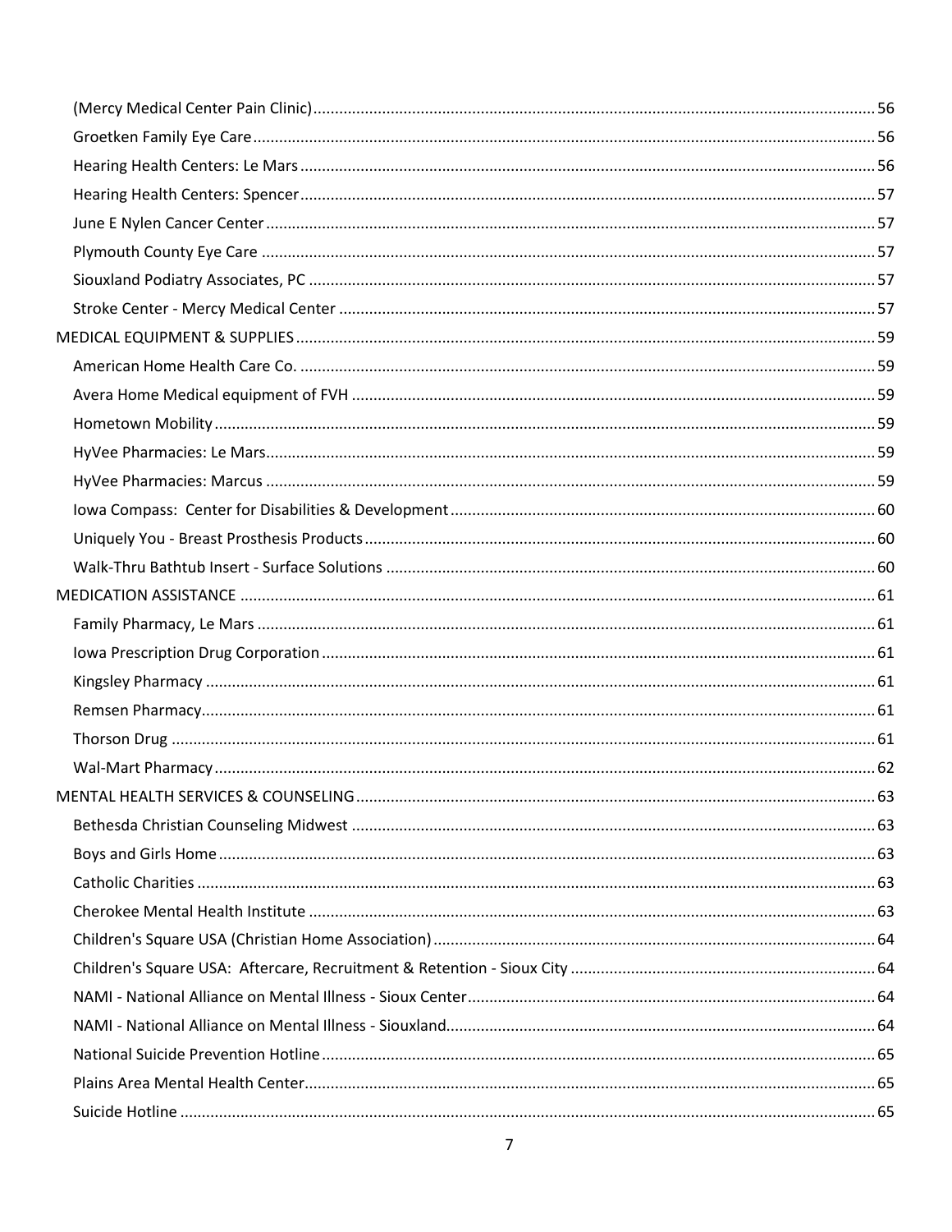(Mercy Medical Center Pain Clinic) ..... 56
Groetken Family Eye Care ..... 56
Hearing Health Centers: Le Mars ..... 56
Hearing Health Centers: Spencer ..... 57
June E Nylen Cancer Center ..... 57
Plymouth County Eye Care ..... 57
Siouxland Podiatry Associates, PC ..... 57
Stroke Center - Mercy Medical Center ..... 57

MEDICAL EQUIPMENT & SUPPLIES ..... 59
American Home Health Care Co. ..... 59
Avera Home Medical equipment of FVH ..... 59
Hometown Mobility ..... 59
HyVee Pharmacies: Le Mars ..... 59
HyVee Pharmacies: Marcus ..... 59
Iowa Compass: Center for Disabilities & Development ..... 60
Uniquely You - Breast Prosthesis Products ..... 60
Walk-Thru Bathtub Insert - Surface Solutions ..... 60

MEDICATION ASSISTANCE ..... 61
Family Pharmacy, Le Mars ..... 61
Iowa Prescription Drug Corporation ..... 61
Kingsley Pharmacy ..... 61
Remsen Pharmacy ..... 61
Thorson Drug ..... 61
Wal-Mart Pharmacy ..... 62

MENTAL HEALTH SERVICES & COUNSELING ..... 63
Bethesda Christian Counseling Midwest ..... 63
Boys and Girls Home ..... 63
Catholic Charities ..... 63
Cherokee Mental Health Institute ..... 63
Children's Square USA (Christian Home Association) ..... 64
Children's Square USA: Aftercare, Recruitment & Retention - Sioux City ..... 64
NAMI - National Alliance on Mental Illness - Sioux Center ..... 64
NAMI - National Alliance on Mental Illness - Siouxland ..... 64
National Suicide Prevention Hotline ..... 65
Plains Area Mental Health Center ..... 65
Suicide Hotline ..... 65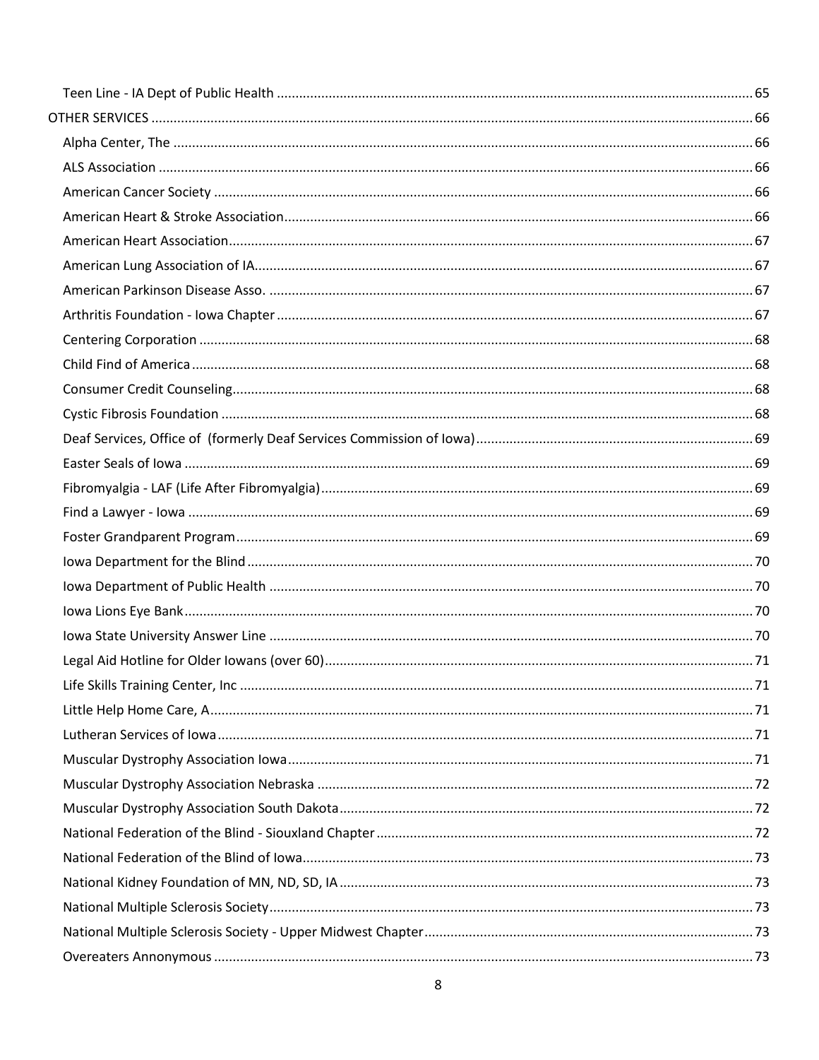Teen Line - IA Dept of Public Health ............................................................ 65

OTHER SERVICES ............................................................ 66

Alpha Center, The ............................................................ 66

ALS Association ............................................................ 66

American Cancer Society ............................................................ 66

American Heart & Stroke Association ............................................................ 66

American Heart Association ............................................................ 67

American Lung Association of IA ............................................................ 67

American Parkinson Disease Asso. ............................................................ 67

Arthritis Foundation - Iowa Chapter ............................................................ 67

Centering Corporation ............................................................ 68

Child Find of America ............................................................ 68

Consumer Credit Counseling ............................................................ 68

Cystic Fibrosis Foundation ............................................................ 68

Deaf Services, Office of (formerly Deaf Services Commission of Iowa) ............................................................ 69

Easter Seals of Iowa ............................................................ 69

Fibromyalgia - LAF (Life After Fibromyalgia) ............................................................ 69

Find a Lawyer - Iowa ............................................................ 69

Foster Grandparent Program ............................................................ 69

Iowa Department for the Blind ............................................................ 70

Iowa Department of Public Health ............................................................ 70

Iowa Lions Eye Bank ............................................................ 70

Iowa State University Answer Line ............................................................ 70

Legal Aid Hotline for Older Iowans (over 60) ............................................................ 71

Life Skills Training Center, Inc ............................................................ 71

Little Help Home Care, A ............................................................ 71

Lutheran Services of Iowa ............................................................ 71

Muscular Dystrophy Association Iowa ............................................................ 71

Muscular Dystrophy Association Nebraska ............................................................ 72

Muscular Dystrophy Association South Dakota ............................................................ 72

National Federation of the Blind - Siouxland Chapter ............................................................ 72

National Federation of the Blind of Iowa ............................................................ 73

National Kidney Foundation of MN, ND, SD, IA ............................................................ 73

National Multiple Sclerosis Society ............................................................ 73

National Multiple Sclerosis Society - Upper Midwest Chapter ............................................................ 73

Overeaters Annonymous ............................................................ 73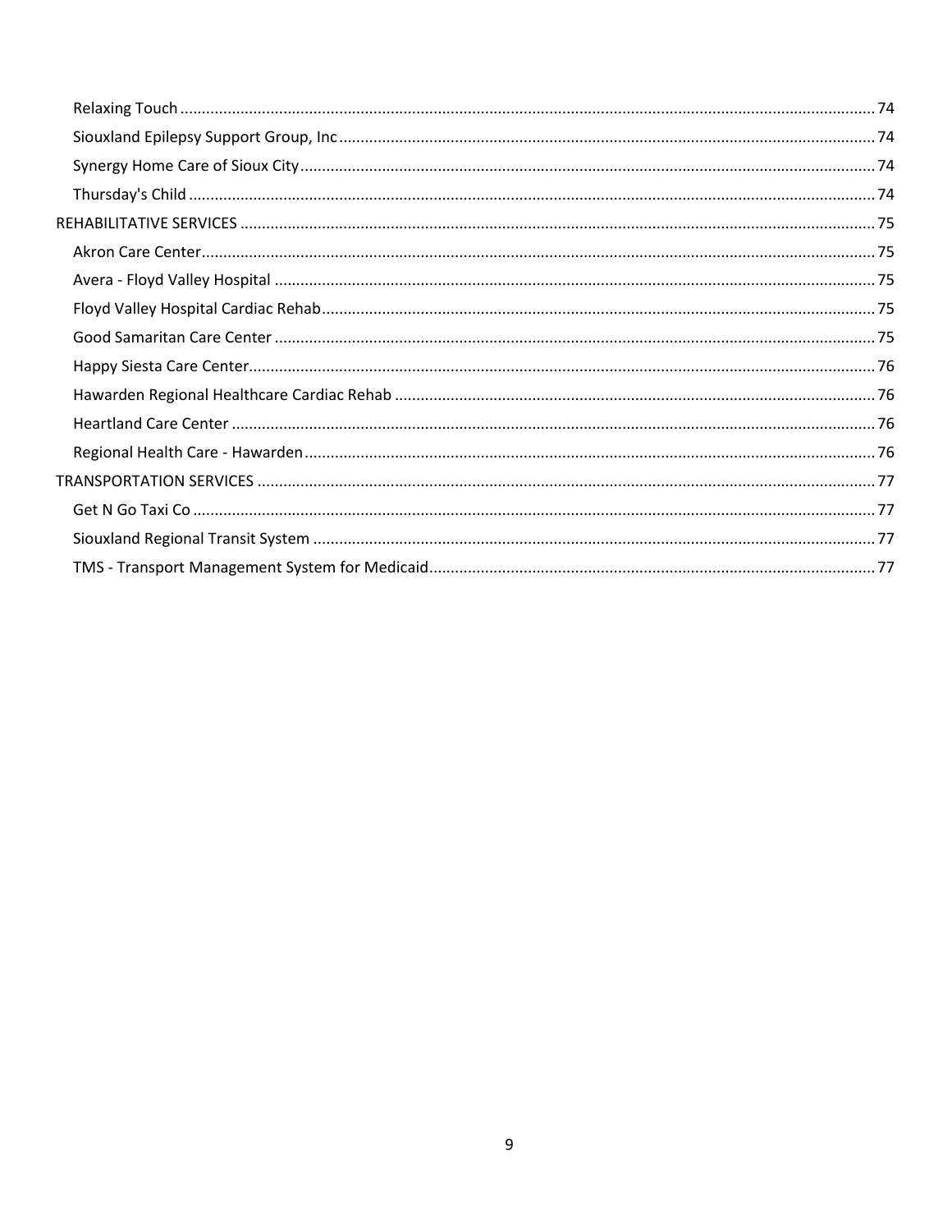- Relaxing Touch ..... 74
- Siouxland Epilepsy Support Group, Inc ..... 74
- Synergy Home Care of Sioux City ..... 74
- Thursday's Child ..... 74

REHABILITATIVE SERVICES ..... 75

- Akron Care Center ..... 75
- Avera - Floyd Valley Hospital ..... 75
- Floyd Valley Hospital Cardiac Rehab ..... 75
- Good Samaritan Care Center ..... 75
- Happy Siesta Care Center ..... 76
- Hawarden Regional Healthcare Cardiac Rehab ..... 76
- Heartland Care Center ..... 76
- Regional Health Care - Hawarden ..... 76

TRANSPORTATION SERVICES ..... 77

- Get N Go Taxi Co ..... 77
- Siouxland Regional Transit System ..... 77
- TMS - Transport Management System for Medicaid ..... 77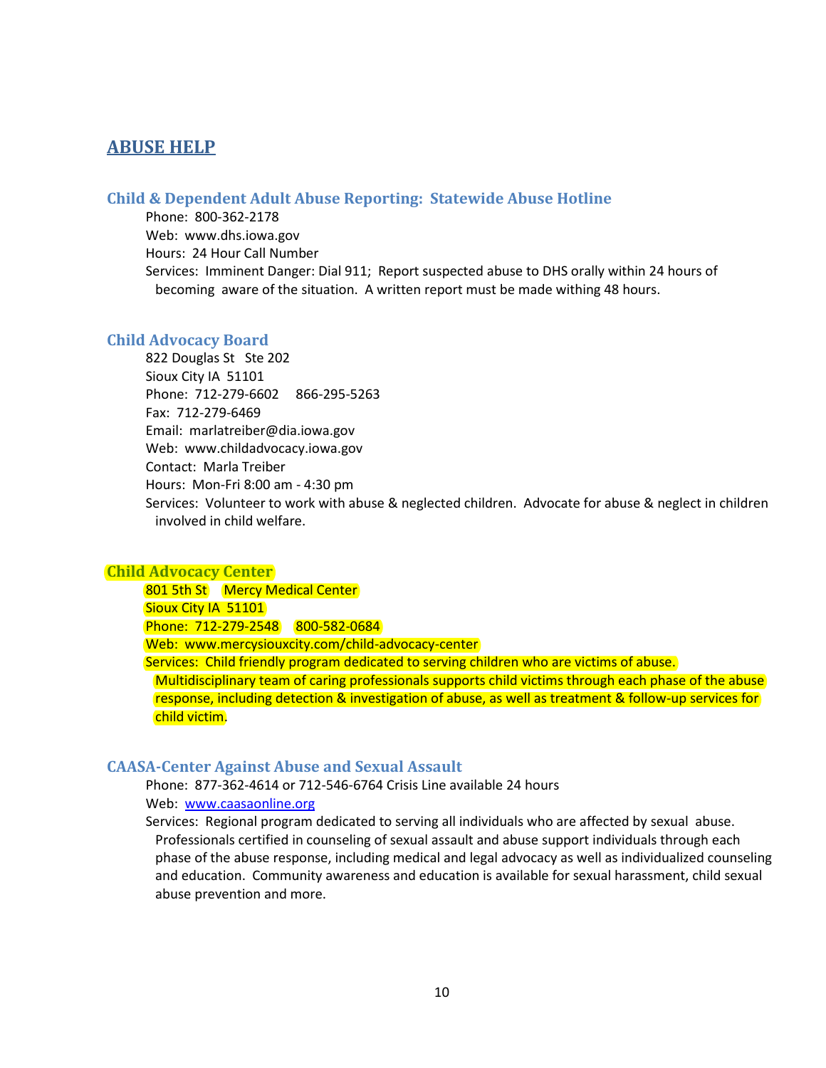## ABUSE HELP

### Child & Dependent Adult Abuse Reporting: Statewide Abuse Hotline

Phone: 800-362-2178
Web: www.dhs.iowa.gov
Hours: 24 Hour Call Number
Services: Imminent Danger: Dial 911; Report suspected abuse to DHS orally within 24 hours of becoming aware of the situation. A written report must be made withing 48 hours.

### Child Advocacy Board

822 Douglas St Ste 202
Sioux City IA 51101
Phone: 712-279-6602 866-295-5263
Fax: 712-279-6469
Email: marlatreiber@dia.iowa.gov
Web: www.childadvocacy.iowa.gov
Contact: Marla Treiber
Hours: Mon-Fri 8:00 am - 4:30 pm
Services: Volunteer to work with abuse & neglected children. Advocate for abuse & neglect in children involved in child welfare.

### Child Advocacy Center

801 5th St Mercy Medical Center
Sioux City IA 51101
Phone: 712-279-2548 800-582-0684
Web: www.mercysiouxcity.com/child-advocacy-center
Services: Child friendly program dedicated to serving children who are victims of abuse. Multidisciplinary team of caring professionals supports child victims through each phase of the abuse response, including detection & investigation of abuse, as well as treatment & follow-up services for child victim.

### CAASA-Center Against Abuse and Sexual Assault

Phone: 877-362-4614 or 712-546-6764 Crisis Line available 24 hours
Web: www.caasaonline.org
Services: Regional program dedicated to serving all individuals who are affected by sexual abuse. Professionals certified in counseling of sexual assault and abuse support individuals through each phase of the abuse response, including medical and legal advocacy as well as individualized counseling and education. Community awareness and education is available for sexual harassment, child sexual abuse prevention and more.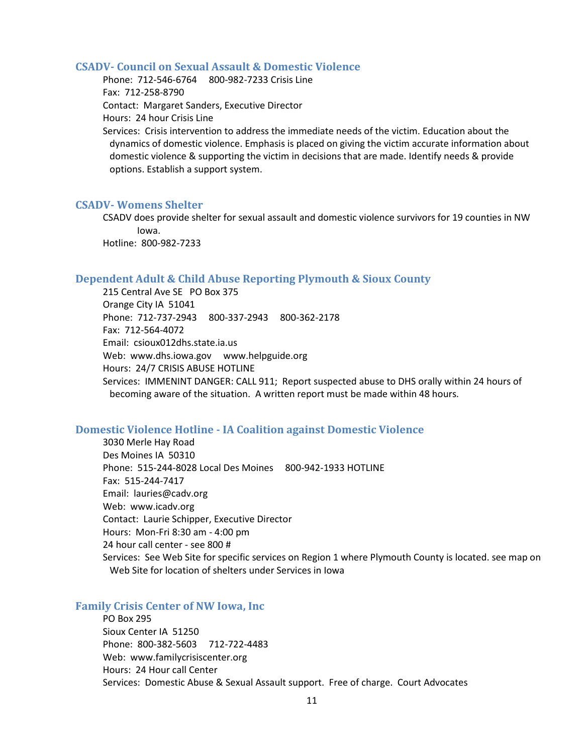### CSADV- Council on Sexual Assault & Domestic Violence

Phone: 712-546-6764 800-982-7233 Crisis Line
Fax: 712-258-8790
Contact: Margaret Sanders, Executive Director
Hours: 24 hour Crisis Line
Services: Crisis intervention to address the immediate needs of the victim. Education about the dynamics of domestic violence. Emphasis is placed on giving the victim accurate information about domestic violence & supporting the victim in decisions that are made. Identify needs & provide options. Establish a support system.

### CSADV- Womens Shelter

CSADV does provide shelter for sexual assault and domestic violence survivors for 19 counties in NW Iowa.
Hotline: 800-982-7233

### Dependent Adult & Child Abuse Reporting Plymouth & Sioux County

215 Central Ave SE PO Box 375
Orange City IA 51041
Phone: 712-737-2943 800-337-2943 800-362-2178
Fax: 712-564-4072
Email: csioux012dhs.state.ia.us
Web: www.dhs.iowa.gov www.helpguide.org
Hours: 24/7 CRISIS ABUSE HOTLINE
Services: IMMENINT DANGER: CALL 911; Report suspected abuse to DHS orally within 24 hours of becoming aware of the situation. A written report must be made within 48 hours.

### Domestic Violence Hotline - IA Coalition against Domestic Violence

3030 Merle Hay Road
Des Moines IA 50310
Phone: 515-244-8028 Local Des Moines 800-942-1933 HOTLINE
Fax: 515-244-7417
Email: lauries@cadv.org
Web: www.icadv.org
Contact: Laurie Schipper, Executive Director
Hours: Mon-Fri 8:30 am - 4:00 pm
24 hour call center - see 800 #
Services: See Web Site for specific services on Region 1 where Plymouth County is located. see map on Web Site for location of shelters under Services in Iowa

### Family Crisis Center of NW Iowa, Inc

PO Box 295
Sioux Center IA 51250
Phone: 800-382-5603 712-722-4483
Web: www.familycrisiscenter.org
Hours: 24 Hour call Center
Services: Domestic Abuse & Sexual Assault support. Free of charge. Court Advocates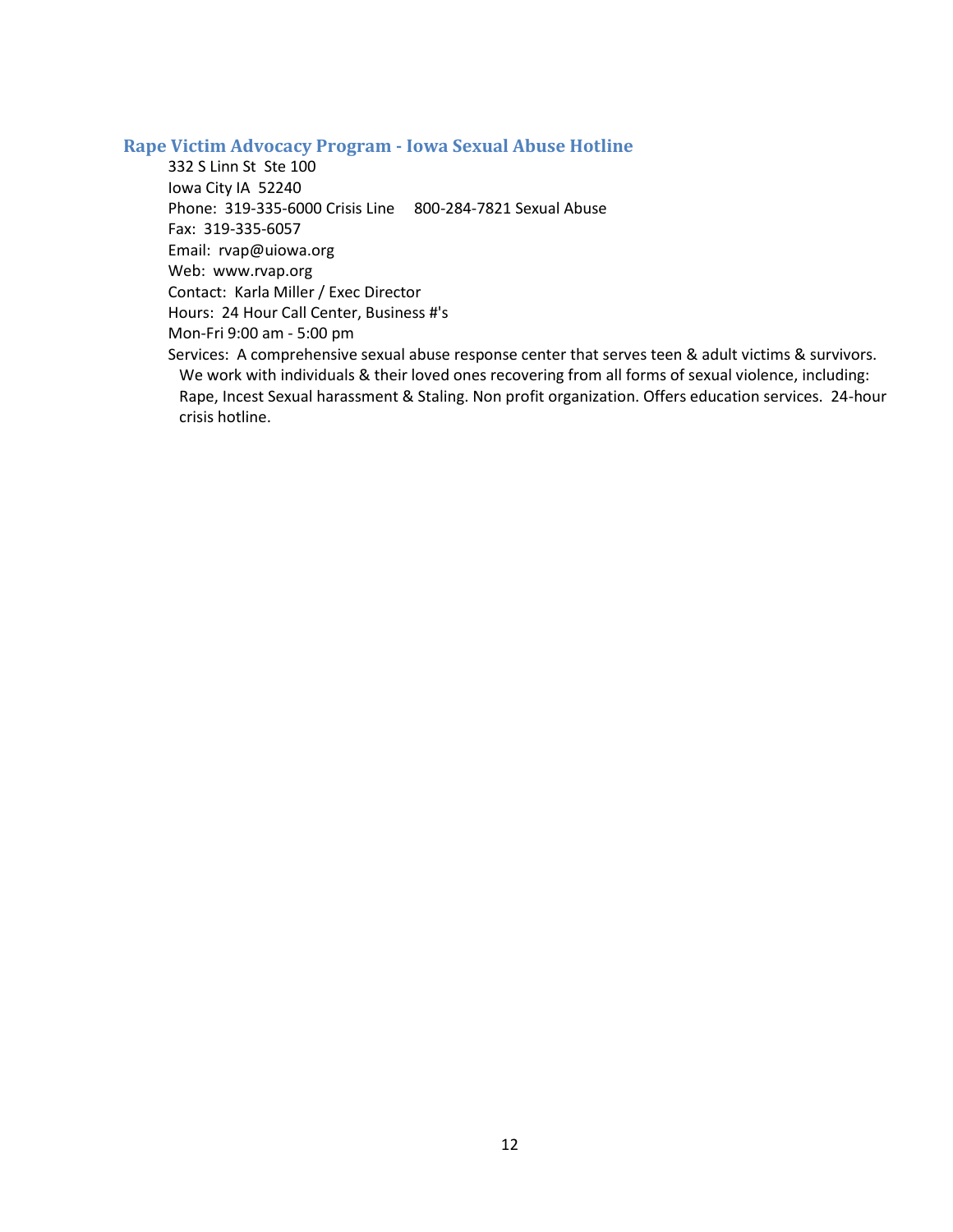## Rape Victim Advocacy Program - Iowa Sexual Abuse Hotline

332 S Linn St  Ste 100
Iowa City IA  52240
Phone:  319-335-6000 Crisis Line     800-284-7821 Sexual Abuse
Fax:  319-335-6057
Email:  rvap@uiowa.org
Web:  www.rvap.org
Contact:  Karla Miller / Exec Director
Hours:  24 Hour Call Center, Business #'s
Mon-Fri 9:00 am - 5:00 pm
Services:  A comprehensive sexual abuse response center that serves teen & adult victims & survivors. We work with individuals & their loved ones recovering from all forms of sexual violence, including: Rape, Incest Sexual harassment & Staling. Non profit organization. Offers education services.  24-hour crisis hotline.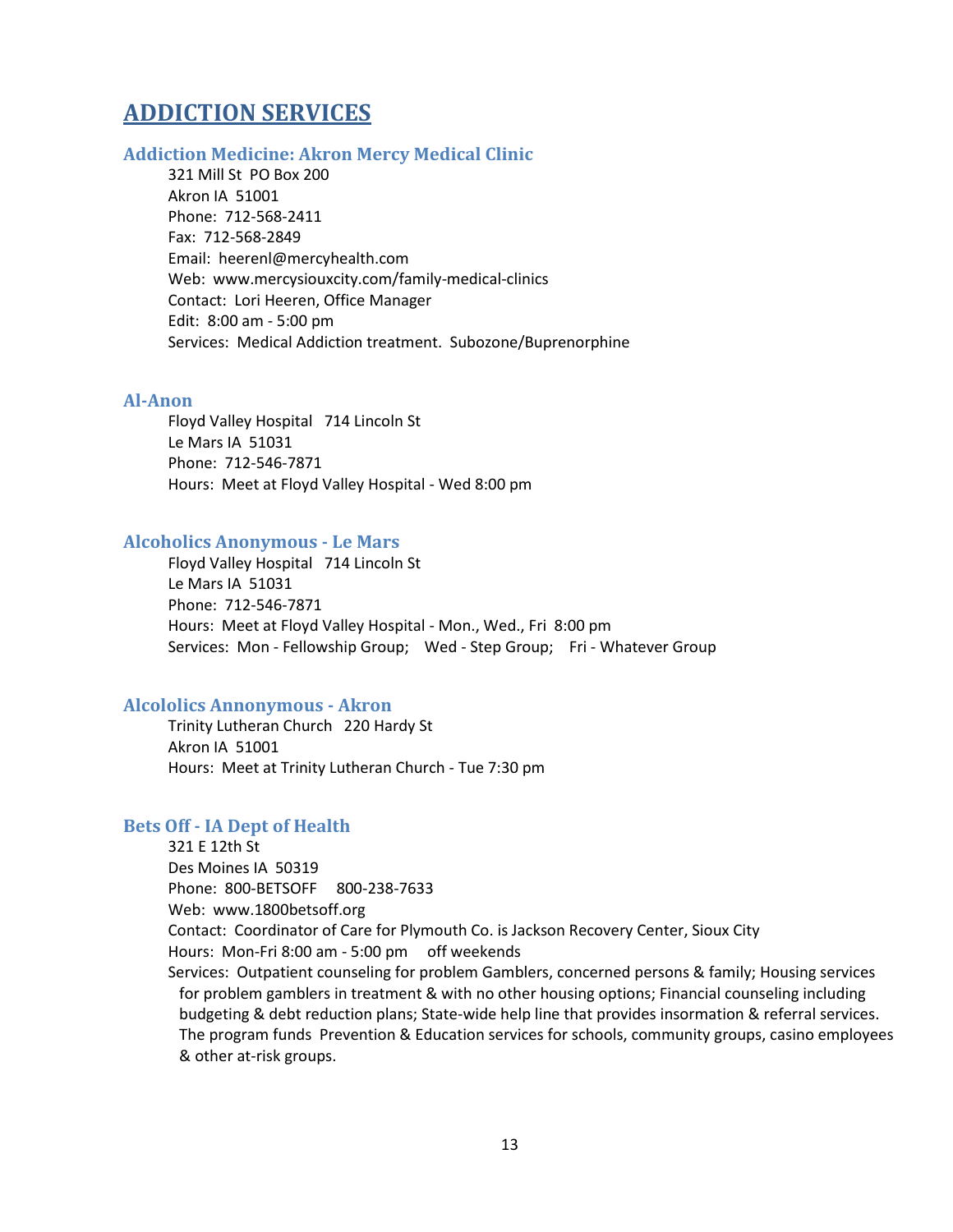# ADDICTION SERVICES

### Addiction Medicine: Akron Mercy Medical Clinic

321 Mill St  PO Box 200
Akron IA  51001
Phone:  712-568-2411
Fax:  712-568-2849
Email:  heerenl@mercyhealth.com
Web:  www.mercysiouxcity.com/family-medical-clinics
Contact:  Lori Heeren, Office Manager
Edit:  8:00 am - 5:00 pm
Services:  Medical Addiction treatment.  Subozone/Buprenorphine

### Al-Anon

Floyd Valley Hospital   714 Lincoln St
Le Mars IA  51031
Phone:  712-546-7871
Hours:  Meet at Floyd Valley Hospital - Wed 8:00 pm

### Alcoholics Anonymous - Le Mars

Floyd Valley Hospital   714 Lincoln St
Le Mars IA  51031
Phone:  712-546-7871
Hours:  Meet at Floyd Valley Hospital - Mon., Wed., Fri  8:00 pm
Services:  Mon - Fellowship Group;    Wed - Step Group;    Fri - Whatever Group

### Alcololics Annonymous - Akron

Trinity Lutheran Church   220 Hardy St
Akron IA  51001
Hours:  Meet at Trinity Lutheran Church - Tue 7:30 pm

### Bets Off - IA Dept of Health

321 E 12th St
Des Moines IA  50319
Phone:  800-BETSOFF     800-238-7633
Web:  www.1800betsoff.org
Contact:  Coordinator of Care for Plymouth Co. is Jackson Recovery Center, Sioux City
Hours:  Mon-Fri 8:00 am - 5:00 pm     off weekends
Services:  Outpatient counseling for problem Gamblers, concerned persons & family; Housing services for problem gamblers in treatment & with no other housing options; Financial counseling including budgeting & debt reduction plans; State-wide help line that provides insormation & referral services. The program funds  Prevention & Education services for schools, community groups, casino employees & other at-risk groups.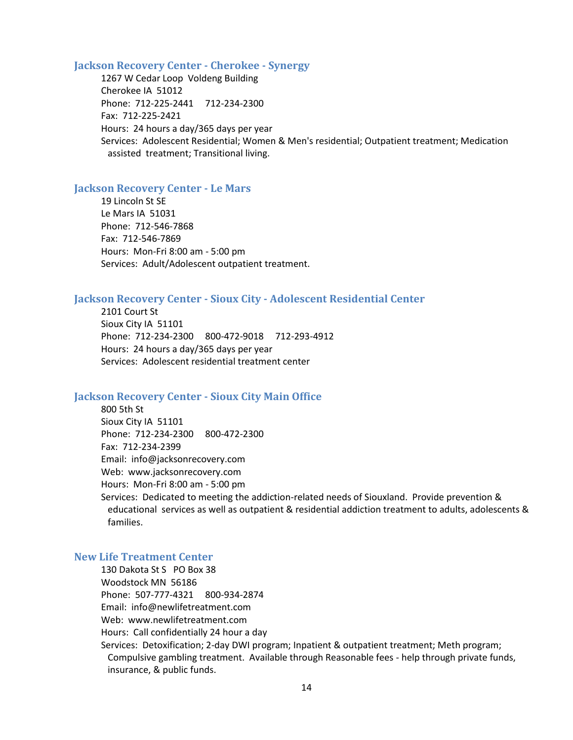### Jackson Recovery Center - Cherokee - Synergy

1267 W Cedar Loop  Voldeng Building
Cherokee IA  51012
Phone:  712-225-2441     712-234-2300
Fax:  712-225-2421
Hours:  24 hours a day/365 days per year
Services:  Adolescent Residential; Women & Men's residential; Outpatient treatment; Medication assisted  treatment; Transitional living.

### Jackson Recovery Center - Le Mars

19 Lincoln St SE
Le Mars IA  51031
Phone:  712-546-7868
Fax:  712-546-7869
Hours:  Mon-Fri 8:00 am - 5:00 pm
Services:  Adult/Adolescent outpatient treatment.

### Jackson Recovery Center - Sioux City - Adolescent Residential Center

2101 Court St
Sioux City IA  51101
Phone:  712-234-2300     800-472-9018     712-293-4912
Hours:  24 hours a day/365 days per year
Services:  Adolescent residential treatment center

### Jackson Recovery Center - Sioux City Main Office

800 5th St
Sioux City IA  51101
Phone:  712-234-2300     800-472-2300
Fax:  712-234-2399
Email:  info@jacksonrecovery.com
Web:  www.jacksonrecovery.com
Hours:  Mon-Fri 8:00 am - 5:00 pm
Services:  Dedicated to meeting the addiction-related needs of Siouxland.  Provide prevention & educational  services as well as outpatient & residential addiction treatment to adults, adolescents & families.

### New Life Treatment Center

130 Dakota St S   PO Box 38
Woodstock MN  56186
Phone:  507-777-4321     800-934-2874
Email:  info@newlifetreatment.com
Web:  www.newlifetreatment.com
Hours:  Call confidentially 24 hour a day
Services:  Detoxification; 2-day DWI program; Inpatient & outpatient treatment; Meth program; Compulsive gambling treatment.  Available through Reasonable fees - help through private funds, insurance, & public funds.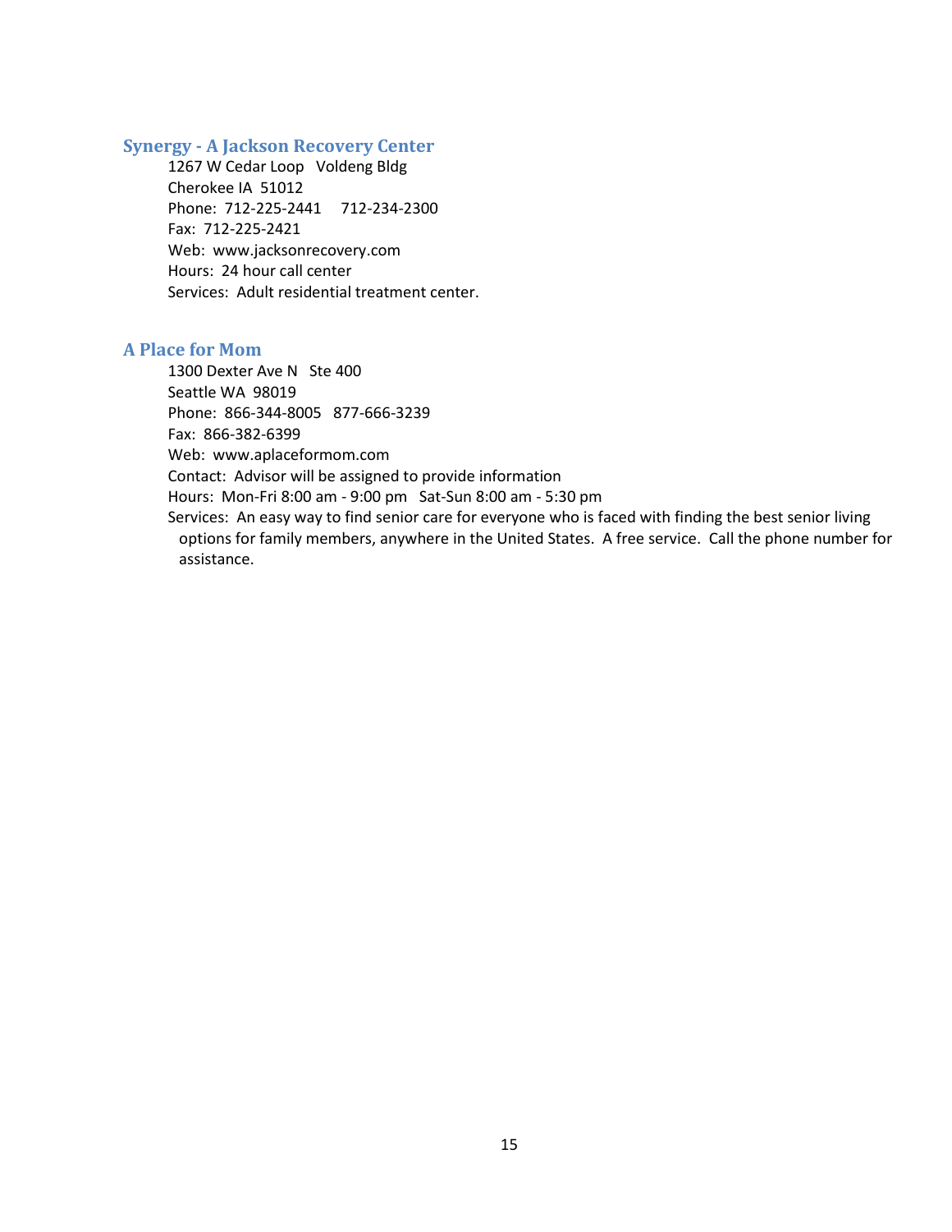## Synergy - A Jackson Recovery Center

1267 W Cedar Loop   Voldeng Bldg
Cherokee IA  51012
Phone:  712-225-2441     712-234-2300
Fax:  712-225-2421
Web:  www.jacksonrecovery.com
Hours:  24 hour call center
Services:  Adult residential treatment center.

## A Place for Mom

1300 Dexter Ave N   Ste 400
Seattle WA  98019
Phone:  866-344-8005   877-666-3239
Fax:  866-382-6399
Web:  www.aplaceformom.com
Contact:  Advisor will be assigned to provide information
Hours:  Mon-Fri 8:00 am - 9:00 pm   Sat-Sun 8:00 am - 5:30 pm
Services:  An easy way to find senior care for everyone who is faced with finding the best senior living options for family members, anywhere in the United States.  A free service.  Call the phone number for assistance.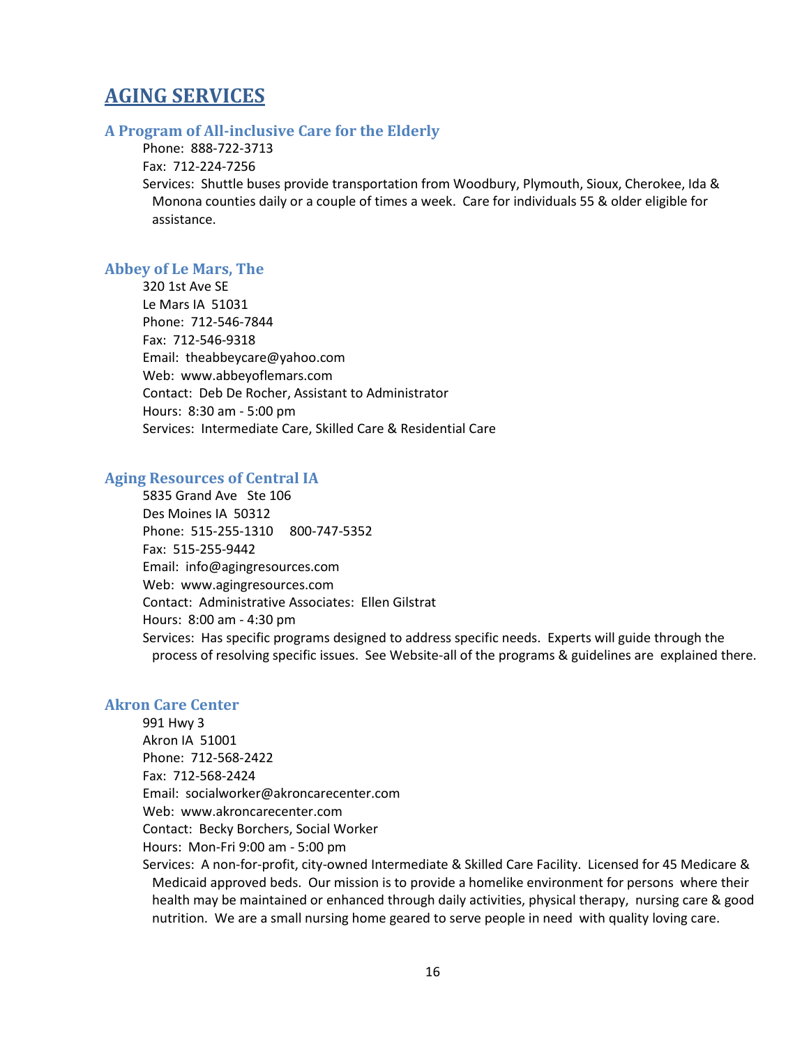# AGING SERVICES

### A Program of All-inclusive Care for the Elderly

Phone: 888-722-3713
Fax: 712-224-7256
Services: Shuttle buses provide transportation from Woodbury, Plymouth, Sioux, Cherokee, Ida & Monona counties daily or a couple of times a week. Care for individuals 55 & older eligible for assistance.

### Abbey of Le Mars, The

320 1st Ave SE
Le Mars IA 51031
Phone: 712-546-7844
Fax: 712-546-9318
Email: theabbeycare@yahoo.com
Web: www.abbeyoflemars.com
Contact: Deb De Rocher, Assistant to Administrator
Hours: 8:30 am - 5:00 pm
Services: Intermediate Care, Skilled Care & Residential Care

### Aging Resources of Central IA

5835 Grand Ave Ste 106
Des Moines IA 50312
Phone: 515-255-1310 800-747-5352
Fax: 515-255-9442
Email: info@agingresources.com
Web: www.agingresources.com
Contact: Administrative Associates: Ellen Gilstrat
Hours: 8:00 am - 4:30 pm
Services: Has specific programs designed to address specific needs. Experts will guide through the process of resolving specific issues. See Website-all of the programs & guidelines are explained there.

### Akron Care Center

991 Hwy 3
Akron IA 51001
Phone: 712-568-2422
Fax: 712-568-2424
Email: socialworker@akroncarecenter.com
Web: www.akroncarecenter.com
Contact: Becky Borchers, Social Worker
Hours: Mon-Fri 9:00 am - 5:00 pm
Services: A non-for-profit, city-owned Intermediate & Skilled Care Facility. Licensed for 45 Medicare & Medicaid approved beds. Our mission is to provide a homelike environment for persons where their health may be maintained or enhanced through daily activities, physical therapy, nursing care & good nutrition. We are a small nursing home geared to serve people in need with quality loving care.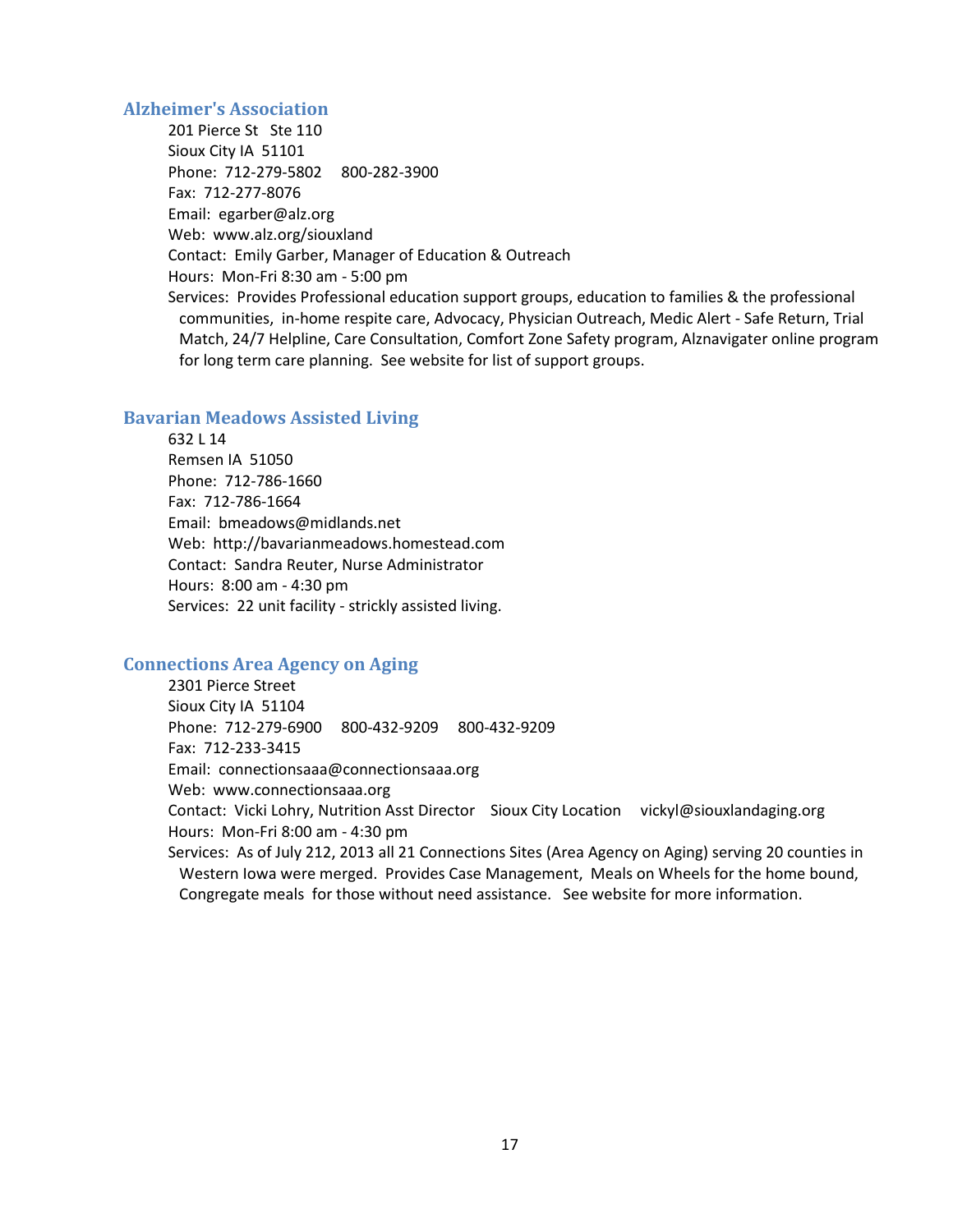## Alzheimer's Association

201 Pierce St Ste 110
Sioux City IA 51101
Phone: 712-279-5802 800-282-3900
Fax: 712-277-8076
Email: egarber@alz.org
Web: www.alz.org/siouxland
Contact: Emily Garber, Manager of Education & Outreach
Hours: Mon-Fri 8:30 am - 5:00 pm
Services: Provides Professional education support groups, education to families & the professional communities, in-home respite care, Advocacy, Physician Outreach, Medic Alert - Safe Return, Trial Match, 24/7 Helpline, Care Consultation, Comfort Zone Safety program, Alznavigater online program for long term care planning. See website for list of support groups.

## Bavarian Meadows Assisted Living

632 L 14
Remsen IA 51050
Phone: 712-786-1660
Fax: 712-786-1664
Email: bmeadows@midlands.net
Web: http://bavarianmeadows.homestead.com
Contact: Sandra Reuter, Nurse Administrator
Hours: 8:00 am - 4:30 pm
Services: 22 unit facility - strickly assisted living.

## Connections Area Agency on Aging

2301 Pierce Street
Sioux City IA 51104
Phone: 712-279-6900 800-432-9209 800-432-9209
Fax: 712-233-3415
Email: connectionsaaa@connectionsaaa.org
Web: www.connectionsaaa.org
Contact: Vicki Lohry, Nutrition Asst Director Sioux City Location vickyl@siouxlandaging.org
Hours: Mon-Fri 8:00 am - 4:30 pm
Services: As of July 212, 2013 all 21 Connections Sites (Area Agency on Aging) serving 20 counties in Western Iowa were merged. Provides Case Management, Meals on Wheels for the home bound, Congregate meals for those without need assistance. See website for more information.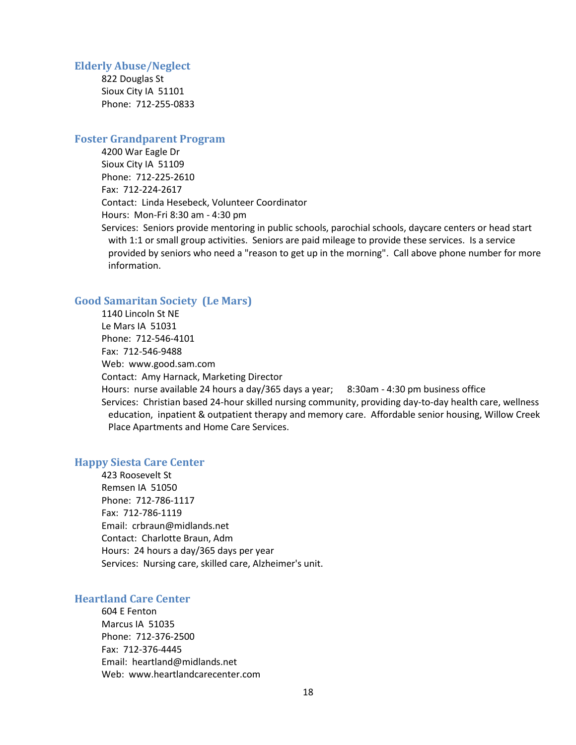### Elderly Abuse/Neglect

822 Douglas St
Sioux City IA 51101
Phone: 712-255-0833

### Foster Grandparent Program

4200 War Eagle Dr
Sioux City IA 51109
Phone: 712-225-2610
Fax: 712-224-2617
Contact: Linda Hesebeck, Volunteer Coordinator
Hours: Mon-Fri 8:30 am - 4:30 pm
Services: Seniors provide mentoring in public schools, parochial schools, daycare centers or head start with 1:1 or small group activities. Seniors are paid mileage to provide these services. Is a service provided by seniors who need a "reason to get up in the morning". Call above phone number for more information.

### Good Samaritan Society (Le Mars)

1140 Lincoln St NE
Le Mars IA 51031
Phone: 712-546-4101
Fax: 712-546-9488
Web: www.good.sam.com
Contact: Amy Harnack, Marketing Director
Hours: nurse available 24 hours a day/365 days a year; 8:30am - 4:30 pm business office
Services: Christian based 24-hour skilled nursing community, providing day-to-day health care, wellness education, inpatient & outpatient therapy and memory care. Affordable senior housing, Willow Creek Place Apartments and Home Care Services.

### Happy Siesta Care Center

423 Roosevelt St
Remsen IA 51050
Phone: 712-786-1117
Fax: 712-786-1119
Email: crbraun@midlands.net
Contact: Charlotte Braun, Adm
Hours: 24 hours a day/365 days per year
Services: Nursing care, skilled care, Alzheimer's unit.

### Heartland Care Center

604 E Fenton
Marcus IA 51035
Phone: 712-376-2500
Fax: 712-376-4445
Email: heartland@midlands.net
Web: www.heartlandcarecenter.com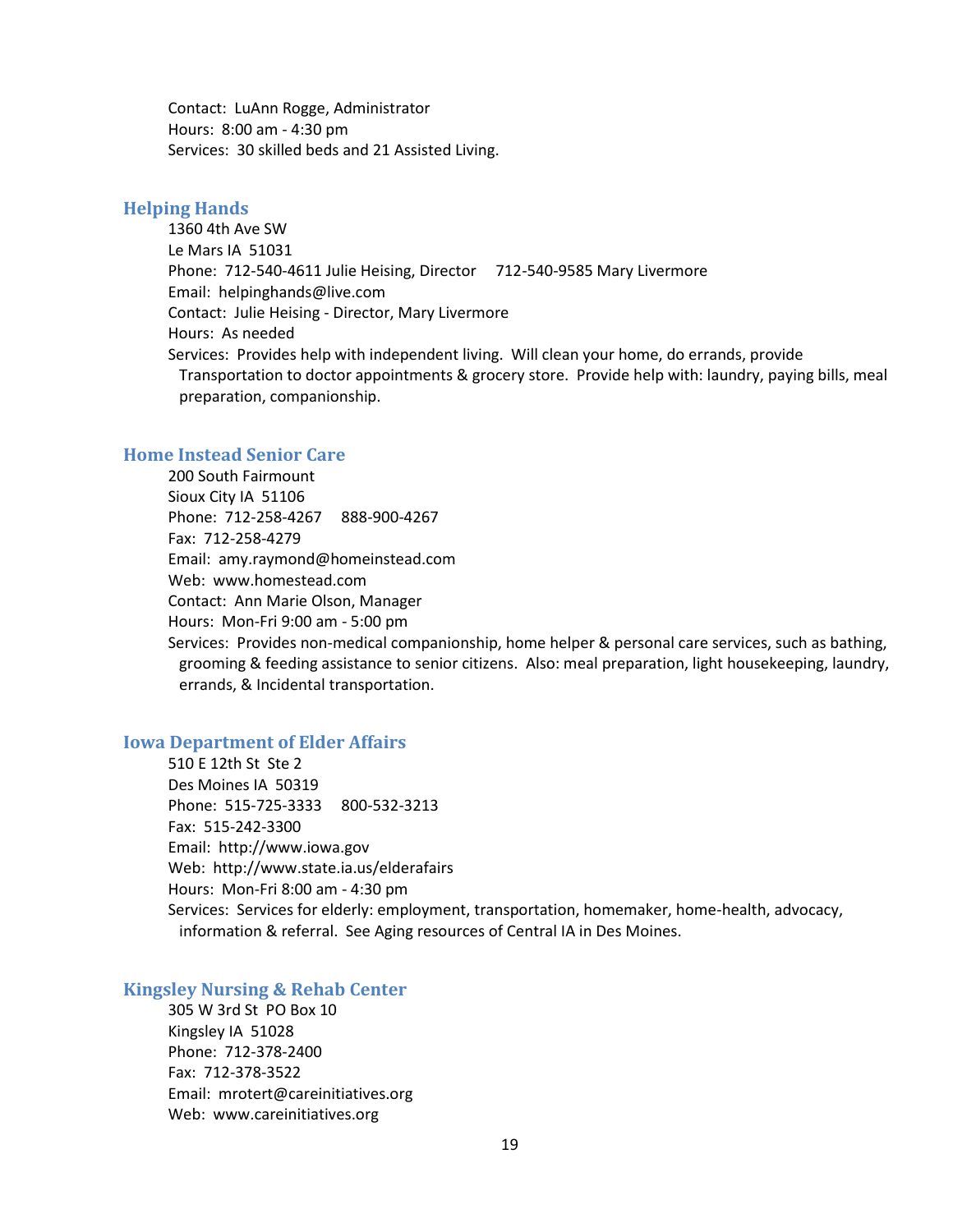Contact: LuAnn Rogge, Administrator
Hours: 8:00 am - 4:30 pm
Services: 30 skilled beds and 21 Assisted Living.

### Helping Hands

1360 4th Ave SW
Le Mars IA 51031
Phone: 712-540-4611 Julie Heising, Director 712-540-9585 Mary Livermore
Email: helpinghands@live.com
Contact: Julie Heising - Director, Mary Livermore
Hours: As needed
Services: Provides help with independent living. Will clean your home, do errands, provide Transportation to doctor appointments & grocery store. Provide help with: laundry, paying bills, meal preparation, companionship.

### Home Instead Senior Care

200 South Fairmount
Sioux City IA 51106
Phone: 712-258-4267 888-900-4267
Fax: 712-258-4279
Email: amy.raymond@homeinstead.com
Web: www.homestead.com
Contact: Ann Marie Olson, Manager
Hours: Mon-Fri 9:00 am - 5:00 pm
Services: Provides non-medical companionship, home helper & personal care services, such as bathing, grooming & feeding assistance to senior citizens. Also: meal preparation, light housekeeping, laundry, errands, & Incidental transportation.

### Iowa Department of Elder Affairs

510 E 12th St Ste 2
Des Moines IA 50319
Phone: 515-725-3333 800-532-3213
Fax: 515-242-3300
Email: http://www.iowa.gov
Web: http://www.state.ia.us/elderafairs
Hours: Mon-Fri 8:00 am - 4:30 pm
Services: Services for elderly: employment, transportation, homemaker, home-health, advocacy, information & referral. See Aging resources of Central IA in Des Moines.

### Kingsley Nursing & Rehab Center

305 W 3rd St PO Box 10
Kingsley IA 51028
Phone: 712-378-2400
Fax: 712-378-3522
Email: mrotert@careinitiatives.org
Web: www.careinitiatives.org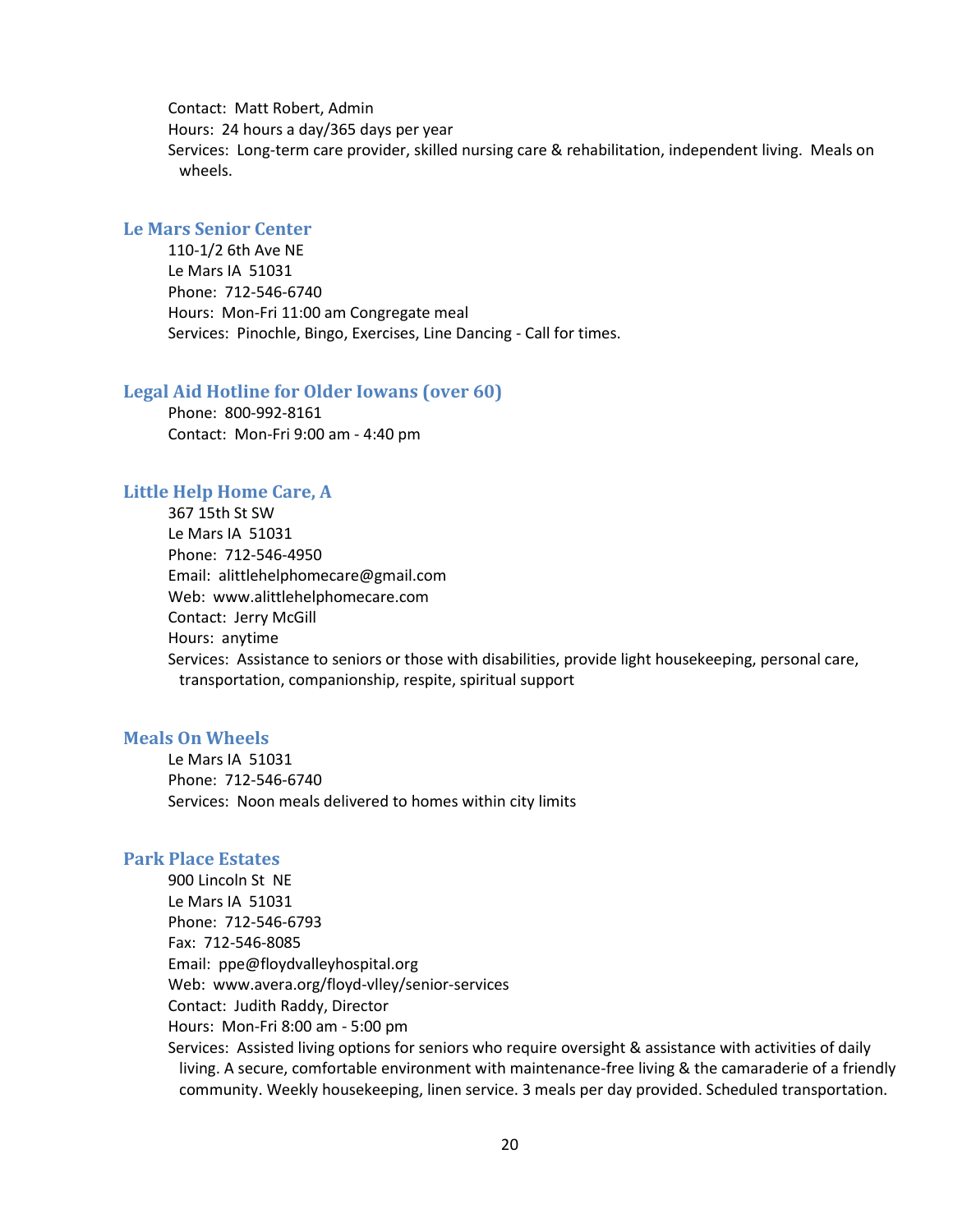Contact: Matt Robert, Admin
Hours: 24 hours a day/365 days per year
Services: Long-term care provider, skilled nursing care & rehabilitation, independent living. Meals on wheels.

### Le Mars Senior Center

110-1/2 6th Ave NE
Le Mars IA 51031
Phone: 712-546-6740
Hours: Mon-Fri 11:00 am Congregate meal
Services: Pinochle, Bingo, Exercises, Line Dancing - Call for times.

### Legal Aid Hotline for Older Iowans (over 60)

Phone: 800-992-8161
Contact: Mon-Fri 9:00 am - 4:40 pm

### Little Help Home Care, A

367 15th St SW
Le Mars IA 51031
Phone: 712-546-4950
Email: alittlehelphomecare@gmail.com
Web: www.alittlehelphomecare.com
Contact: Jerry McGill
Hours: anytime
Services: Assistance to seniors or those with disabilities, provide light housekeeping, personal care, transportation, companionship, respite, spiritual support

### Meals On Wheels

Le Mars IA 51031
Phone: 712-546-6740
Services: Noon meals delivered to homes within city limits

### Park Place Estates

900 Lincoln St NE
Le Mars IA 51031
Phone: 712-546-6793
Fax: 712-546-8085
Email: ppe@floydvalleyhospital.org
Web: www.avera.org/floyd-vlley/senior-services
Contact: Judith Raddy, Director
Hours: Mon-Fri 8:00 am - 5:00 pm
Services: Assisted living options for seniors who require oversight & assistance with activities of daily living. A secure, comfortable environment with maintenance-free living & the camaraderie of a friendly community. Weekly housekeeping, linen service. 3 meals per day provided. Scheduled transportation.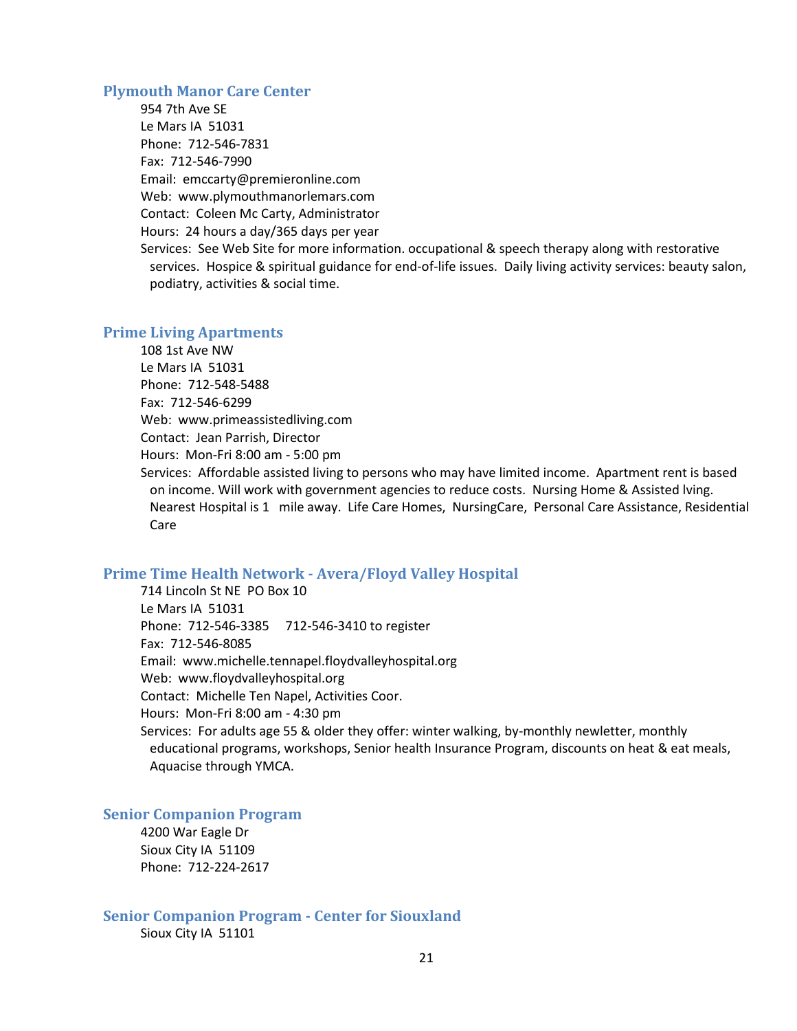### Plymouth Manor Care Center

954 7th Ave SE
Le Mars IA 51031
Phone: 712-546-7831
Fax: 712-546-7990
Email: emccarty@premieronline.com
Web: www.plymouthmanorlemars.com
Contact: Coleen Mc Carty, Administrator
Hours: 24 hours a day/365 days per year
Services: See Web Site for more information. occupational & speech therapy along with restorative services. Hospice & spiritual guidance for end-of-life issues. Daily living activity services: beauty salon, podiatry, activities & social time.

### Prime Living Apartments

108 1st Ave NW
Le Mars IA 51031
Phone: 712-548-5488
Fax: 712-546-6299
Web: www.primeassistedliving.com
Contact: Jean Parrish, Director
Hours: Mon-Fri 8:00 am - 5:00 pm
Services: Affordable assisted living to persons who may have limited income. Apartment rent is based on income. Will work with government agencies to reduce costs. Nursing Home & Assisted lving. Nearest Hospital is 1 mile away. Life Care Homes, NursingCare, Personal Care Assistance, Residential Care

### Prime Time Health Network - Avera/Floyd Valley Hospital

714 Lincoln St NE PO Box 10
Le Mars IA 51031
Phone: 712-546-3385 712-546-3410 to register
Fax: 712-546-8085
Email: www.michelle.tennapel.floydvalleyhospital.org
Web: www.floydvalleyhospital.org
Contact: Michelle Ten Napel, Activities Coor.
Hours: Mon-Fri 8:00 am - 4:30 pm
Services: For adults age 55 & older they offer: winter walking, by-monthly newletter, monthly educational programs, workshops, Senior health Insurance Program, discounts on heat & eat meals, Aquacise through YMCA.

### Senior Companion Program

4200 War Eagle Dr
Sioux City IA 51109
Phone: 712-224-2617

### Senior Companion Program - Center for Siouxland

Sioux City IA 51101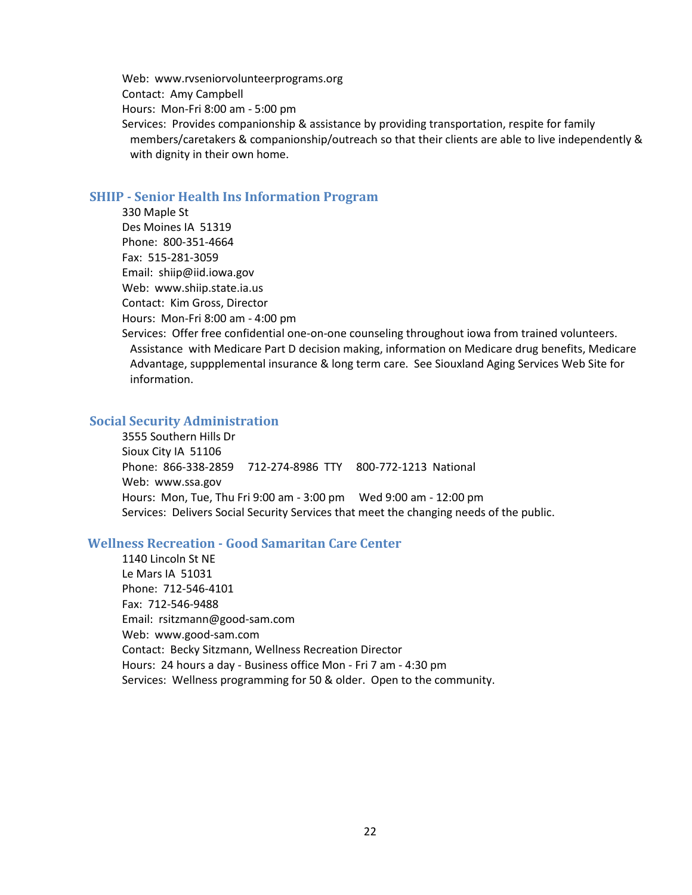Web:  www.rvseniorvolunteerprograms.org
Contact:  Amy Campbell
Hours:  Mon-Fri 8:00 am - 5:00 pm
Services:  Provides companionship & assistance by providing transportation, respite for family members/caretakers & companionship/outreach so that their clients are able to live independently & with dignity in their own home.

## SHIIP - Senior Health Ins Information Program

330 Maple St
Des Moines IA  51319
Phone:  800-351-4664
Fax:  515-281-3059
Email:  shiip@iid.iowa.gov
Web:  www.shiip.state.ia.us
Contact:  Kim Gross, Director
Hours:  Mon-Fri 8:00 am - 4:00 pm
Services:  Offer free confidential one-on-one counseling throughout iowa from trained volunteers.  Assistance  with Medicare Part D decision making, information on Medicare drug benefits, Medicare Advantage, suppplemental insurance & long term care.  See Siouxland Aging Services Web Site for information.

## Social Security Administration

3555 Southern Hills Dr
Sioux City IA  51106
Phone:  866-338-2859     712-274-8986  TTY     800-772-1213  National
Web:  www.ssa.gov
Hours:  Mon, Tue, Thu Fri 9:00 am - 3:00 pm     Wed 9:00 am - 12:00 pm
Services:  Delivers Social Security Services that meet the changing needs of the public.

## Wellness Recreation - Good Samaritan Care Center

1140 Lincoln St NE
Le Mars IA  51031
Phone:  712-546-4101
Fax:  712-546-9488
Email:  rsitzmann@good-sam.com
Web:  www.good-sam.com
Contact:  Becky Sitzmann, Wellness Recreation Director
Hours:  24 hours a day - Business office Mon - Fri 7 am - 4:30 pm
Services:  Wellness programming for 50 & older.  Open to the community.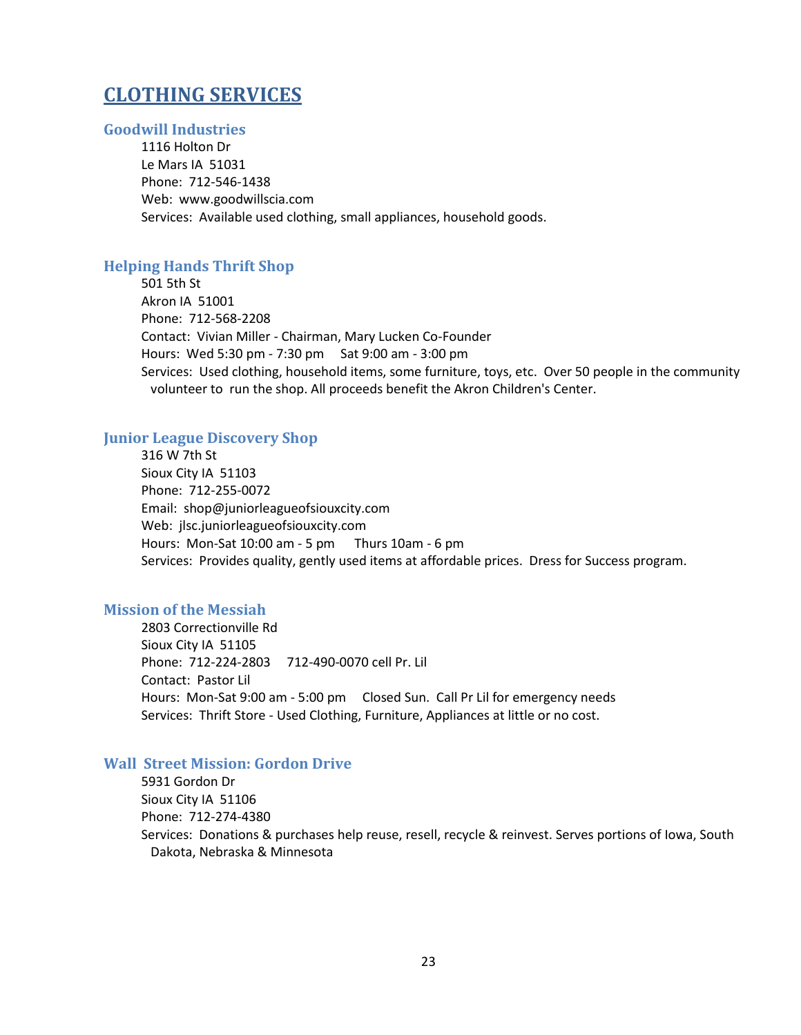# CLOTHING SERVICES

### Goodwill Industries

1116 Holton Dr
Le Mars IA 51031
Phone: 712-546-1438
Web: www.goodwillscia.com
Services: Available used clothing, small appliances, household goods.

### Helping Hands Thrift Shop

501 5th St
Akron IA 51001
Phone: 712-568-2208
Contact: Vivian Miller - Chairman, Mary Lucken Co-Founder
Hours: Wed 5:30 pm - 7:30 pm Sat 9:00 am - 3:00 pm
Services: Used clothing, household items, some furniture, toys, etc. Over 50 people in the community volunteer to run the shop. All proceeds benefit the Akron Children's Center.

### Junior League Discovery Shop

316 W 7th St
Sioux City IA 51103
Phone: 712-255-0072
Email: shop@juniorleagueofsiouxcity.com
Web: jlsc.juniorleagueofsiouxcity.com
Hours: Mon-Sat 10:00 am - 5 pm Thurs 10am - 6 pm
Services: Provides quality, gently used items at affordable prices. Dress for Success program.

### Mission of the Messiah

2803 Correctionville Rd
Sioux City IA 51105
Phone: 712-224-2803 712-490-0070 cell Pr. Lil
Contact: Pastor Lil
Hours: Mon-Sat 9:00 am - 5:00 pm Closed Sun. Call Pr Lil for emergency needs
Services: Thrift Store - Used Clothing, Furniture, Appliances at little or no cost.

### Wall Street Mission: Gordon Drive

5931 Gordon Dr
Sioux City IA 51106
Phone: 712-274-4380
Services: Donations & purchases help reuse, resell, recycle & reinvest. Serves portions of Iowa, South Dakota, Nebraska & Minnesota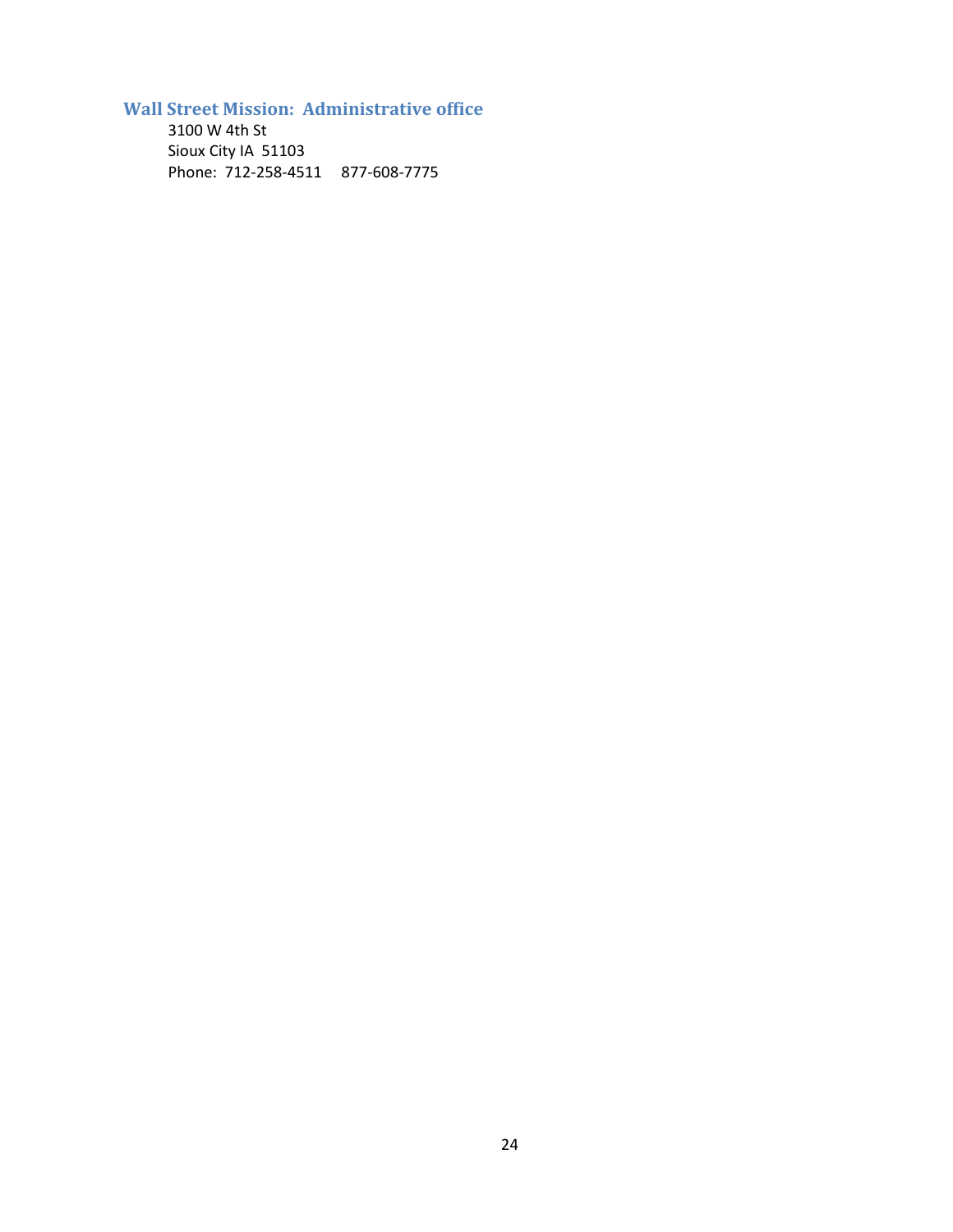### Wall Street Mission: Administrative office

3100 W 4th St
Sioux City IA 51103
Phone: 712-258-4511 877-608-7775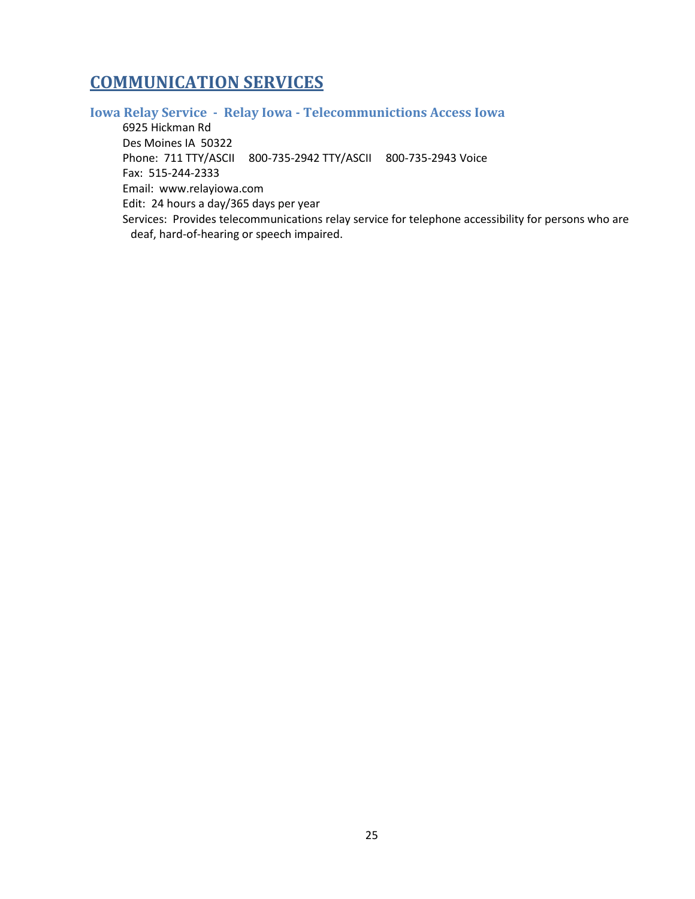# COMMUNICATION SERVICES

### Iowa Relay Service - Relay Iowa - Telecommunictions Access Iowa

6925 Hickman Rd
Des Moines IA 50322
Phone: 711 TTY/ASCII 800-735-2942 TTY/ASCII 800-735-2943 Voice
Fax: 515-244-2333
Email: www.relayiowa.com
Edit: 24 hours a day/365 days per year
Services: Provides telecommunications relay service for telephone accessibility for persons who are deaf, hard-of-hearing or speech impaired.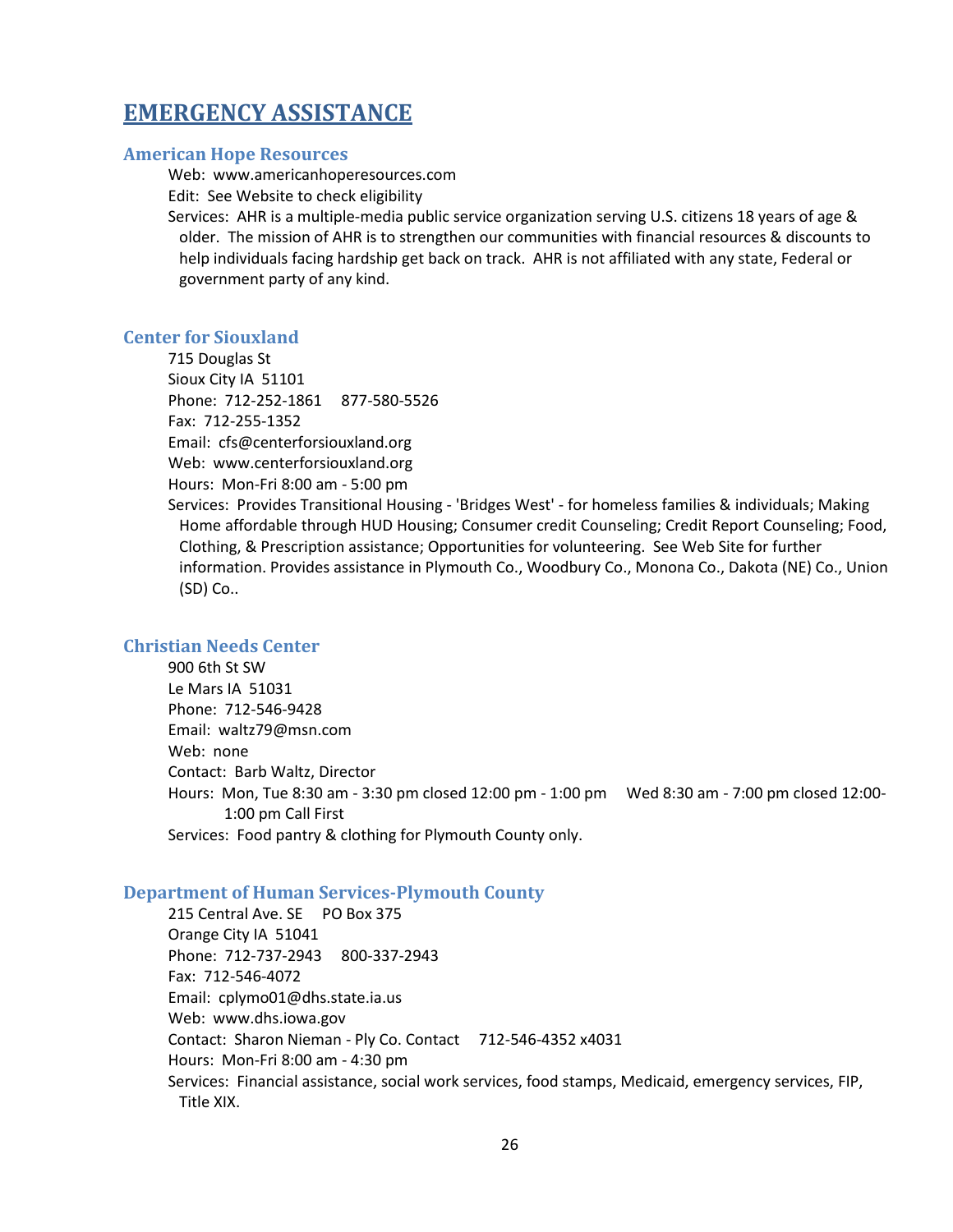# EMERGENCY ASSISTANCE

## American Hope Resources

Web: www.americanhoperesources.com
Edit: See Website to check eligibility
Services: AHR is a multiple-media public service organization serving U.S. citizens 18 years of age & older. The mission of AHR is to strengthen our communities with financial resources & discounts to help individuals facing hardship get back on track. AHR is not affiliated with any state, Federal or government party of any kind.

## Center for Siouxland

715 Douglas St
Sioux City IA 51101
Phone: 712-252-1861 877-580-5526
Fax: 712-255-1352
Email: cfs@centerforsiouxland.org
Web: www.centerforsiouxland.org
Hours: Mon-Fri 8:00 am - 5:00 pm
Services: Provides Transitional Housing - 'Bridges West' - for homeless families & individuals; Making Home affordable through HUD Housing; Consumer credit Counseling; Credit Report Counseling; Food, Clothing, & Prescription assistance; Opportunities for volunteering. See Web Site for further information. Provides assistance in Plymouth Co., Woodbury Co., Monona Co., Dakota (NE) Co., Union (SD) Co..

## Christian Needs Center

900 6th St SW
Le Mars IA 51031
Phone: 712-546-9428
Email: waltz79@msn.com
Web: none
Contact: Barb Waltz, Director
Hours: Mon, Tue 8:30 am - 3:30 pm closed 12:00 pm - 1:00 pm Wed 8:30 am - 7:00 pm closed 12:00-1:00 pm Call First
Services: Food pantry & clothing for Plymouth County only.

## Department of Human Services-Plymouth County

215 Central Ave. SE PO Box 375
Orange City IA 51041
Phone: 712-737-2943 800-337-2943
Fax: 712-546-4072
Email: cplymo01@dhs.state.ia.us
Web: www.dhs.iowa.gov
Contact: Sharon Nieman - Ply Co. Contact 712-546-4352 x4031
Hours: Mon-Fri 8:00 am - 4:30 pm
Services: Financial assistance, social work services, food stamps, Medicaid, emergency services, FIP, Title XIX.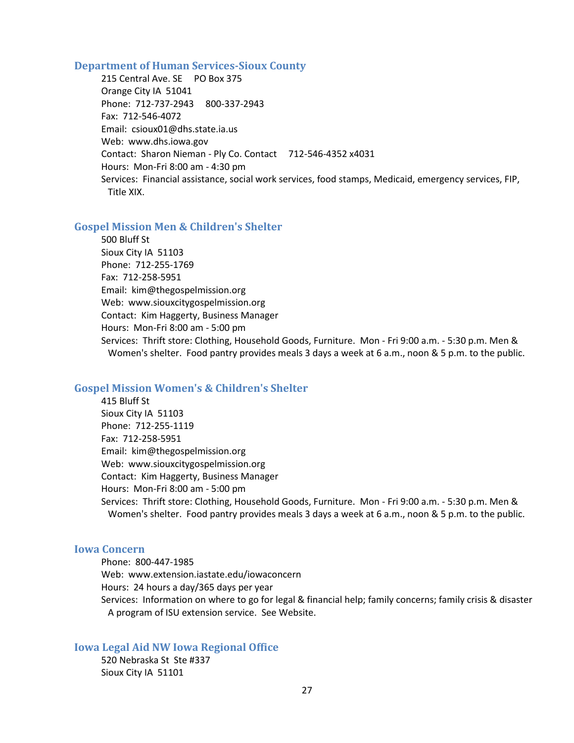### Department of Human Services-Sioux County

215 Central Ave. SE    PO Box 375
Orange City IA 51041
Phone: 712-737-2943    800-337-2943
Fax: 712-546-4072
Email: csioux01@dhs.state.ia.us
Web: www.dhs.iowa.gov
Contact: Sharon Nieman - Ply Co. Contact    712-546-4352 x4031
Hours: Mon-Fri 8:00 am - 4:30 pm
Services: Financial assistance, social work services, food stamps, Medicaid, emergency services, FIP, Title XIX.

### Gospel Mission Men & Children's Shelter

500 Bluff St
Sioux City IA 51103
Phone: 712-255-1769
Fax: 712-258-5951
Email: kim@thegospelmission.org
Web: www.siouxcitygospelmission.org
Contact: Kim Haggerty, Business Manager
Hours: Mon-Fri 8:00 am - 5:00 pm
Services: Thrift store: Clothing, Household Goods, Furniture. Mon - Fri 9:00 a.m. - 5:30 p.m. Men & Women's shelter. Food pantry provides meals 3 days a week at 6 a.m., noon & 5 p.m. to the public.

### Gospel Mission Women's & Children's Shelter

415 Bluff St
Sioux City IA 51103
Phone: 712-255-1119
Fax: 712-258-5951
Email: kim@thegospelmission.org
Web: www.siouxcitygospelmission.org
Contact: Kim Haggerty, Business Manager
Hours: Mon-Fri 8:00 am - 5:00 pm
Services: Thrift store: Clothing, Household Goods, Furniture. Mon - Fri 9:00 a.m. - 5:30 p.m. Men & Women's shelter. Food pantry provides meals 3 days a week at 6 a.m., noon & 5 p.m. to the public.

### Iowa Concern

Phone: 800-447-1985
Web: www.extension.iastate.edu/iowaconcern
Hours: 24 hours a day/365 days per year
Services: Information on where to go for legal & financial help; family concerns; family crisis & disaster A program of ISU extension service. See Website.

### Iowa Legal Aid NW Iowa Regional Office

520 Nebraska St Ste #337
Sioux City IA 51101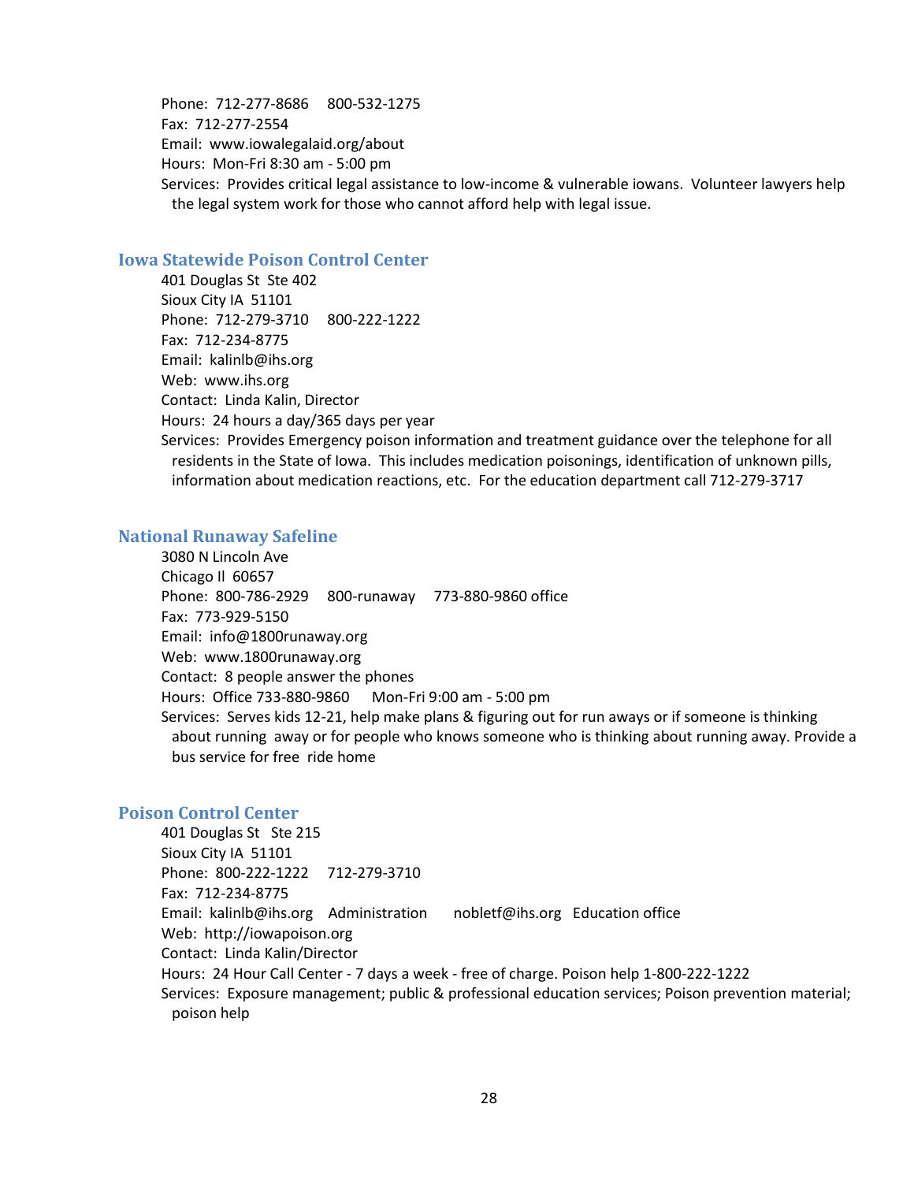Phone: 712-277-8686    800-532-1275
Fax: 712-277-2554
Email: www.iowalegalaid.org/about
Hours: Mon-Fri 8:30 am - 5:00 pm
Services: Provides critical legal assistance to low-income & vulnerable iowans. Volunteer lawyers help the legal system work for those who cannot afford help with legal issue.

## Iowa Statewide Poison Control Center

401 Douglas St Ste 402
Sioux City IA 51101
Phone: 712-279-3710    800-222-1222
Fax: 712-234-8775
Email: kalinlb@ihs.org
Web: www.ihs.org
Contact: Linda Kalin, Director
Hours: 24 hours a day/365 days per year
Services: Provides Emergency poison information and treatment guidance over the telephone for all residents in the State of Iowa. This includes medication poisonings, identification of unknown pills, information about medication reactions, etc. For the education department call 712-279-3717

## National Runaway Safeline

3080 N Lincoln Ave
Chicago Il 60657
Phone: 800-786-2929    800-runaway    773-880-9860 office
Fax: 773-929-5150
Email: info@1800runaway.org
Web: www.1800runaway.org
Contact: 8 people answer the phones
Hours: Office 733-880-9860    Mon-Fri 9:00 am - 5:00 pm
Services: Serves kids 12-21, help make plans & figuring out for run aways or if someone is thinking about running away or for people who knows someone who is thinking about running away. Provide a bus service for free ride home

## Poison Control Center

401 Douglas St Ste 215
Sioux City IA 51101
Phone: 800-222-1222    712-279-3710
Fax: 712-234-8775
Email: kalinlb@ihs.org Administration    nobletf@ihs.org Education office
Web: http://iowapoison.org
Contact: Linda Kalin/Director
Hours: 24 Hour Call Center - 7 days a week - free of charge. Poison help 1-800-222-1222
Services: Exposure management; public & professional education services; Poison prevention material; poison help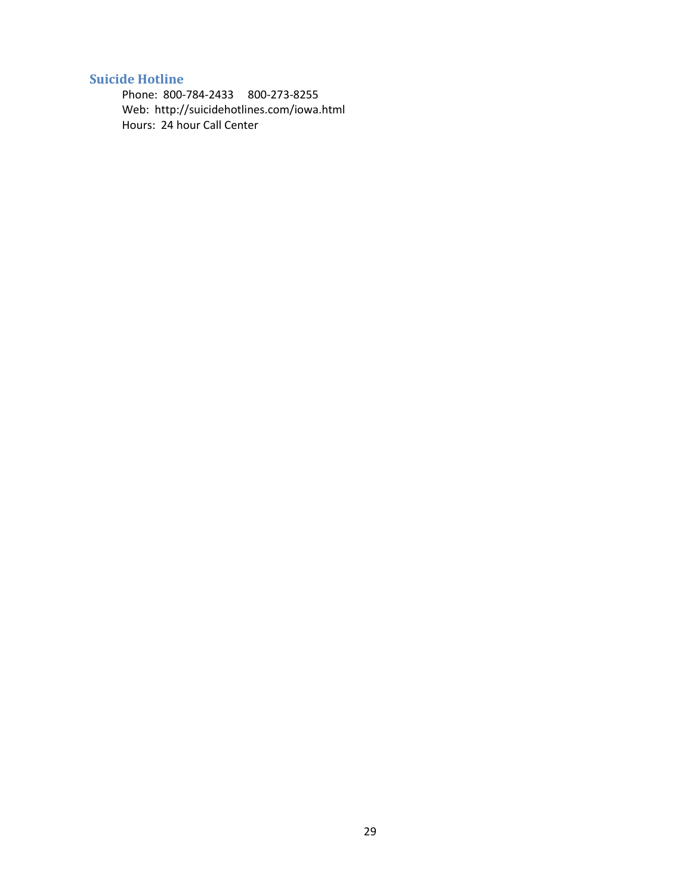## Suicide Hotline

Phone: 800-784-2433 800-273-8255
Web: http://suicidehotlines.com/iowa.html
Hours: 24 hour Call Center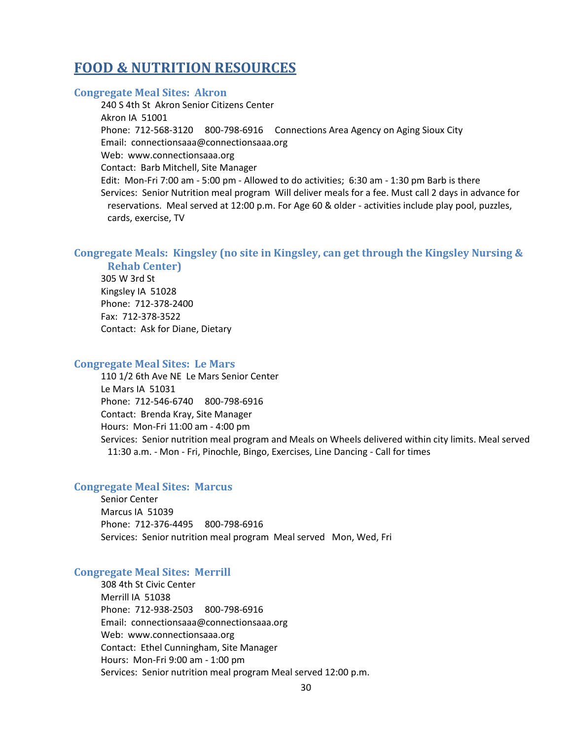# FOOD & NUTRITION RESOURCES

### Congregate Meal Sites: Akron

240 S 4th St  Akron Senior Citizens Center
Akron IA  51001
Phone:  712-568-3120     800-798-6916     Connections Area Agency on Aging Sioux City
Email:  connectionsaaa@connectionsaaa.org
Web:  www.connectionsaaa.org
Contact:  Barb Mitchell, Site Manager
Edit:  Mon-Fri 7:00 am - 5:00 pm - Allowed to do activities;  6:30 am - 1:30 pm Barb is there
Services:  Senior Nutrition meal program  Will deliver meals for a fee. Must call 2 days in advance for reservations.  Meal served at 12:00 p.m. For Age 60 & older - activities include play pool, puzzles, cards, exercise, TV

### Congregate Meals: Kingsley (no site in Kingsley, can get through the Kingsley Nursing & Rehab Center)

305 W 3rd St
Kingsley IA  51028
Phone:  712-378-2400
Fax:  712-378-3522
Contact:  Ask for Diane, Dietary

### Congregate Meal Sites: Le Mars

110 1/2 6th Ave NE  Le Mars Senior Center
Le Mars IA  51031
Phone:  712-546-6740     800-798-6916
Contact:  Brenda Kray, Site Manager
Hours:  Mon-Fri 11:00 am - 4:00 pm
Services:  Senior nutrition meal program and Meals on Wheels delivered within city limits. Meal served 11:30 a.m. - Mon - Fri, Pinochle, Bingo, Exercises, Line Dancing - Call for times

### Congregate Meal Sites: Marcus

Senior Center
Marcus IA  51039
Phone:  712-376-4495     800-798-6916
Services:  Senior nutrition meal program  Meal served   Mon, Wed, Fri

### Congregate Meal Sites: Merrill

308 4th St Civic Center
Merrill IA  51038
Phone:  712-938-2503     800-798-6916
Email:  connectionsaaa@connectionsaaa.org
Web:  www.connectionsaaa.org
Contact:  Ethel Cunningham, Site Manager
Hours:  Mon-Fri 9:00 am - 1:00 pm
Services:  Senior nutrition meal program Meal served 12:00 p.m.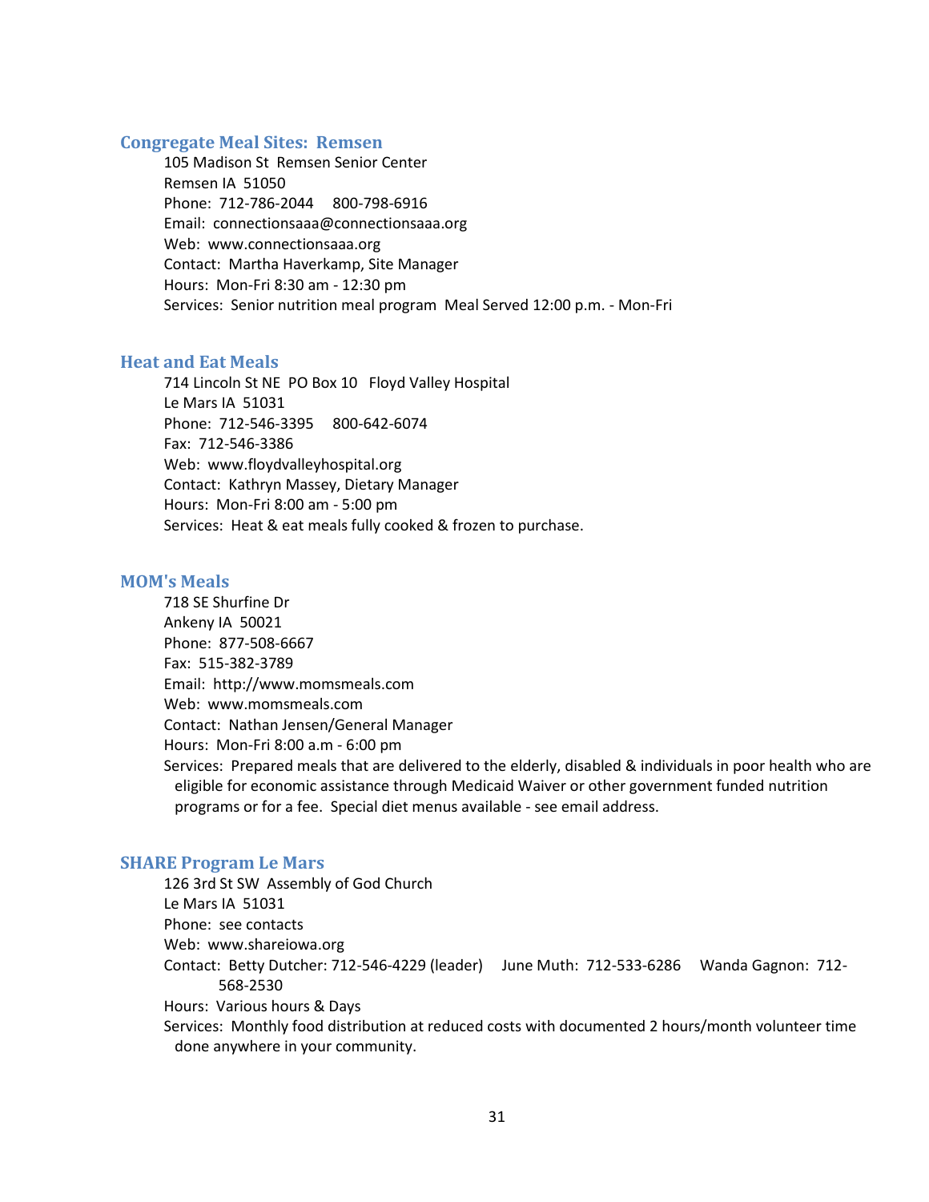## Congregate Meal Sites: Remsen

105 Madison St  Remsen Senior Center
Remsen IA  51050
Phone:  712-786-2044     800-798-6916
Email:  connectionsaaa@connectionsaaa.org
Web:  www.connectionsaaa.org
Contact:  Martha Haverkamp, Site Manager
Hours:  Mon-Fri 8:30 am - 12:30 pm
Services:  Senior nutrition meal program  Meal Served 12:00 p.m. - Mon-Fri

## Heat and Eat Meals

714 Lincoln St NE  PO Box 10   Floyd Valley Hospital
Le Mars IA  51031
Phone:  712-546-3395     800-642-6074
Fax:  712-546-3386
Web:  www.floydvalleyhospital.org
Contact:  Kathryn Massey, Dietary Manager
Hours:  Mon-Fri 8:00 am - 5:00 pm
Services:  Heat & eat meals fully cooked & frozen to purchase.

## MOM's Meals

718 SE Shurfine Dr
Ankeny IA  50021
Phone:  877-508-6667
Fax:  515-382-3789
Email:  http://www.momsmeals.com
Web:  www.momsmeals.com
Contact:  Nathan Jensen/General Manager
Hours:  Mon-Fri 8:00 a.m - 6:00 pm
Services:  Prepared meals that are delivered to the elderly, disabled & individuals in poor health who are eligible for economic assistance through Medicaid Waiver or other government funded nutrition programs or for a fee.  Special diet menus available - see email address.

## SHARE Program Le Mars

126 3rd St SW  Assembly of God Church
Le Mars IA  51031
Phone:  see contacts
Web:  www.shareiowa.org
Contact:  Betty Dutcher: 712-546-4229 (leader)     June Muth:  712-533-6286     Wanda Gagnon:  712-568-2530
Hours:  Various hours & Days
Services:  Monthly food distribution at reduced costs with documented 2 hours/month volunteer time done anywhere in your community.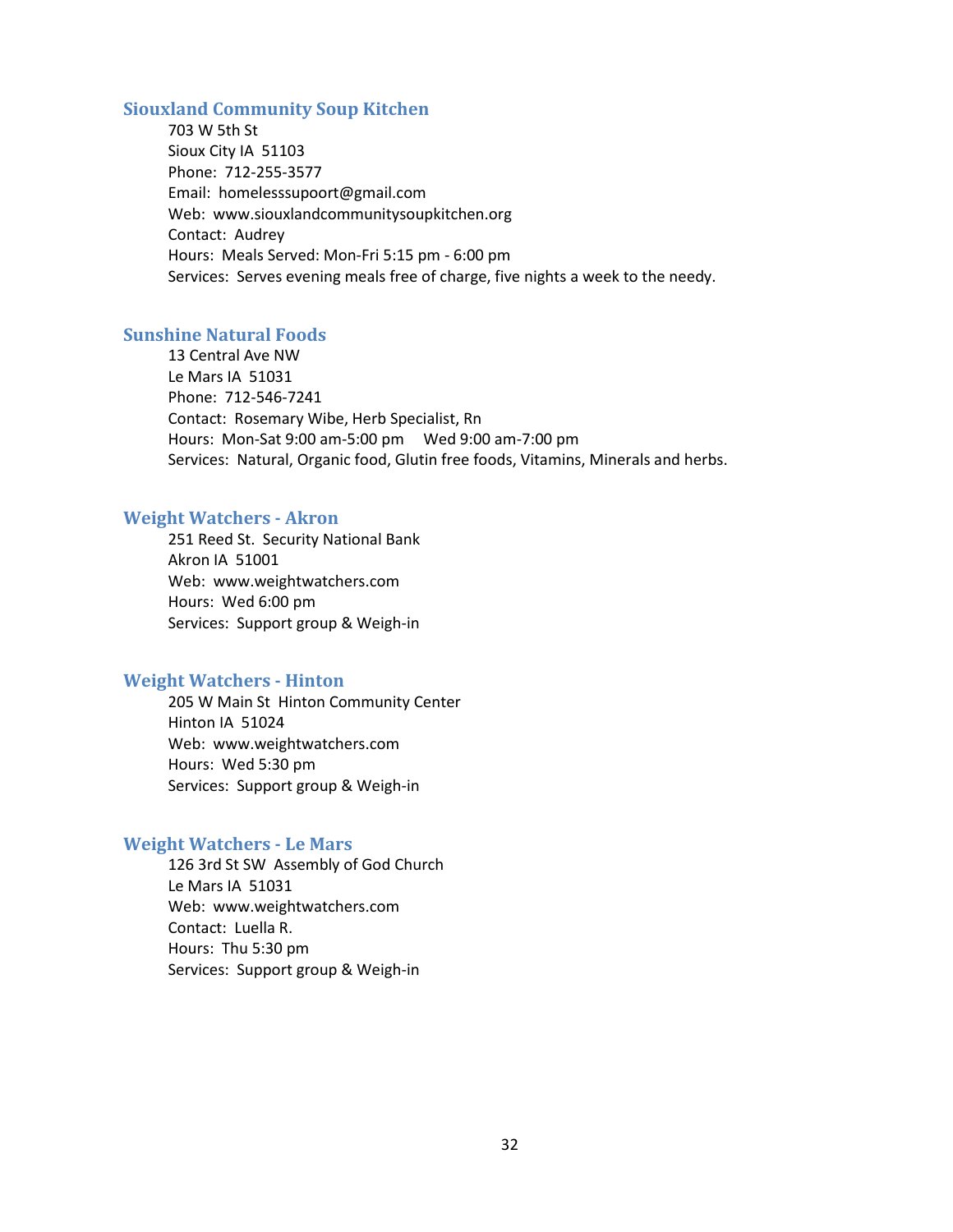### Siouxland Community Soup Kitchen

703 W 5th St
Sioux City IA 51103
Phone: 712-255-3577
Email: homelesssupoort@gmail.com
Web: www.siouxlandcommunitysoupkitchen.org
Contact: Audrey
Hours: Meals Served: Mon-Fri 5:15 pm - 6:00 pm
Services: Serves evening meals free of charge, five nights a week to the needy.

### Sunshine Natural Foods

13 Central Ave NW
Le Mars IA 51031
Phone: 712-546-7241
Contact: Rosemary Wibe, Herb Specialist, Rn
Hours: Mon-Sat 9:00 am-5:00 pm Wed 9:00 am-7:00 pm
Services: Natural, Organic food, Glutin free foods, Vitamins, Minerals and herbs.

### Weight Watchers - Akron

251 Reed St. Security National Bank
Akron IA 51001
Web: www.weightwatchers.com
Hours: Wed 6:00 pm
Services: Support group & Weigh-in

### Weight Watchers - Hinton

205 W Main St Hinton Community Center
Hinton IA 51024
Web: www.weightwatchers.com
Hours: Wed 5:30 pm
Services: Support group & Weigh-in

### Weight Watchers - Le Mars

126 3rd St SW Assembly of God Church
Le Mars IA 51031
Web: www.weightwatchers.com
Contact: Luella R.
Hours: Thu 5:30 pm
Services: Support group & Weigh-in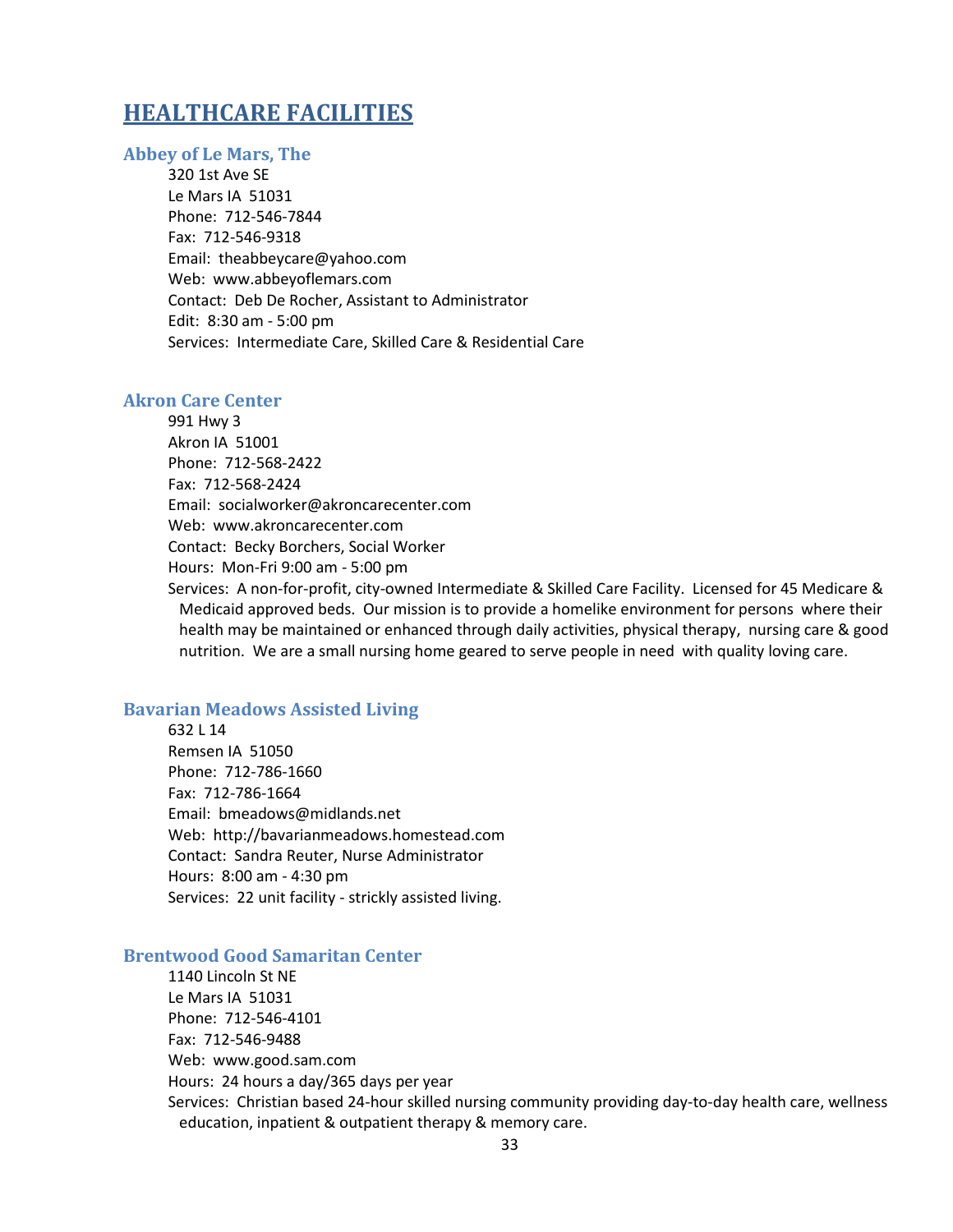# HEALTHCARE FACILITIES

### Abbey of Le Mars, The

320 1st Ave SE
Le Mars IA 51031
Phone: 712-546-7844
Fax: 712-546-9318
Email: theabbeycare@yahoo.com
Web: www.abbeyoflemars.com
Contact: Deb De Rocher, Assistant to Administrator
Edit: 8:30 am - 5:00 pm
Services: Intermediate Care, Skilled Care & Residential Care

### Akron Care Center

991 Hwy 3
Akron IA 51001
Phone: 712-568-2422
Fax: 712-568-2424
Email: socialworker@akroncarecenter.com
Web: www.akroncarecenter.com
Contact: Becky Borchers, Social Worker
Hours: Mon-Fri 9:00 am - 5:00 pm
Services: A non-for-profit, city-owned Intermediate & Skilled Care Facility. Licensed for 45 Medicare & Medicaid approved beds. Our mission is to provide a homelike environment for persons where their health may be maintained or enhanced through daily activities, physical therapy, nursing care & good nutrition. We are a small nursing home geared to serve people in need with quality loving care.

### Bavarian Meadows Assisted Living

632 L 14
Remsen IA 51050
Phone: 712-786-1660
Fax: 712-786-1664
Email: bmeadows@midlands.net
Web: http://bavarianmeadows.homestead.com
Contact: Sandra Reuter, Nurse Administrator
Hours: 8:00 am - 4:30 pm
Services: 22 unit facility - strickly assisted living.

### Brentwood Good Samaritan Center

1140 Lincoln St NE
Le Mars IA 51031
Phone: 712-546-4101
Fax: 712-546-9488
Web: www.good.sam.com
Hours: 24 hours a day/365 days per year
Services: Christian based 24-hour skilled nursing community providing day-to-day health care, wellness education, inpatient & outpatient therapy & memory care.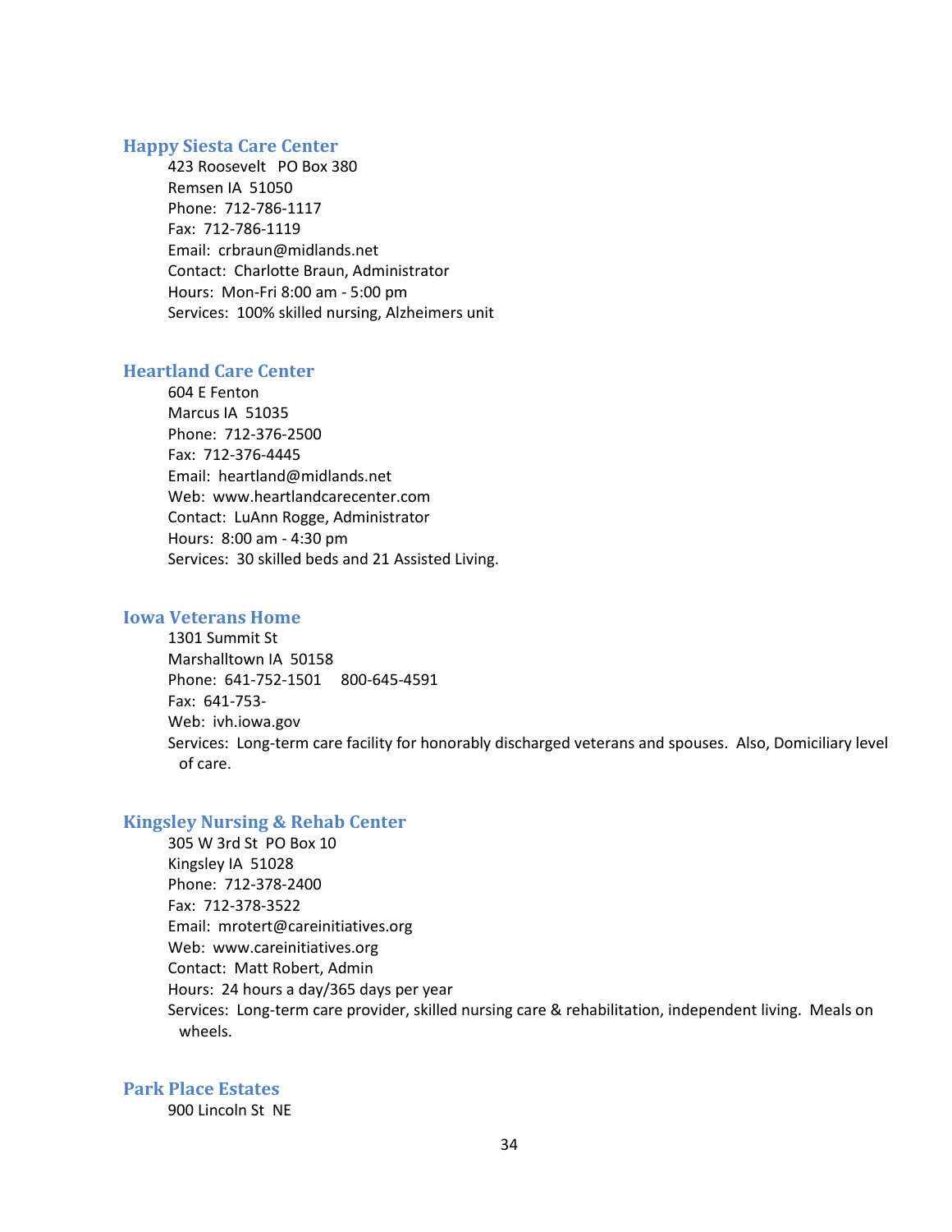### Happy Siesta Care Center

423 Roosevelt   PO Box 380
Remsen IA  51050
Phone:  712-786-1117
Fax:  712-786-1119
Email:  crbraun@midlands.net
Contact:  Charlotte Braun, Administrator
Hours:  Mon-Fri 8:00 am - 5:00 pm
Services:  100% skilled nursing, Alzheimers unit

### Heartland Care Center

604 E Fenton
Marcus IA  51035
Phone:  712-376-2500
Fax:  712-376-4445
Email:  heartland@midlands.net
Web:  www.heartlandcarecenter.com
Contact:  LuAnn Rogge, Administrator
Hours:  8:00 am - 4:30 pm
Services:  30 skilled beds and 21 Assisted Living.

### Iowa Veterans Home

1301 Summit St
Marshalltown IA  50158
Phone:  641-752-1501     800-645-4591
Fax:  641-753-
Web:  ivh.iowa.gov
Services:  Long-term care facility for honorably discharged veterans and spouses.  Also, Domiciliary level of care.

### Kingsley Nursing & Rehab Center

305 W 3rd St  PO Box 10
Kingsley IA  51028
Phone:  712-378-2400
Fax:  712-378-3522
Email:  mrotert@careinitiatives.org
Web:  www.careinitiatives.org
Contact:  Matt Robert, Admin
Hours:  24 hours a day/365 days per year
Services:  Long-term care provider, skilled nursing care & rehabilitation, independent living.  Meals on wheels.

### Park Place Estates

900 Lincoln St  NE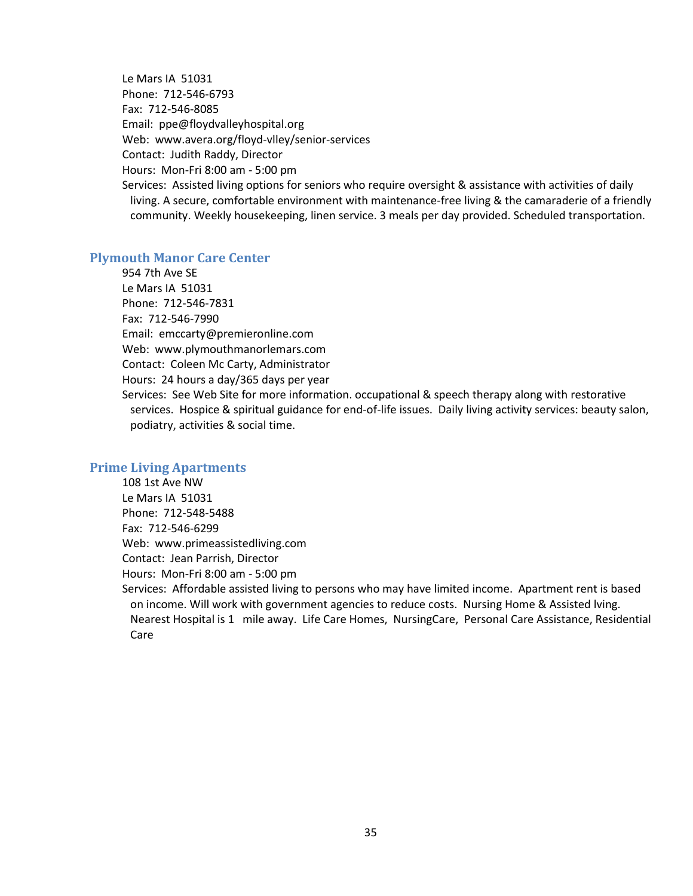Le Mars IA 51031
Phone: 712-546-6793
Fax: 712-546-8085
Email: ppe@floydvalleyhospital.org
Web: www.avera.org/floyd-vlley/senior-services
Contact: Judith Raddy, Director
Hours: Mon-Fri 8:00 am - 5:00 pm
Services: Assisted living options for seniors who require oversight & assistance with activities of daily living. A secure, comfortable environment with maintenance-free living & the camaraderie of a friendly community. Weekly housekeeping, linen service. 3 meals per day provided. Scheduled transportation.

### Plymouth Manor Care Center

954 7th Ave SE
Le Mars IA 51031
Phone: 712-546-7831
Fax: 712-546-7990
Email: emccarty@premieronline.com
Web: www.plymouthmanorlemars.com
Contact: Coleen Mc Carty, Administrator
Hours: 24 hours a day/365 days per year
Services: See Web Site for more information. occupational & speech therapy along with restorative services. Hospice & spiritual guidance for end-of-life issues. Daily living activity services: beauty salon, podiatry, activities & social time.

### Prime Living Apartments

108 1st Ave NW
Le Mars IA 51031
Phone: 712-548-5488
Fax: 712-546-6299
Web: www.primeassistedliving.com
Contact: Jean Parrish, Director
Hours: Mon-Fri 8:00 am - 5:00 pm
Services: Affordable assisted living to persons who may have limited income. Apartment rent is based on income. Will work with government agencies to reduce costs. Nursing Home & Assisted lving. Nearest Hospital is 1 mile away. Life Care Homes, NursingCare, Personal Care Assistance, Residential Care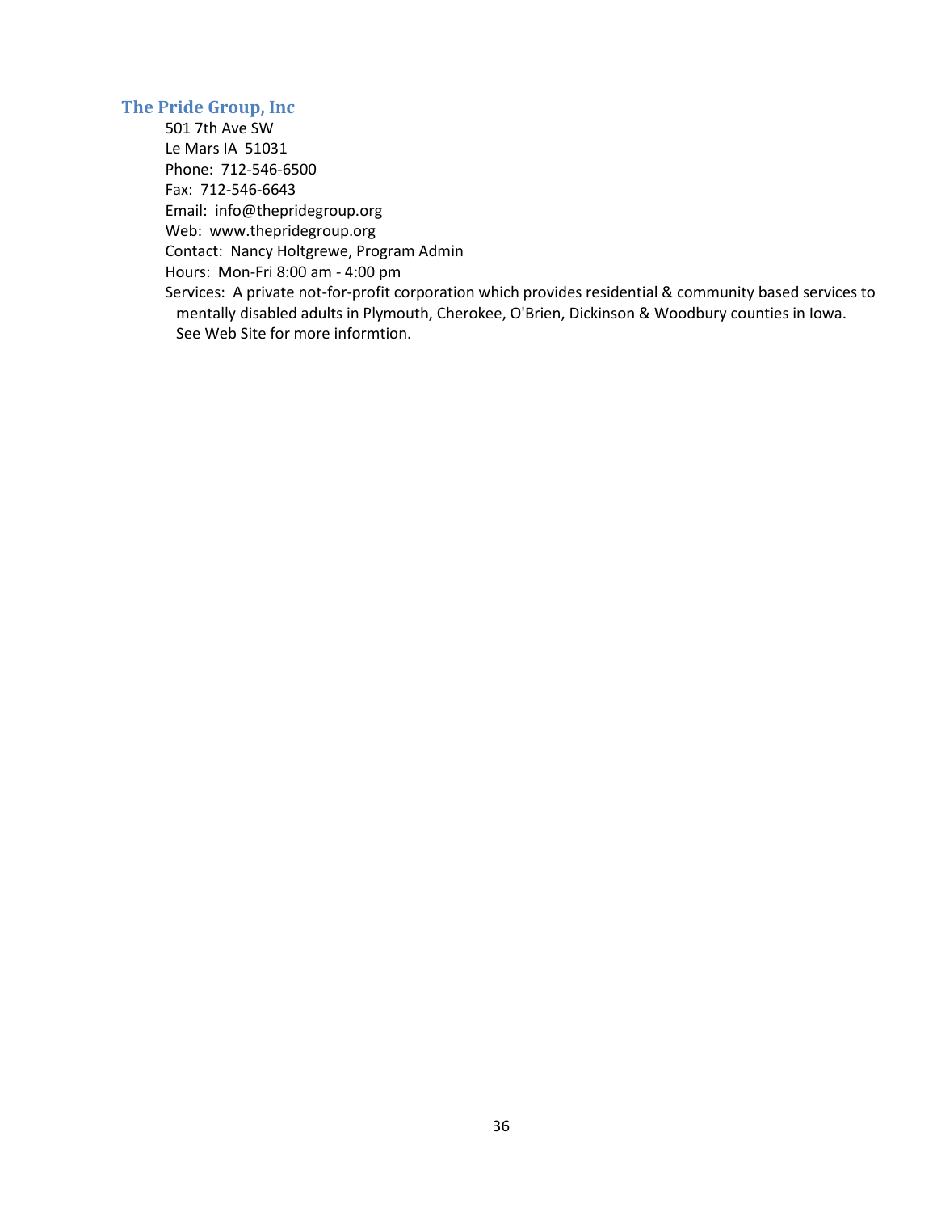### The Pride Group, Inc

501 7th Ave SW
Le Mars IA 51031
Phone: 712-546-6500
Fax: 712-546-6643
Email: info@thepridegroup.org
Web: www.thepridegroup.org
Contact: Nancy Holtgrewe, Program Admin
Hours: Mon-Fri 8:00 am - 4:00 pm
Services: A private not-for-profit corporation which provides residential & community based services to mentally disabled adults in Plymouth, Cherokee, O'Brien, Dickinson & Woodbury counties in Iowa. See Web Site for more informtion.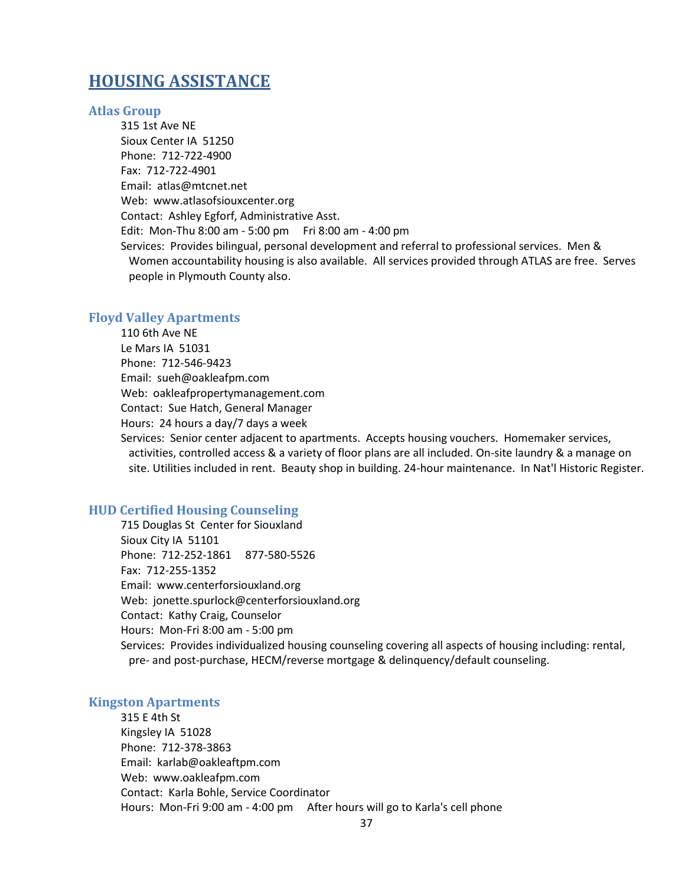# HOUSING ASSISTANCE

## Atlas Group

315 1st Ave NE
Sioux Center IA 51250
Phone: 712-722-4900
Fax: 712-722-4901
Email: atlas@mtcnet.net
Web: www.atlasofsiouxcenter.org
Contact: Ashley Egforf, Administrative Asst.
Edit: Mon-Thu 8:00 am - 5:00 pm Fri 8:00 am - 4:00 pm
Services: Provides bilingual, personal development and referral to professional services. Men & Women accountability housing is also available. All services provided through ATLAS are free. Serves people in Plymouth County also.

## Floyd Valley Apartments

110 6th Ave NE
Le Mars IA 51031
Phone: 712-546-9423
Email: sueh@oakleafpm.com
Web: oakleafpropertymanagement.com
Contact: Sue Hatch, General Manager
Hours: 24 hours a day/7 days a week
Services: Senior center adjacent to apartments. Accepts housing vouchers. Homemaker services, activities, controlled access & a variety of floor plans are all included. On-site laundry & a manage on site. Utilities included in rent. Beauty shop in building. 24-hour maintenance. In Nat'l Historic Register.

## HUD Certified Housing Counseling

715 Douglas St Center for Siouxland
Sioux City IA 51101
Phone: 712-252-1861 877-580-5526
Fax: 712-255-1352
Email: www.centerforsiouxland.org
Web: jonette.spurlock@centerforsiouxland.org
Contact: Kathy Craig, Counselor
Hours: Mon-Fri 8:00 am - 5:00 pm
Services: Provides individualized housing counseling covering all aspects of housing including: rental, pre- and post-purchase, HECM/reverse mortgage & delinquency/default counseling.

## Kingston Apartments

315 E 4th St
Kingsley IA 51028
Phone: 712-378-3863
Email: karlab@oakleaftpm.com
Web: www.oakleafpm.com
Contact: Karla Bohle, Service Coordinator
Hours: Mon-Fri 9:00 am - 4:00 pm After hours will go to Karla's cell phone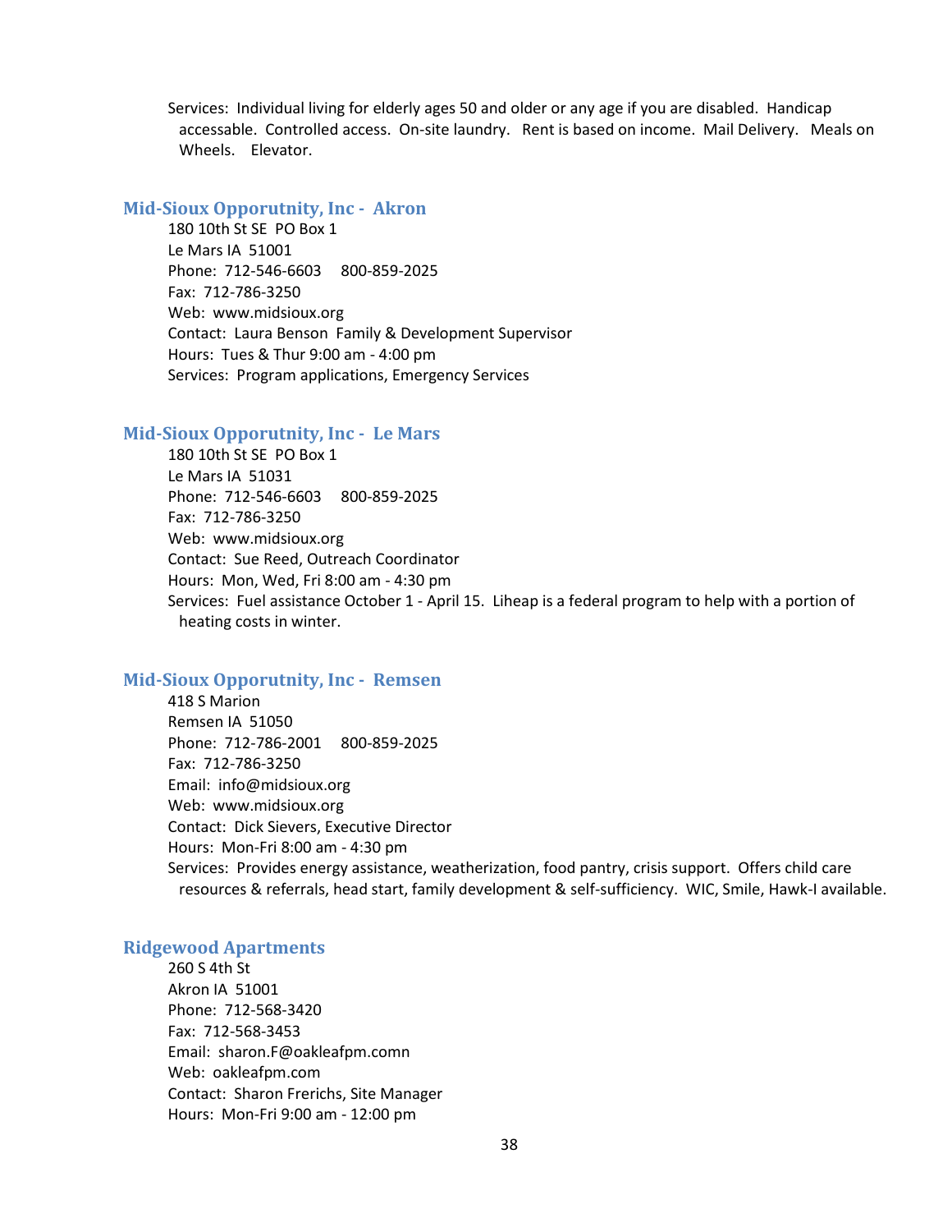Services: Individual living for elderly ages 50 and older or any age if you are disabled. Handicap accessable. Controlled access. On-site laundry. Rent is based on income. Mail Delivery. Meals on Wheels. Elevator.

### Mid-Sioux Opporutnity, Inc - Akron

180 10th St SE PO Box 1
Le Mars IA 51001
Phone: 712-546-6603 800-859-2025
Fax: 712-786-3250
Web: www.midsioux.org
Contact: Laura Benson Family & Development Supervisor
Hours: Tues & Thur 9:00 am - 4:00 pm
Services: Program applications, Emergency Services

### Mid-Sioux Opporutnity, Inc - Le Mars

180 10th St SE PO Box 1
Le Mars IA 51031
Phone: 712-546-6603 800-859-2025
Fax: 712-786-3250
Web: www.midsioux.org
Contact: Sue Reed, Outreach Coordinator
Hours: Mon, Wed, Fri 8:00 am - 4:30 pm
Services: Fuel assistance October 1 - April 15. Liheap is a federal program to help with a portion of heating costs in winter.

### Mid-Sioux Opporutnity, Inc - Remsen

418 S Marion
Remsen IA 51050
Phone: 712-786-2001 800-859-2025
Fax: 712-786-3250
Email: info@midsioux.org
Web: www.midsioux.org
Contact: Dick Sievers, Executive Director
Hours: Mon-Fri 8:00 am - 4:30 pm
Services: Provides energy assistance, weatherization, food pantry, crisis support. Offers child care resources & referrals, head start, family development & self-sufficiency. WIC, Smile, Hawk-I available.

### Ridgewood Apartments

260 S 4th St
Akron IA 51001
Phone: 712-568-3420
Fax: 712-568-3453
Email: sharon.F@oakleafpm.comn
Web: oakleafpm.com
Contact: Sharon Frerichs, Site Manager
Hours: Mon-Fri 9:00 am - 12:00 pm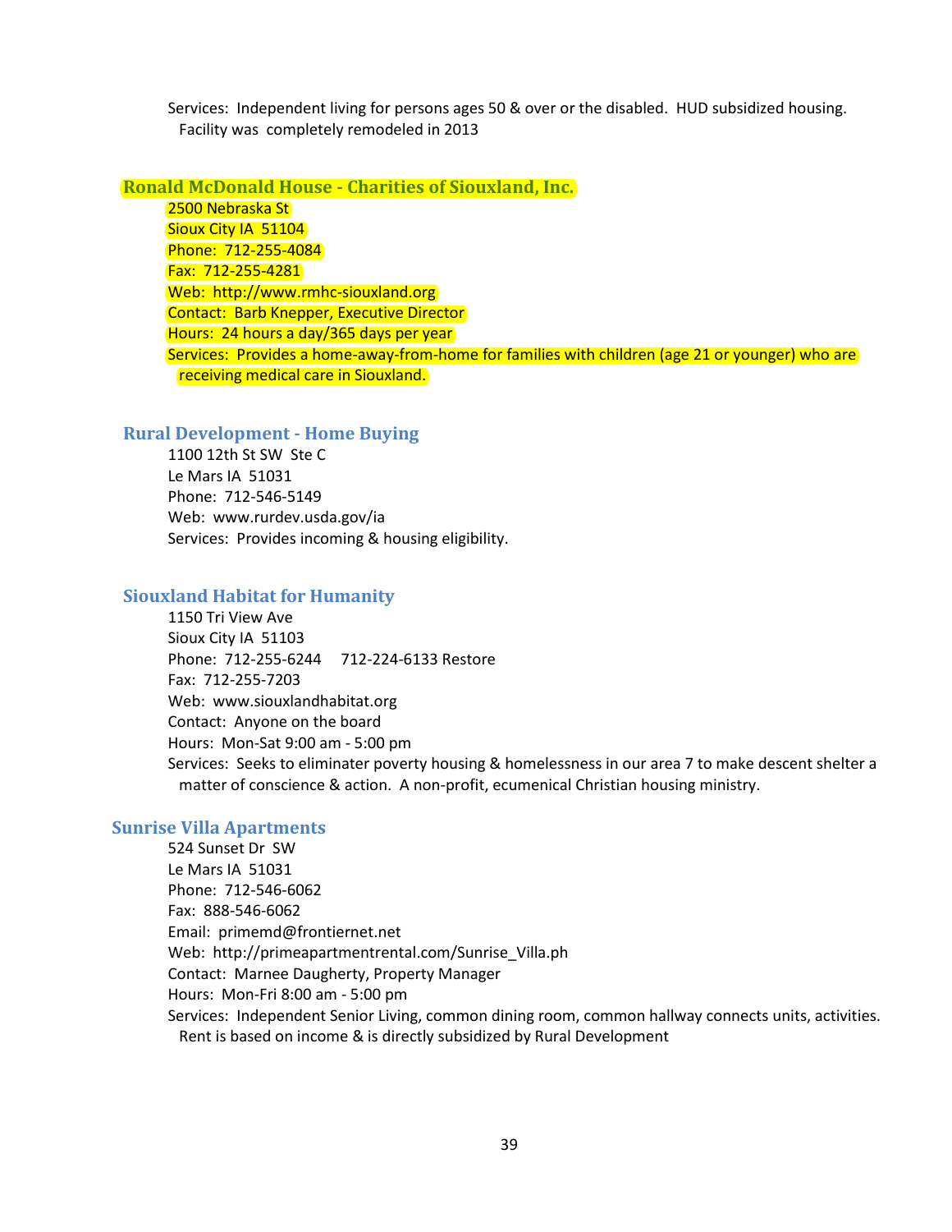Services: Independent living for persons ages 50 & over or the disabled. HUD subsidized housing. Facility was completely remodeled in 2013

### Ronald McDonald House - Charities of Siouxland, Inc.

2500 Nebraska St
Sioux City IA 51104
Phone: 712-255-4084
Fax: 712-255-4281
Web: http://www.rmhc-siouxland.org
Contact: Barb Knepper, Executive Director
Hours: 24 hours a day/365 days per year
Services: Provides a home-away-from-home for families with children (age 21 or younger) who are receiving medical care in Siouxland.

### Rural Development - Home Buying

1100 12th St SW Ste C
Le Mars IA 51031
Phone: 712-546-5149
Web: www.rurdev.usda.gov/ia
Services: Provides incoming & housing eligibility.

### Siouxland Habitat for Humanity

1150 Tri View Ave
Sioux City IA 51103
Phone: 712-255-6244 712-224-6133 Restore
Fax: 712-255-7203
Web: www.siouxlandhabitat.org
Contact: Anyone on the board
Hours: Mon-Sat 9:00 am - 5:00 pm
Services: Seeks to eliminater poverty housing & homelessness in our area 7 to make descent shelter a matter of conscience & action. A non-profit, ecumenical Christian housing ministry.

### Sunrise Villa Apartments

524 Sunset Dr SW
Le Mars IA 51031
Phone: 712-546-6062
Fax: 888-546-6062
Email: primemd@frontiernet.net
Web: http://primeapartmentrental.com/Sunrise_Villa.ph
Contact: Marnee Daugherty, Property Manager
Hours: Mon-Fri 8:00 am - 5:00 pm
Services: Independent Senior Living, common dining room, common hallway connects units, activities. Rent is based on income & is directly subsidized by Rural Development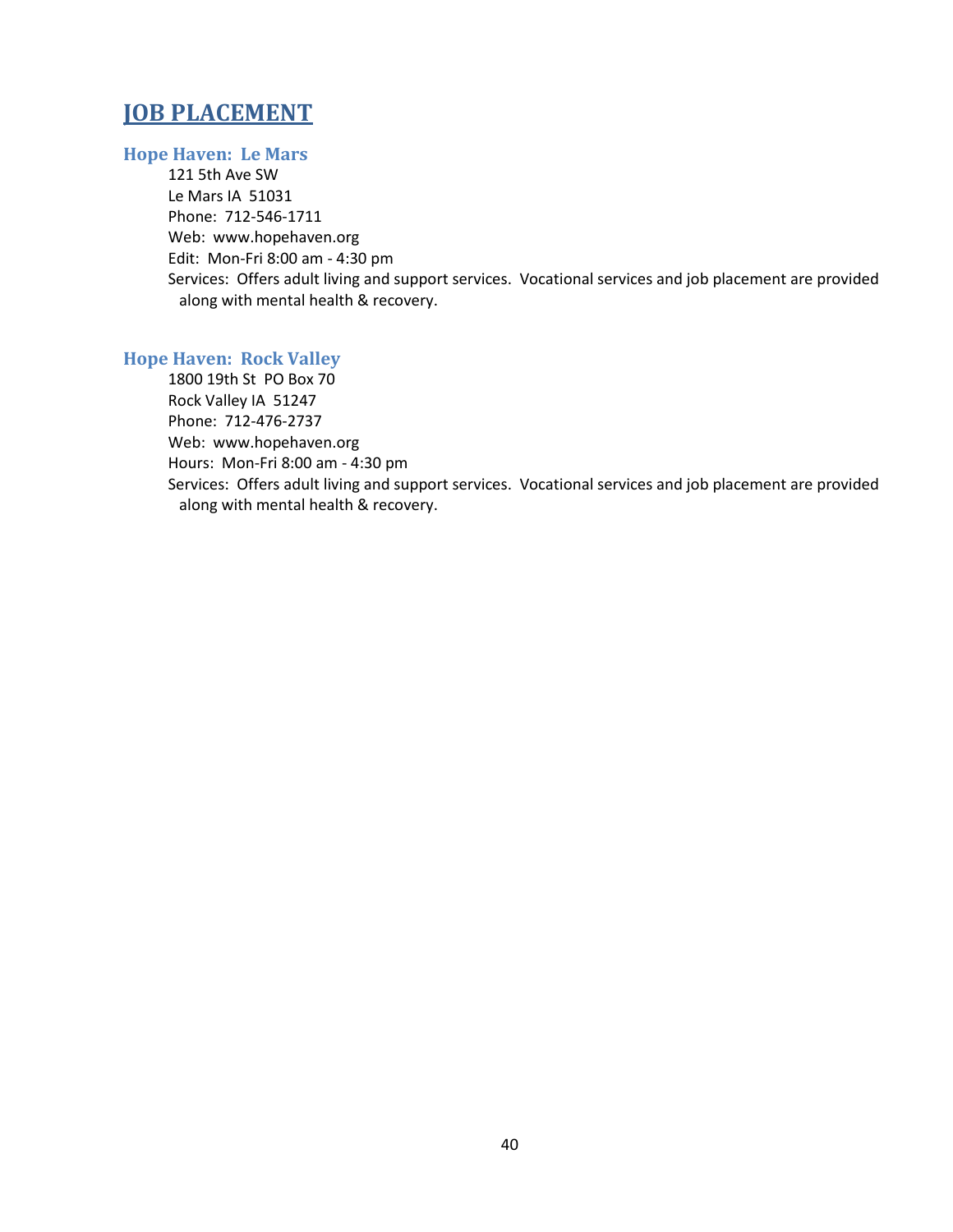# JOB PLACEMENT

### Hope Haven: Le Mars

121 5th Ave SW
Le Mars IA 51031
Phone: 712-546-1711
Web: www.hopehaven.org
Edit: Mon-Fri 8:00 am - 4:30 pm
Services: Offers adult living and support services. Vocational services and job placement are provided along with mental health & recovery.

### Hope Haven: Rock Valley

1800 19th St PO Box 70
Rock Valley IA 51247
Phone: 712-476-2737
Web: www.hopehaven.org
Hours: Mon-Fri 8:00 am - 4:30 pm
Services: Offers adult living and support services. Vocational services and job placement are provided along with mental health & recovery.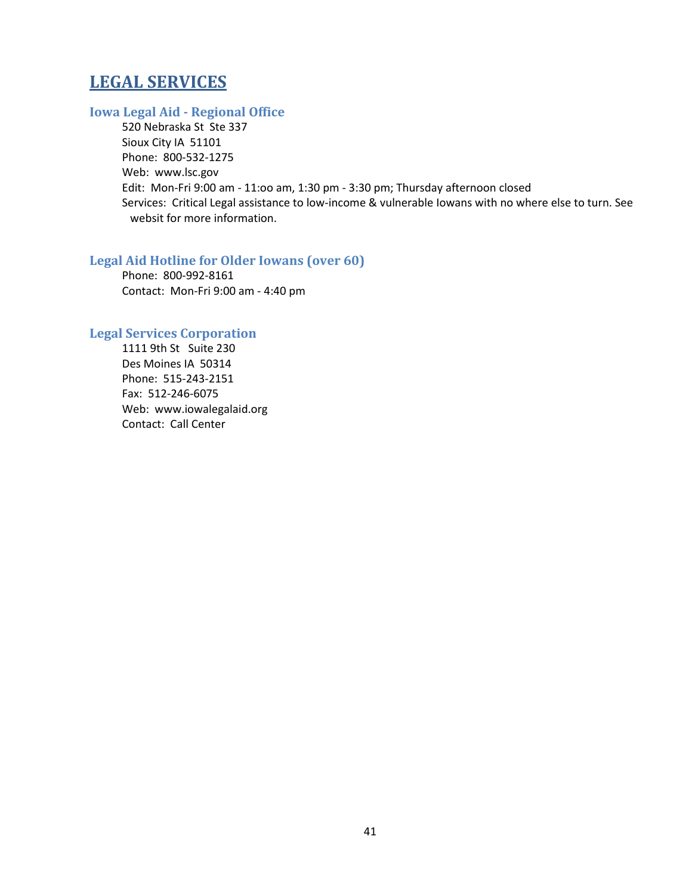# LEGAL SERVICES

### Iowa Legal Aid - Regional Office

520 Nebraska St  Ste 337
Sioux City IA  51101
Phone:  800-532-1275
Web:  www.lsc.gov
Edit:  Mon-Fri 9:00 am - 11:oo am, 1:30 pm - 3:30 pm; Thursday afternoon closed
Services:  Critical Legal assistance to low-income & vulnerable Iowans with no where else to turn. See websit for more information.

### Legal Aid Hotline for Older Iowans (over 60)

Phone:  800-992-8161
Contact:  Mon-Fri 9:00 am - 4:40 pm

### Legal Services Corporation

1111 9th St   Suite 230
Des Moines IA  50314
Phone:  515-243-2151
Fax:  512-246-6075
Web:  www.iowalegalaid.org
Contact:  Call Center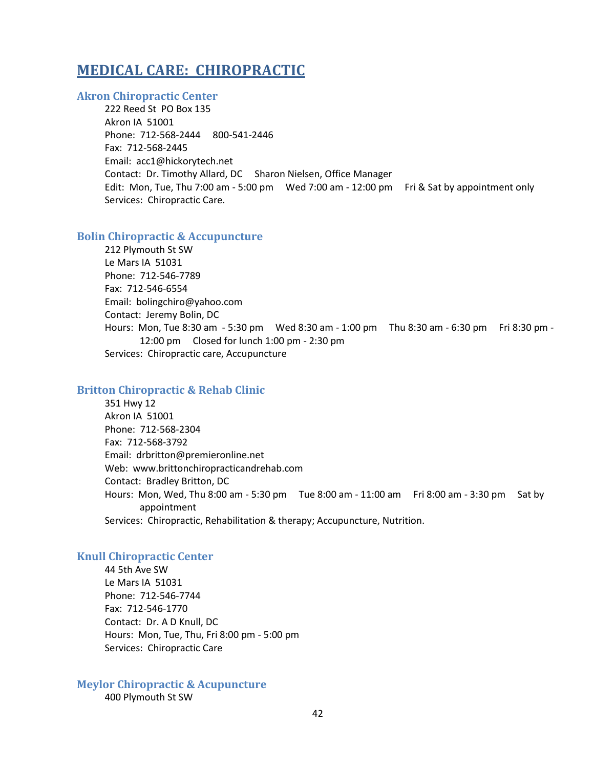# MEDICAL CARE: CHIROPRACTIC

### Akron Chiropractic Center

222 Reed St PO Box 135
Akron IA 51001
Phone: 712-568-2444 800-541-2446
Fax: 712-568-2445
Email: acc1@hickorytech.net
Contact: Dr. Timothy Allard, DC Sharon Nielsen, Office Manager
Edit: Mon, Tue, Thu 7:00 am - 5:00 pm Wed 7:00 am - 12:00 pm Fri & Sat by appointment only
Services: Chiropractic Care.

### Bolin Chiropractic & Accupuncture

212 Plymouth St SW
Le Mars IA 51031
Phone: 712-546-7789
Fax: 712-546-6554
Email: bolingchiro@yahoo.com
Contact: Jeremy Bolin, DC
Hours: Mon, Tue 8:30 am - 5:30 pm Wed 8:30 am - 1:00 pm Thu 8:30 am - 6:30 pm Fri 8:30 pm - 12:00 pm Closed for lunch 1:00 pm - 2:30 pm
Services: Chiropractic care, Accupuncture

### Britton Chiropractic & Rehab Clinic

351 Hwy 12
Akron IA 51001
Phone: 712-568-2304
Fax: 712-568-3792
Email: drbritton@premieronline.net
Web: www.brittonchiropracticandrehab.com
Contact: Bradley Britton, DC
Hours: Mon, Wed, Thu 8:00 am - 5:30 pm Tue 8:00 am - 11:00 am Fri 8:00 am - 3:30 pm Sat by appointment
Services: Chiropractic, Rehabilitation & therapy; Accupuncture, Nutrition.

### Knull Chiropractic Center

44 5th Ave SW
Le Mars IA 51031
Phone: 712-546-7744
Fax: 712-546-1770
Contact: Dr. A D Knull, DC
Hours: Mon, Tue, Thu, Fri 8:00 pm - 5:00 pm
Services: Chiropractic Care

### Meylor Chiropractic & Acupuncture

400 Plymouth St SW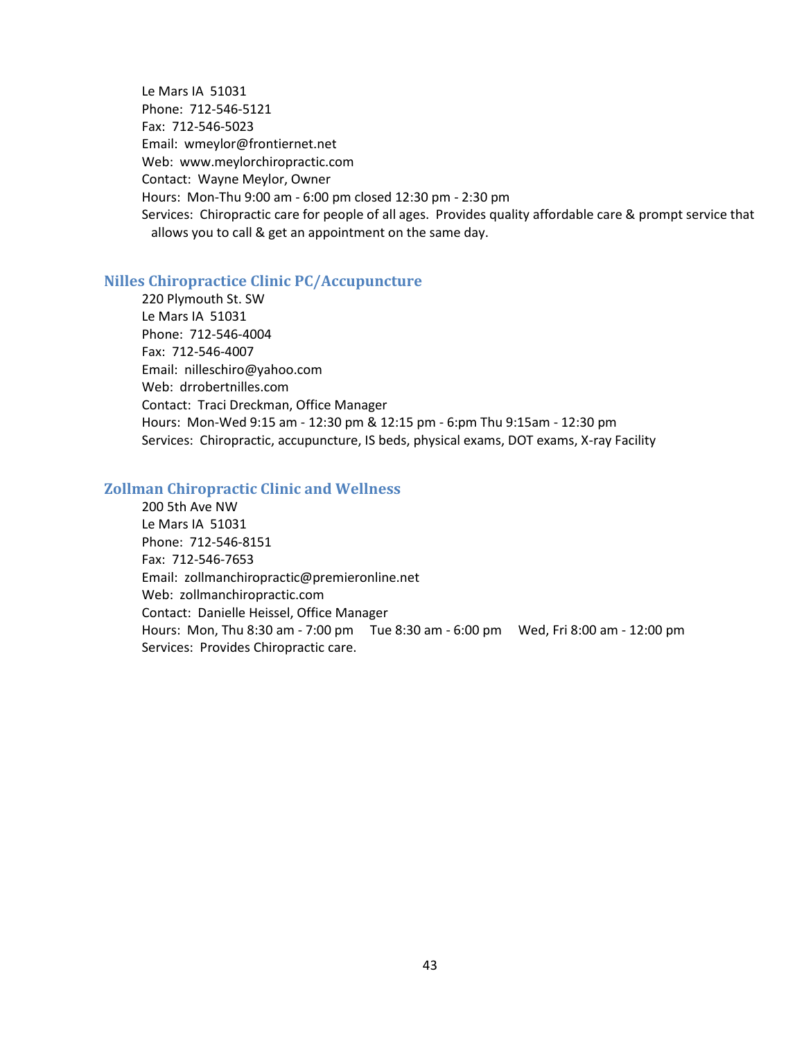Le Mars IA 51031
Phone: 712-546-5121
Fax: 712-546-5023
Email: wmeylor@frontiernet.net
Web: www.meylorchiropractic.com
Contact: Wayne Meylor, Owner
Hours: Mon-Thu 9:00 am - 6:00 pm closed 12:30 pm - 2:30 pm
Services: Chiropractic care for people of all ages. Provides quality affordable care & prompt service that allows you to call & get an appointment on the same day.

### Nilles Chiropractice Clinic PC/Accupuncture

220 Plymouth St. SW
Le Mars IA 51031
Phone: 712-546-4004
Fax: 712-546-4007
Email: nilleschiro@yahoo.com
Web: drrobertnilles.com
Contact: Traci Dreckman, Office Manager
Hours: Mon-Wed 9:15 am - 12:30 pm & 12:15 pm - 6:pm Thu 9:15am - 12:30 pm
Services: Chiropractic, accupuncture, IS beds, physical exams, DOT exams, X-ray Facility

### Zollman Chiropractic Clinic and Wellness

200 5th Ave NW
Le Mars IA 51031
Phone: 712-546-8151
Fax: 712-546-7653
Email: zollmanchiropractic@premieronline.net
Web: zollmanchiropractic.com
Contact: Danielle Heissel, Office Manager
Hours: Mon, Thu 8:30 am - 7:00 pm Tue 8:30 am - 6:00 pm Wed, Fri 8:00 am - 12:00 pm
Services: Provides Chiropractic care.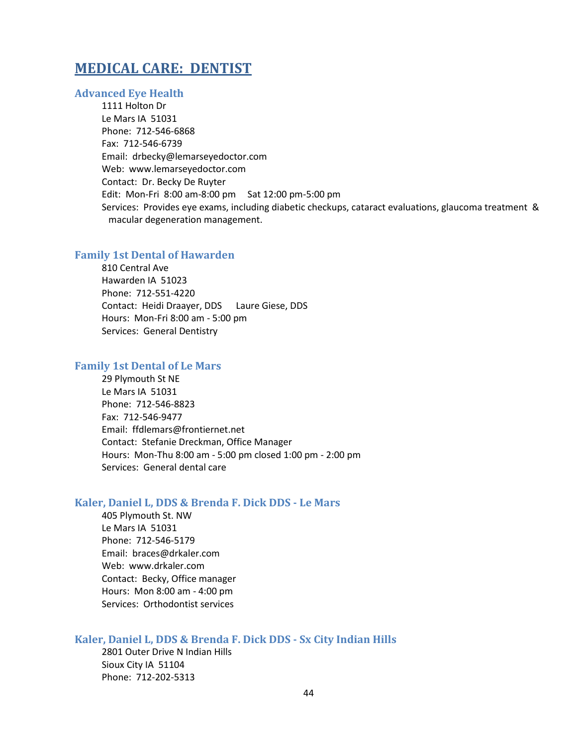# MEDICAL CARE: DENTIST

### Advanced Eye Health

1111 Holton Dr
Le Mars IA 51031
Phone: 712-546-6868
Fax: 712-546-6739
Email: drbecky@lemarseyedoctor.com
Web: www.lemarseyedoctor.com
Contact: Dr. Becky De Ruyter
Edit: Mon-Fri 8:00 am-8:00 pm Sat 12:00 pm-5:00 pm
Services: Provides eye exams, including diabetic checkups, cataract evaluations, glaucoma treatment & macular degeneration management.

### Family 1st Dental of Hawarden

810 Central Ave
Hawarden IA 51023
Phone: 712-551-4220
Contact: Heidi Draayer, DDS Laure Giese, DDS
Hours: Mon-Fri 8:00 am - 5:00 pm
Services: General Dentistry

### Family 1st Dental of Le Mars

29 Plymouth St NE
Le Mars IA 51031
Phone: 712-546-8823
Fax: 712-546-9477
Email: ffdlemars@frontiernet.net
Contact: Stefanie Dreckman, Office Manager
Hours: Mon-Thu 8:00 am - 5:00 pm closed 1:00 pm - 2:00 pm
Services: General dental care

### Kaler, Daniel L, DDS & Brenda F. Dick DDS - Le Mars

405 Plymouth St. NW
Le Mars IA 51031
Phone: 712-546-5179
Email: braces@drkaler.com
Web: www.drkaler.com
Contact: Becky, Office manager
Hours: Mon 8:00 am - 4:00 pm
Services: Orthodontist services

### Kaler, Daniel L, DDS & Brenda F. Dick DDS - Sx City Indian Hills

2801 Outer Drive N Indian Hills
Sioux City IA 51104
Phone: 712-202-5313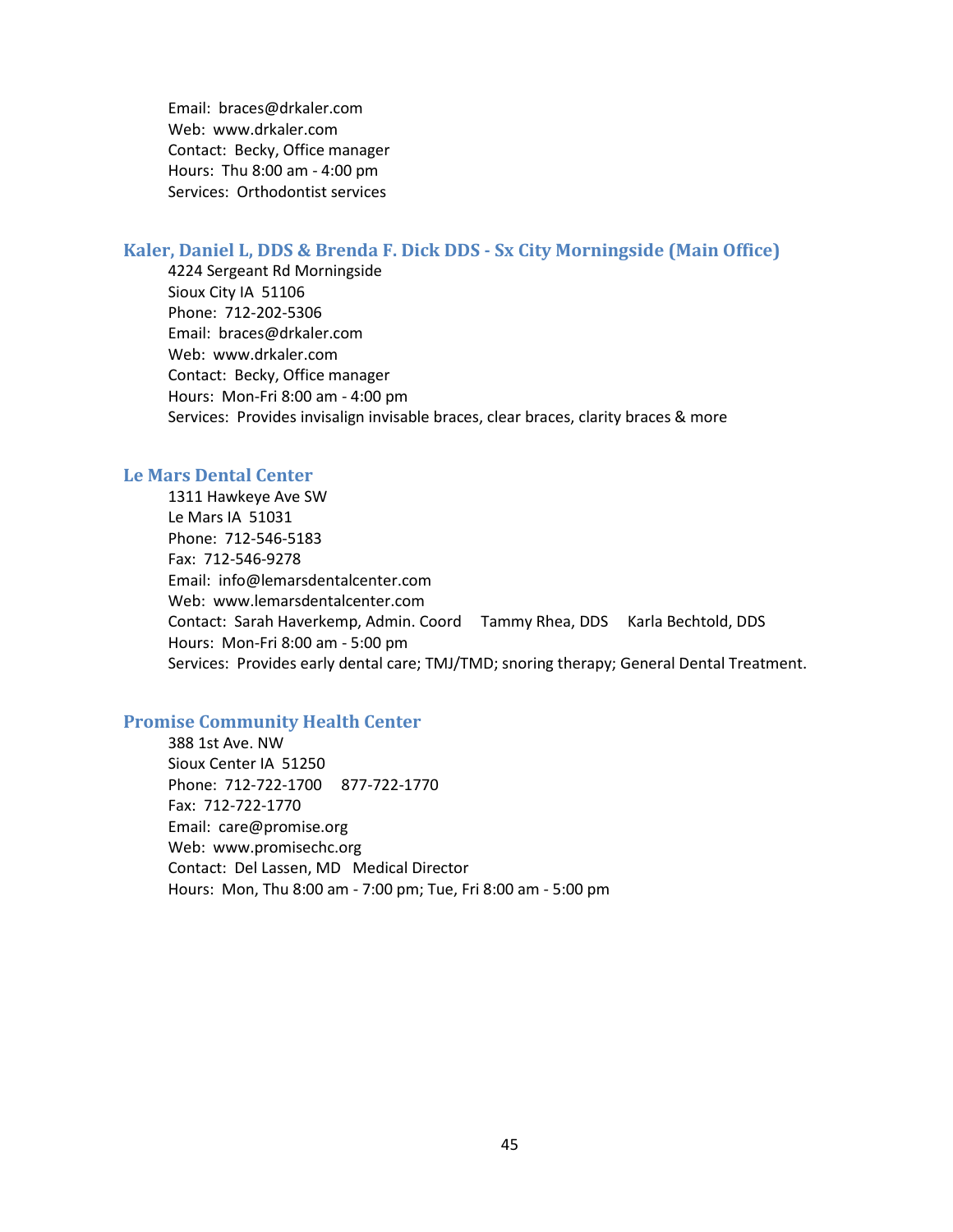Email: braces@drkaler.com
Web: www.drkaler.com
Contact: Becky, Office manager
Hours: Thu 8:00 am - 4:00 pm
Services: Orthodontist services

### Kaler, Daniel L, DDS & Brenda F. Dick DDS - Sx City Morningside (Main Office)

4224 Sergeant Rd Morningside
Sioux City IA 51106
Phone: 712-202-5306
Email: braces@drkaler.com
Web: www.drkaler.com
Contact: Becky, Office manager
Hours: Mon-Fri 8:00 am - 4:00 pm
Services: Provides invisalign invisable braces, clear braces, clarity braces & more

### Le Mars Dental Center

1311 Hawkeye Ave SW
Le Mars IA 51031
Phone: 712-546-5183
Fax: 712-546-9278
Email: info@lemarsdentalcenter.com
Web: www.lemarsdentalcenter.com
Contact: Sarah Haverkemp, Admin. Coord Tammy Rhea, DDS Karla Bechtold, DDS
Hours: Mon-Fri 8:00 am - 5:00 pm
Services: Provides early dental care; TMJ/TMD; snoring therapy; General Dental Treatment.

### Promise Community Health Center

388 1st Ave. NW
Sioux Center IA 51250
Phone: 712-722-1700 877-722-1770
Fax: 712-722-1770
Email: care@promise.org
Web: www.promisechc.org
Contact: Del Lassen, MD Medical Director
Hours: Mon, Thu 8:00 am - 7:00 pm; Tue, Fri 8:00 am - 5:00 pm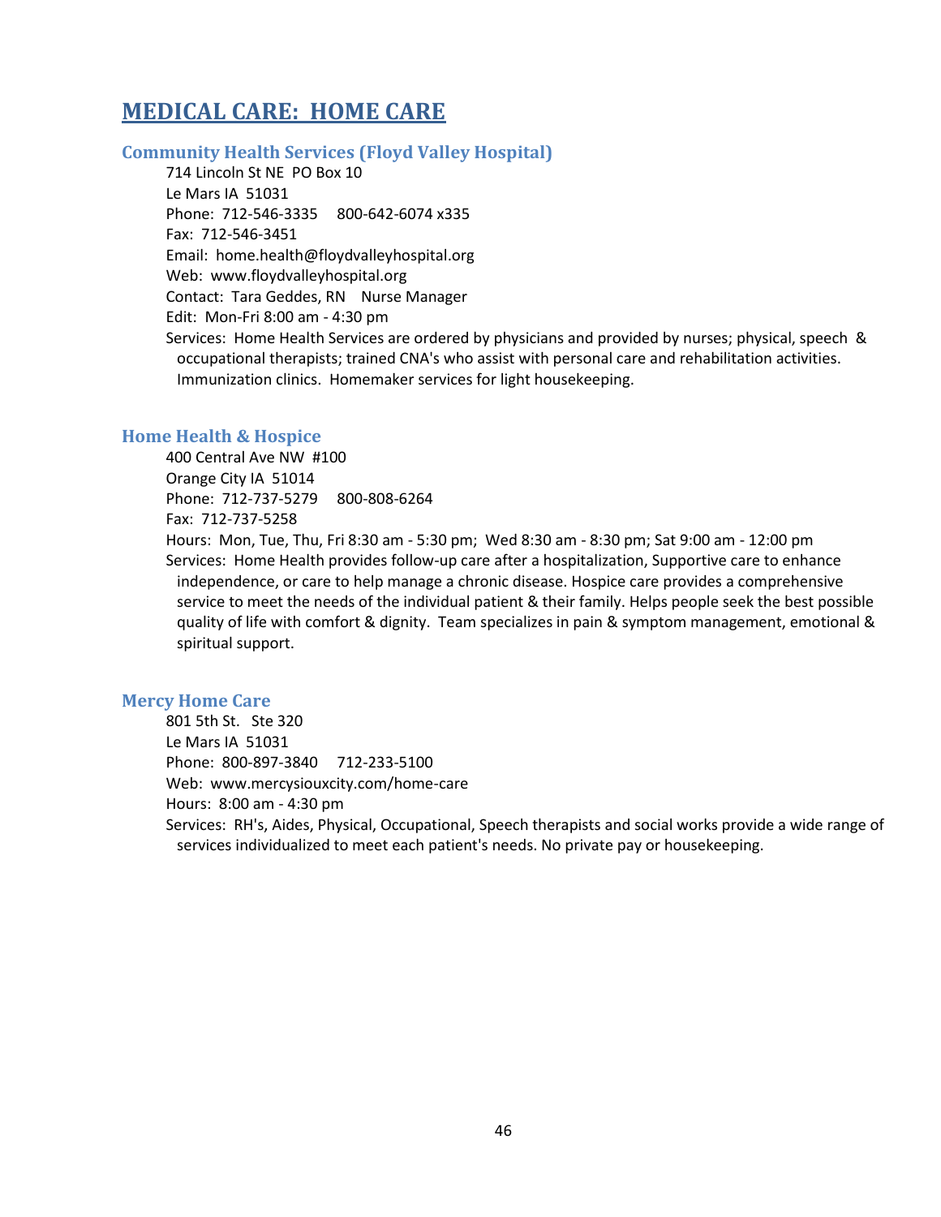# MEDICAL CARE: HOME CARE

### Community Health Services (Floyd Valley Hospital)

714 Lincoln St NE PO Box 10
Le Mars IA 51031
Phone: 712-546-3335 800-642-6074 x335
Fax: 712-546-3451
Email: home.health@floydvalleyhospital.org
Web: www.floydvalleyhospital.org
Contact: Tara Geddes, RN Nurse Manager
Edit: Mon-Fri 8:00 am - 4:30 pm
Services: Home Health Services are ordered by physicians and provided by nurses; physical, speech & occupational therapists; trained CNA's who assist with personal care and rehabilitation activities. Immunization clinics. Homemaker services for light housekeeping.

### Home Health & Hospice

400 Central Ave NW #100
Orange City IA 51014
Phone: 712-737-5279 800-808-6264
Fax: 712-737-5258
Hours: Mon, Tue, Thu, Fri 8:30 am - 5:30 pm; Wed 8:30 am - 8:30 pm; Sat 9:00 am - 12:00 pm
Services: Home Health provides follow-up care after a hospitalization, Supportive care to enhance independence, or care to help manage a chronic disease. Hospice care provides a comprehensive service to meet the needs of the individual patient & their family. Helps people seek the best possible quality of life with comfort & dignity. Team specializes in pain & symptom management, emotional & spiritual support.

### Mercy Home Care

801 5th St. Ste 320
Le Mars IA 51031
Phone: 800-897-3840 712-233-5100
Web: www.mercysiouxcity.com/home-care
Hours: 8:00 am - 4:30 pm
Services: RH's, Aides, Physical, Occupational, Speech therapists and social works provide a wide range of services individualized to meet each patient's needs. No private pay or housekeeping.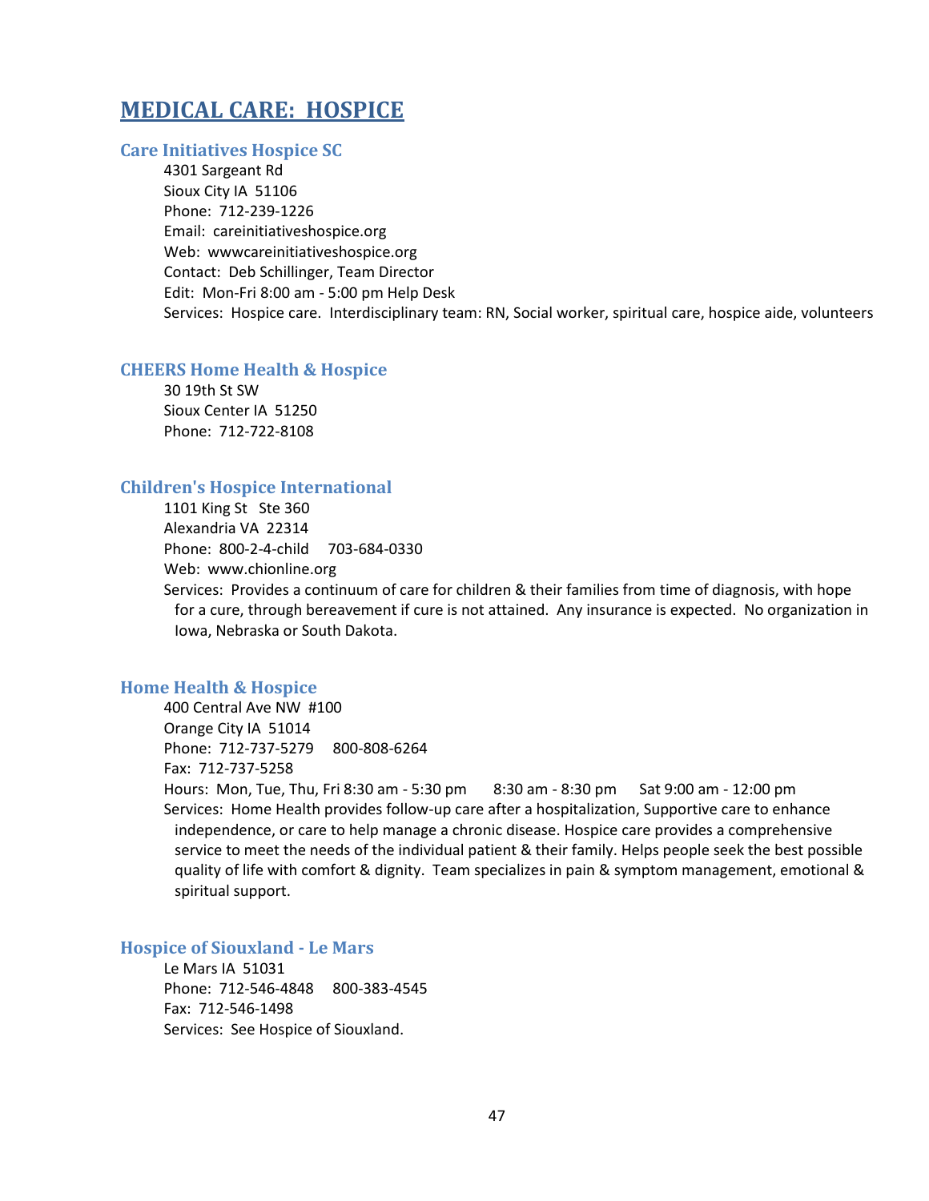# MEDICAL CARE: HOSPICE

## Care Initiatives Hospice SC

4301 Sargeant Rd
Sioux City IA 51106
Phone: 712-239-1226
Email: careinitiativeshospice.org
Web: wwwcareinitiativeshospice.org
Contact: Deb Schillinger, Team Director
Edit: Mon-Fri 8:00 am - 5:00 pm Help Desk
Services: Hospice care. Interdisciplinary team: RN, Social worker, spiritual care, hospice aide, volunteers

## CHEERS Home Health & Hospice

30 19th St SW
Sioux Center IA 51250
Phone: 712-722-8108

## Children's Hospice International

1101 King St Ste 360
Alexandria VA 22314
Phone: 800-2-4-child 703-684-0330
Web: www.chionline.org
Services: Provides a continuum of care for children & their families from time of diagnosis, with hope for a cure, through bereavement if cure is not attained. Any insurance is expected. No organization in Iowa, Nebraska or South Dakota.

## Home Health & Hospice

400 Central Ave NW #100
Orange City IA 51014
Phone: 712-737-5279 800-808-6264
Fax: 712-737-5258
Hours: Mon, Tue, Thu, Fri 8:30 am - 5:30 pm 8:30 am - 8:30 pm Sat 9:00 am - 12:00 pm
Services: Home Health provides follow-up care after a hospitalization, Supportive care to enhance independence, or care to help manage a chronic disease. Hospice care provides a comprehensive service to meet the needs of the individual patient & their family. Helps people seek the best possible quality of life with comfort & dignity. Team specializes in pain & symptom management, emotional & spiritual support.

## Hospice of Siouxland - Le Mars

Le Mars IA 51031
Phone: 712-546-4848 800-383-4545
Fax: 712-546-1498
Services: See Hospice of Siouxland.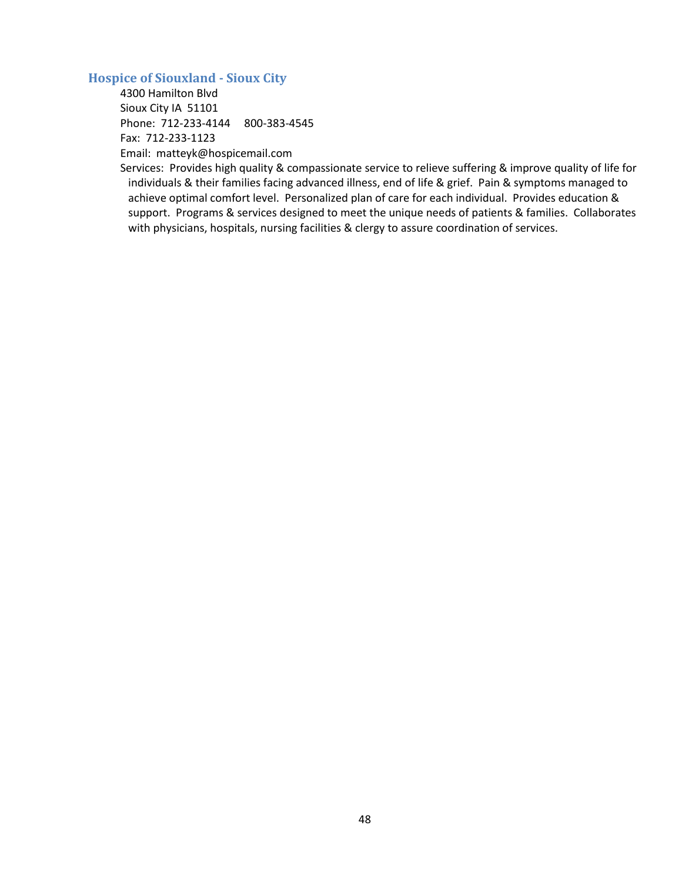### Hospice of Siouxland - Sioux City

4300 Hamilton Blvd
Sioux City IA 51101
Phone: 712-233-4144 800-383-4545
Fax: 712-233-1123
Email: matteyk@hospicemail.com
Services: Provides high quality & compassionate service to relieve suffering & improve quality of life for individuals & their families facing advanced illness, end of life & grief. Pain & symptoms managed to achieve optimal comfort level. Personalized plan of care for each individual. Provides education & support. Programs & services designed to meet the unique needs of patients & families. Collaborates with physicians, hospitals, nursing facilities & clergy to assure coordination of services.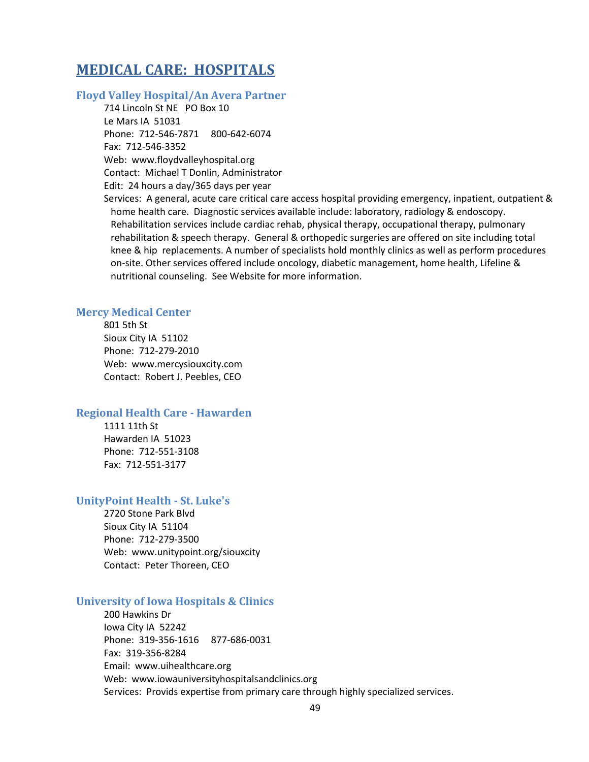# MEDICAL CARE: HOSPITALS

### Floyd Valley Hospital/An Avera Partner

714 Lincoln St NE PO Box 10
Le Mars IA 51031
Phone: 712-546-7871 800-642-6074
Fax: 712-546-3352
Web: www.floydvalleyhospital.org
Contact: Michael T Donlin, Administrator
Edit: 24 hours a day/365 days per year
Services: A general, acute care critical care access hospital providing emergency, inpatient, outpatient & home health care. Diagnostic services available include: laboratory, radiology & endoscopy. Rehabilitation services include cardiac rehab, physical therapy, occupational therapy, pulmonary rehabilitation & speech therapy. General & orthopedic surgeries are offered on site including total knee & hip replacements. A number of specialists hold monthly clinics as well as perform procedures on-site. Other services offered include oncology, diabetic management, home health, Lifeline & nutritional counseling. See Website for more information.

### Mercy Medical Center

801 5th St
Sioux City IA 51102
Phone: 712-279-2010
Web: www.mercysiouxcity.com
Contact: Robert J. Peebles, CEO

### Regional Health Care - Hawarden

1111 11th St
Hawarden IA 51023
Phone: 712-551-3108
Fax: 712-551-3177

### UnityPoint Health - St. Luke's

2720 Stone Park Blvd
Sioux City IA 51104
Phone: 712-279-3500
Web: www.unitypoint.org/siouxcity
Contact: Peter Thoreen, CEO

### University of Iowa Hospitals & Clinics

200 Hawkins Dr
Iowa City IA 52242
Phone: 319-356-1616 877-686-0031
Fax: 319-356-8284
Email: www.uihealthcare.org
Web: www.iowauniversityhospitalsandclinics.org
Services: Provids expertise from primary care through highly specialized services.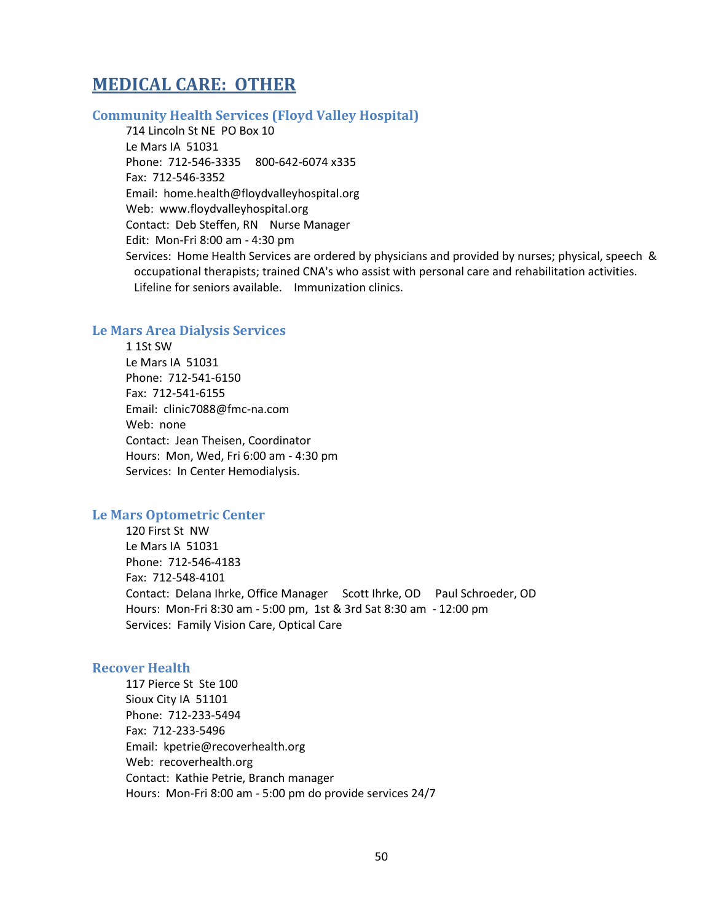# MEDICAL CARE: OTHER

## Community Health Services (Floyd Valley Hospital)

714 Lincoln St NE PO Box 10
Le Mars IA 51031
Phone: 712-546-3335 800-642-6074 x335
Fax: 712-546-3352
Email: home.health@floydvalleyhospital.org
Web: www.floydvalleyhospital.org
Contact: Deb Steffen, RN Nurse Manager
Edit: Mon-Fri 8:00 am - 4:30 pm
Services: Home Health Services are ordered by physicians and provided by nurses; physical, speech & occupational therapists; trained CNA's who assist with personal care and rehabilitation activities. Lifeline for seniors available. Immunization clinics.

## Le Mars Area Dialysis Services

1 1St SW
Le Mars IA 51031
Phone: 712-541-6150
Fax: 712-541-6155
Email: clinic7088@fmc-na.com
Web: none
Contact: Jean Theisen, Coordinator
Hours: Mon, Wed, Fri 6:00 am - 4:30 pm
Services: In Center Hemodialysis.

## Le Mars Optometric Center

120 First St NW
Le Mars IA 51031
Phone: 712-546-4183
Fax: 712-548-4101
Contact: Delana Ihrke, Office Manager Scott Ihrke, OD Paul Schroeder, OD
Hours: Mon-Fri 8:30 am - 5:00 pm, 1st & 3rd Sat 8:30 am - 12:00 pm
Services: Family Vision Care, Optical Care

## Recover Health

117 Pierce St Ste 100
Sioux City IA 51101
Phone: 712-233-5494
Fax: 712-233-5496
Email: kpetrie@recoverhealth.org
Web: recoverhealth.org
Contact: Kathie Petrie, Branch manager
Hours: Mon-Fri 8:00 am - 5:00 pm do provide services 24/7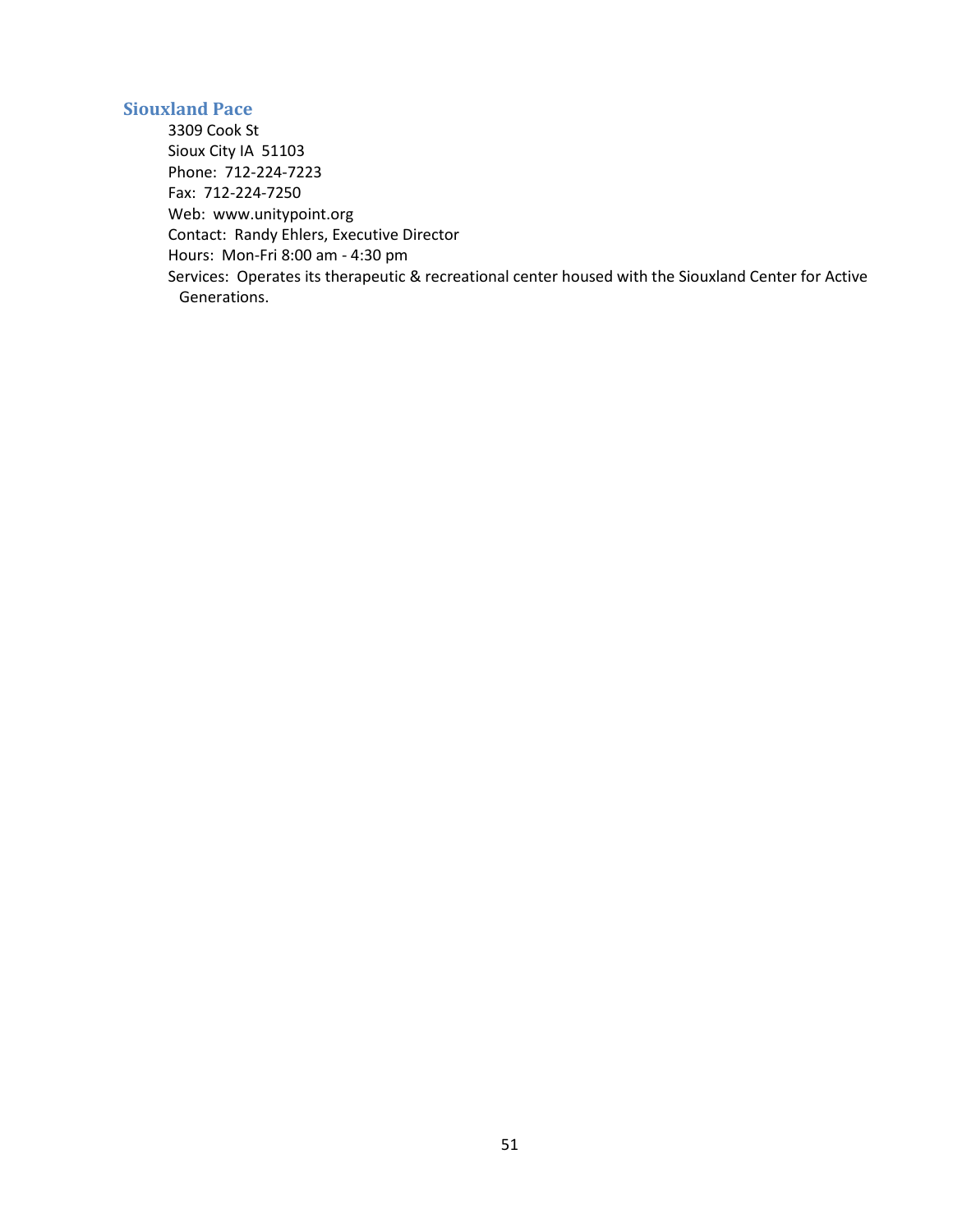### Siouxland Pace

3309 Cook St
Sioux City IA 51103
Phone: 712-224-7223
Fax: 712-224-7250
Web: www.unitypoint.org
Contact: Randy Ehlers, Executive Director
Hours: Mon-Fri 8:00 am - 4:30 pm
Services: Operates its therapeutic & recreational center housed with the Siouxland Center for Active Generations.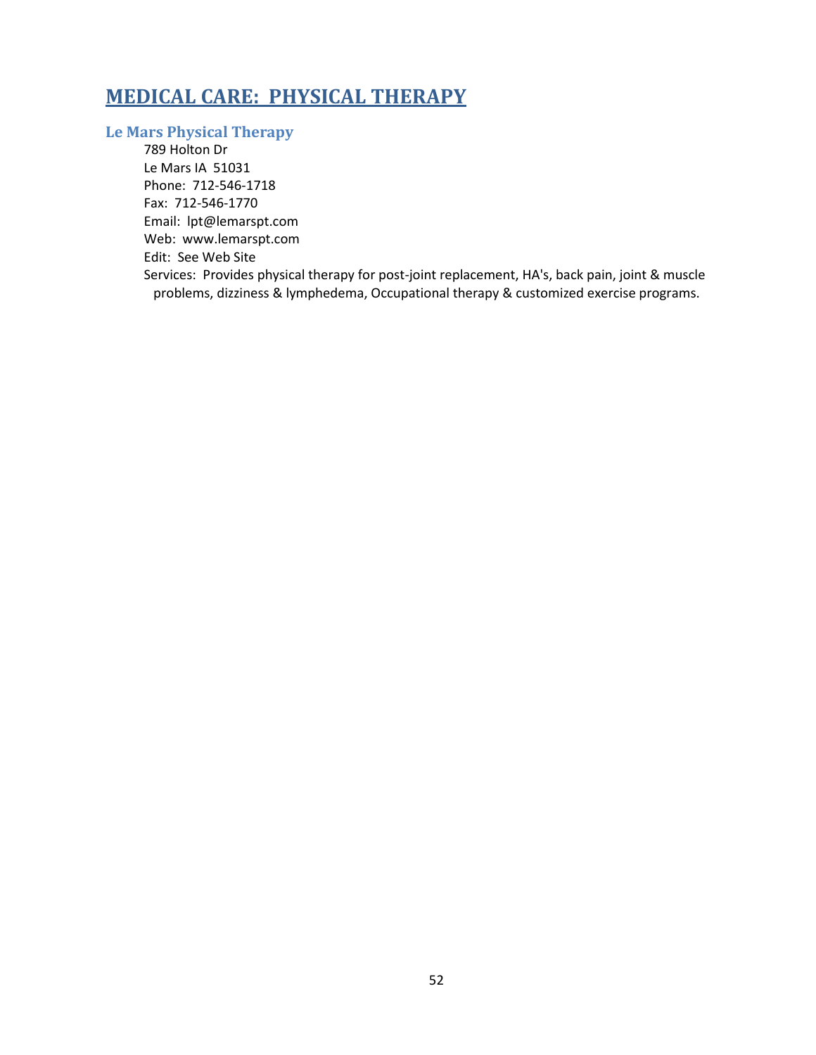# MEDICAL CARE: PHYSICAL THERAPY

## Le Mars Physical Therapy

789 Holton Dr
Le Mars IA 51031
Phone: 712-546-1718
Fax: 712-546-1770
Email: lpt@lemarspt.com
Web: www.lemarspt.com
Edit: See Web Site
Services: Provides physical therapy for post-joint replacement, HA's, back pain, joint & muscle problems, dizziness & lymphedema, Occupational therapy & customized exercise programs.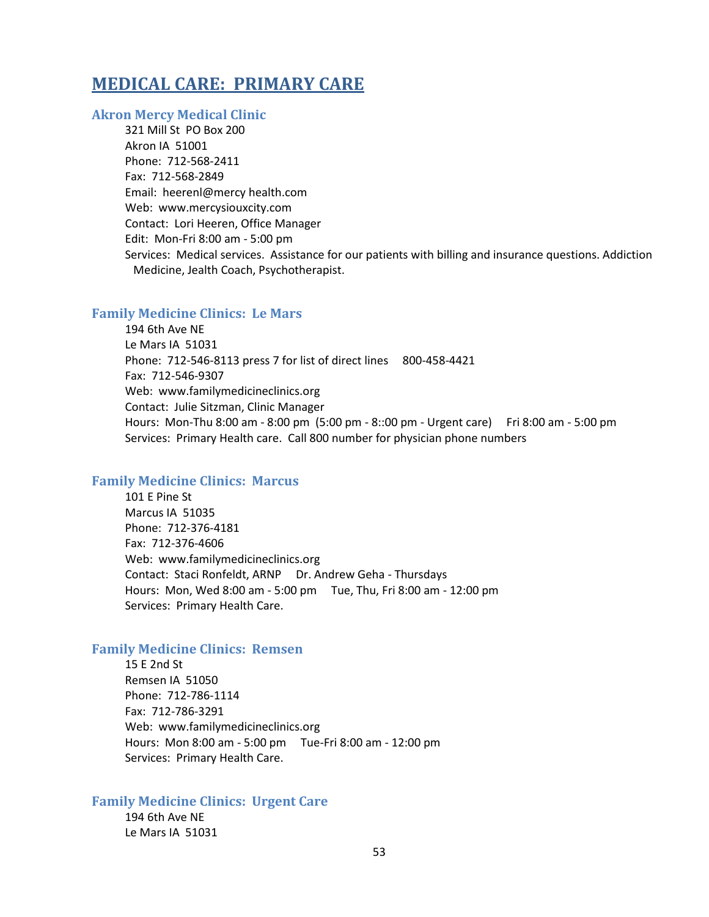# MEDICAL CARE:  PRIMARY CARE

### Akron Mercy Medical Clinic

321 Mill St  PO Box 200
Akron IA  51001
Phone:  712-568-2411
Fax:  712-568-2849
Email:  heerenl@mercy health.com
Web:  www.mercysiouxcity.com
Contact:  Lori Heeren, Office Manager
Edit:  Mon-Fri 8:00 am - 5:00 pm
Services:  Medical services.  Assistance for our patients with billing and insurance questions. Addiction Medicine, Jealth Coach, Psychotherapist.

### Family Medicine Clinics:  Le Mars

194 6th Ave NE
Le Mars IA  51031
Phone:  712-546-8113 press 7 for list of direct lines     800-458-4421
Fax:  712-546-9307
Web:  www.familymedicineclinics.org
Contact:  Julie Sitzman, Clinic Manager
Hours:  Mon-Thu 8:00 am - 8:00 pm  (5:00 pm - 8::00 pm - Urgent care)     Fri 8:00 am - 5:00 pm
Services:  Primary Health care.  Call 800 number for physician phone numbers

### Family Medicine Clinics:  Marcus

101 E Pine St
Marcus IA  51035
Phone:  712-376-4181
Fax:  712-376-4606
Web:  www.familymedicineclinics.org
Contact:  Staci Ronfeldt, ARNP     Dr. Andrew Geha - Thursdays
Hours:  Mon, Wed 8:00 am - 5:00 pm     Tue, Thu, Fri 8:00 am - 12:00 pm
Services:  Primary Health Care.

### Family Medicine Clinics:  Remsen

15 E 2nd St
Remsen IA  51050
Phone:  712-786-1114
Fax:  712-786-3291
Web:  www.familymedicineclinics.org
Hours:  Mon 8:00 am - 5:00 pm     Tue-Fri 8:00 am - 12:00 pm
Services:  Primary Health Care.

### Family Medicine Clinics:  Urgent Care

194 6th Ave NE
Le Mars IA  51031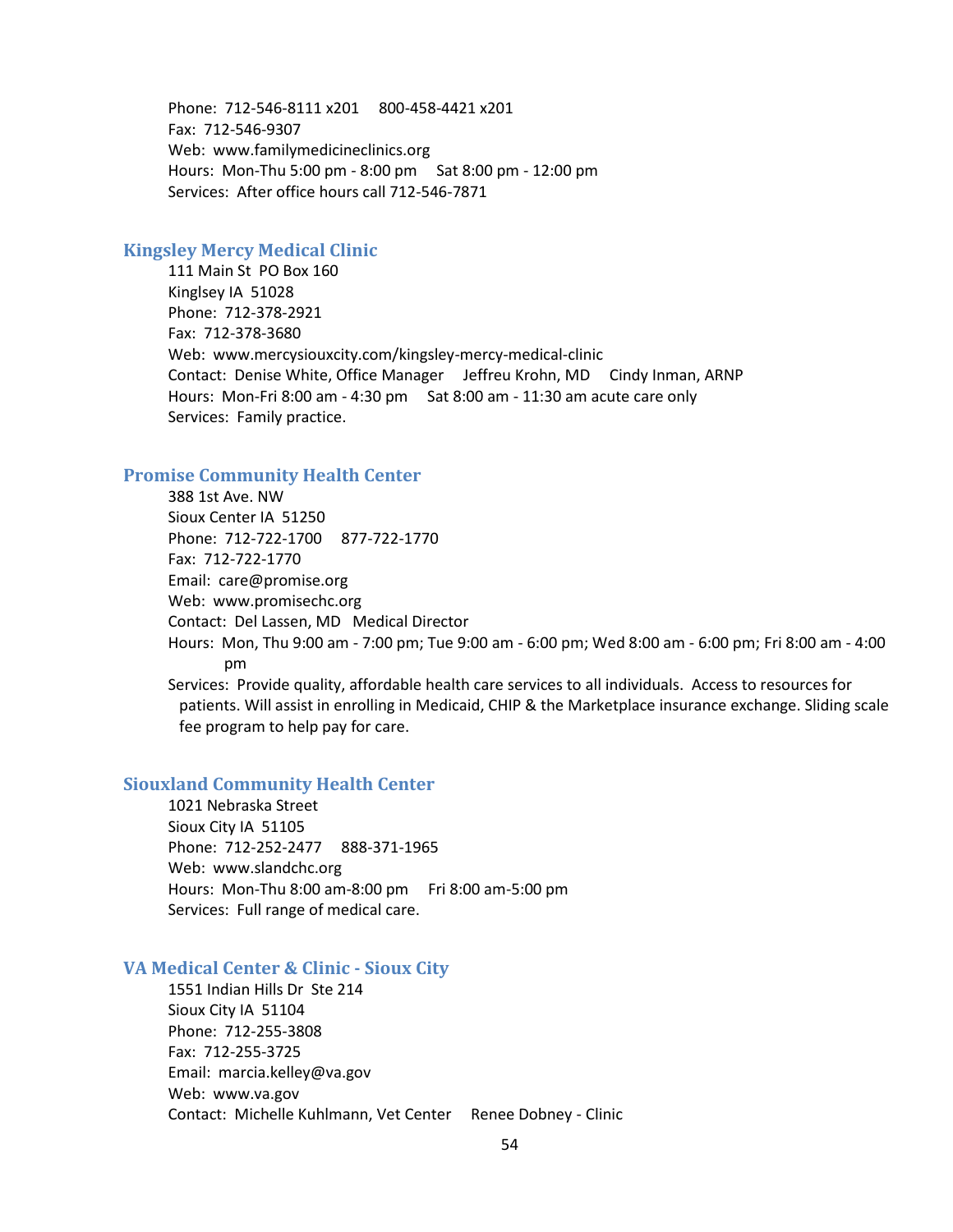Phone: 712-546-8111 x201     800-458-4421 x201
Fax: 712-546-9307
Web: www.familymedicineclinics.org
Hours: Mon-Thu 5:00 pm - 8:00 pm     Sat 8:00 pm - 12:00 pm
Services: After office hours call 712-546-7871

### Kingsley Mercy Medical Clinic

111 Main St PO Box 160
Kinglsey IA 51028
Phone: 712-378-2921
Fax: 712-378-3680
Web: www.mercysiouxcity.com/kingsley-mercy-medical-clinic
Contact: Denise White, Office Manager     Jeffreu Krohn, MD     Cindy Inman, ARNP
Hours: Mon-Fri 8:00 am - 4:30 pm     Sat 8:00 am - 11:30 am acute care only
Services: Family practice.

### Promise Community Health Center

388 1st Ave. NW
Sioux Center IA 51250
Phone: 712-722-1700     877-722-1770
Fax: 712-722-1770
Email: care@promise.org
Web: www.promisechc.org
Contact: Del Lassen, MD   Medical Director
Hours: Mon, Thu 9:00 am - 7:00 pm; Tue 9:00 am - 6:00 pm; Wed 8:00 am - 6:00 pm; Fri 8:00 am - 4:00 pm
Services: Provide quality, affordable health care services to all individuals. Access to resources for patients. Will assist in enrolling in Medicaid, CHIP & the Marketplace insurance exchange. Sliding scale fee program to help pay for care.

### Siouxland Community Health Center

1021 Nebraska Street
Sioux City IA 51105
Phone: 712-252-2477     888-371-1965
Web: www.slandchc.org
Hours: Mon-Thu 8:00 am-8:00 pm     Fri 8:00 am-5:00 pm
Services: Full range of medical care.

### VA Medical Center & Clinic - Sioux City

1551 Indian Hills Dr Ste 214
Sioux City IA 51104
Phone: 712-255-3808
Fax: 712-255-3725
Email: marcia.kelley@va.gov
Web: www.va.gov
Contact: Michelle Kuhlmann, Vet Center     Renee Dobney - Clinic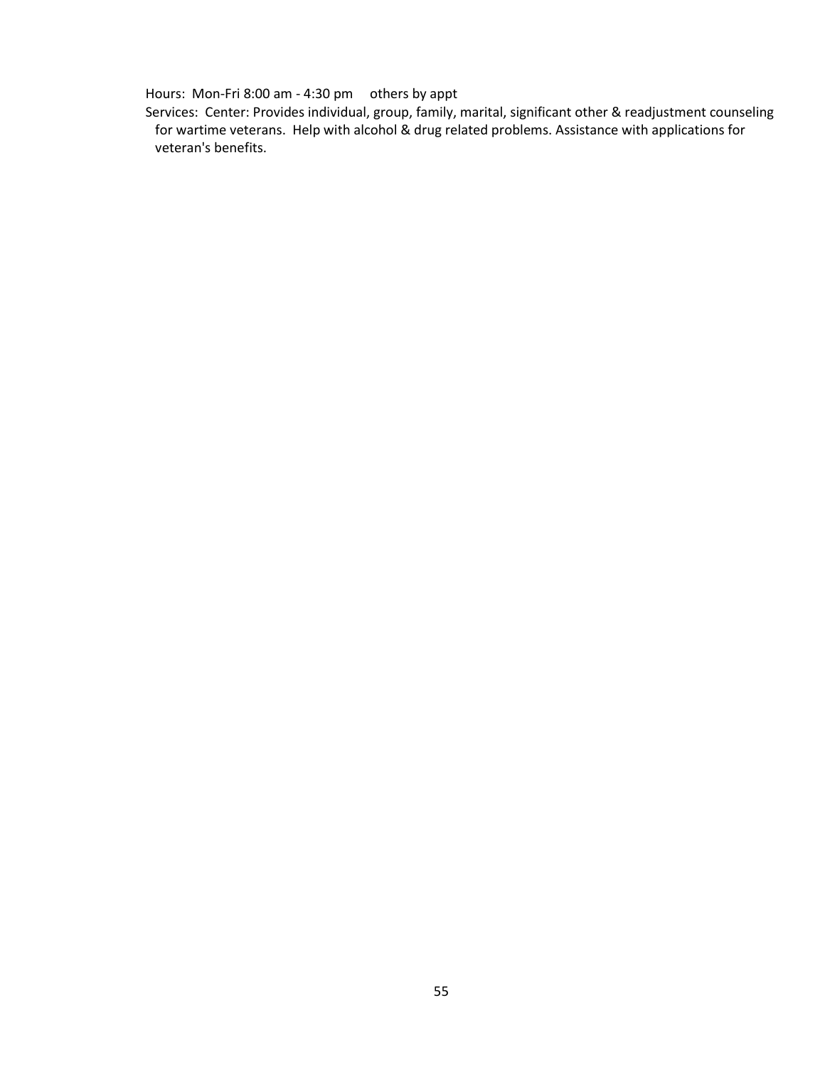Hours: Mon-Fri 8:00 am - 4:30 pm     others by appt

Services: Center: Provides individual, group, family, marital, significant other & readjustment counseling for wartime veterans. Help with alcohol & drug related problems. Assistance with applications for veteran's benefits.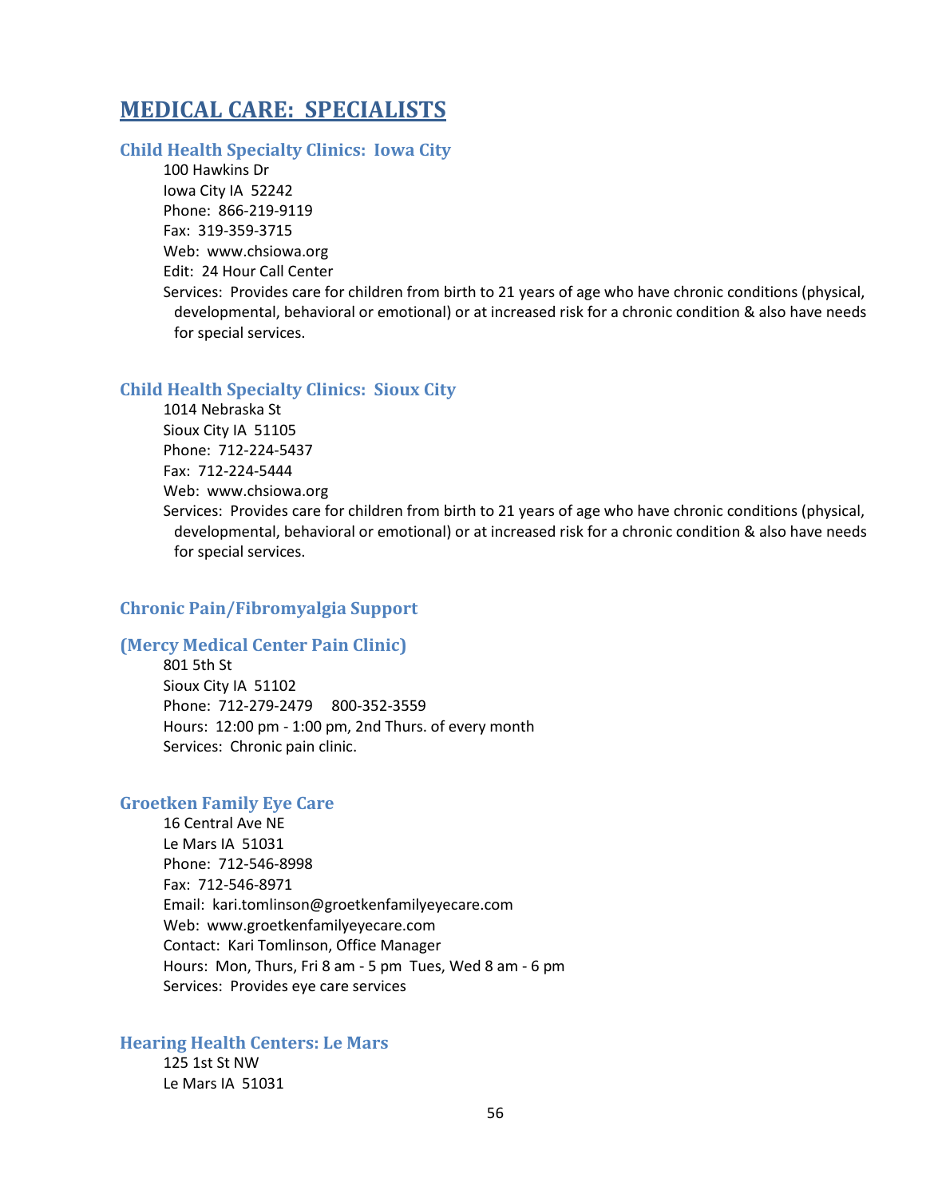# MEDICAL CARE: SPECIALISTS

### Child Health Specialty Clinics: Iowa City

100 Hawkins Dr
Iowa City IA 52242
Phone: 866-219-9119
Fax: 319-359-3715
Web: www.chsiowa.org
Edit: 24 Hour Call Center
Services: Provides care for children from birth to 21 years of age who have chronic conditions (physical, developmental, behavioral or emotional) or at increased risk for a chronic condition & also have needs for special services.

### Child Health Specialty Clinics: Sioux City

1014 Nebraska St
Sioux City IA 51105
Phone: 712-224-5437
Fax: 712-224-5444
Web: www.chsiowa.org
Services: Provides care for children from birth to 21 years of age who have chronic conditions (physical, developmental, behavioral or emotional) or at increased risk for a chronic condition & also have needs for special services.

### Chronic Pain/Fibromyalgia Support

### (Mercy Medical Center Pain Clinic)

801 5th St
Sioux City IA 51102
Phone: 712-279-2479 800-352-3559
Hours: 12:00 pm - 1:00 pm, 2nd Thurs. of every month
Services: Chronic pain clinic.

### Groetken Family Eye Care

16 Central Ave NE
Le Mars IA 51031
Phone: 712-546-8998
Fax: 712-546-8971
Email: kari.tomlinson@groetkenfamilyeyecare.com
Web: www.groetkenfamilyeyecare.com
Contact: Kari Tomlinson, Office Manager
Hours: Mon, Thurs, Fri 8 am - 5 pm Tues, Wed 8 am - 6 pm
Services: Provides eye care services

### Hearing Health Centers: Le Mars

125 1st St NW
Le Mars IA 51031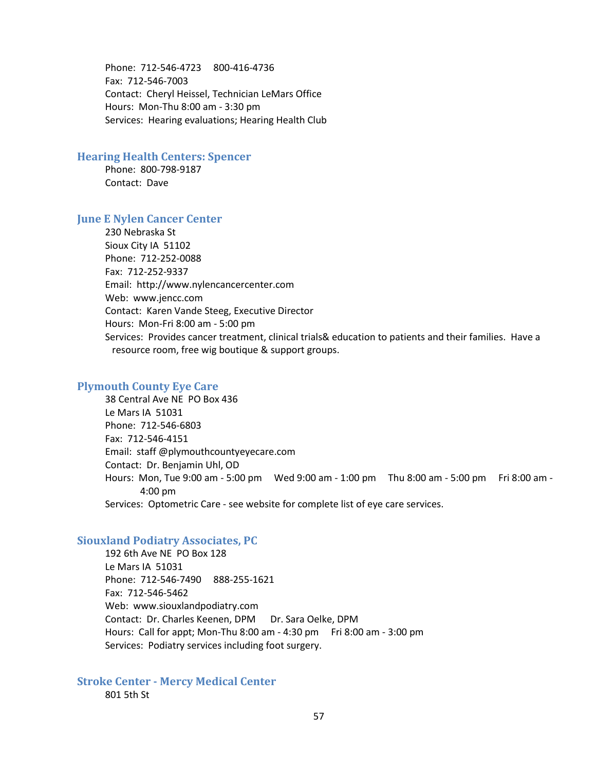Phone: 712-546-4723     800-416-4736
Fax: 712-546-7003
Contact: Cheryl Heissel, Technician LeMars Office
Hours: Mon-Thu 8:00 am - 3:30 pm
Services: Hearing evaluations; Hearing Health Club

### Hearing Health Centers: Spencer

Phone: 800-798-9187
Contact: Dave

### June E Nylen Cancer Center

230 Nebraska St
Sioux City IA 51102
Phone: 712-252-0088
Fax: 712-252-9337
Email: http://www.nylencancercenter.com
Web: www.jencc.com
Contact: Karen Vande Steeg, Executive Director
Hours: Mon-Fri 8:00 am - 5:00 pm
Services: Provides cancer treatment, clinical trials& education to patients and their families. Have a resource room, free wig boutique & support groups.

### Plymouth County Eye Care

38 Central Ave NE PO Box 436
Le Mars IA 51031
Phone: 712-546-6803
Fax: 712-546-4151
Email: staff @plymouthcountyeyecare.com
Contact: Dr. Benjamin Uhl, OD
Hours: Mon, Tue 9:00 am - 5:00 pm     Wed 9:00 am - 1:00 pm     Thu 8:00 am - 5:00 pm     Fri 8:00 am - 4:00 pm
Services: Optometric Care - see website for complete list of eye care services.

### Siouxland Podiatry Associates, PC

192 6th Ave NE PO Box 128
Le Mars IA 51031
Phone: 712-546-7490     888-255-1621
Fax: 712-546-5462
Web: www.siouxlandpodiatry.com
Contact: Dr. Charles Keenen, DPM     Dr. Sara Oelke, DPM
Hours: Call for appt; Mon-Thu 8:00 am - 4:30 pm     Fri 8:00 am - 3:00 pm
Services: Podiatry services including foot surgery.

### Stroke Center - Mercy Medical Center

801 5th St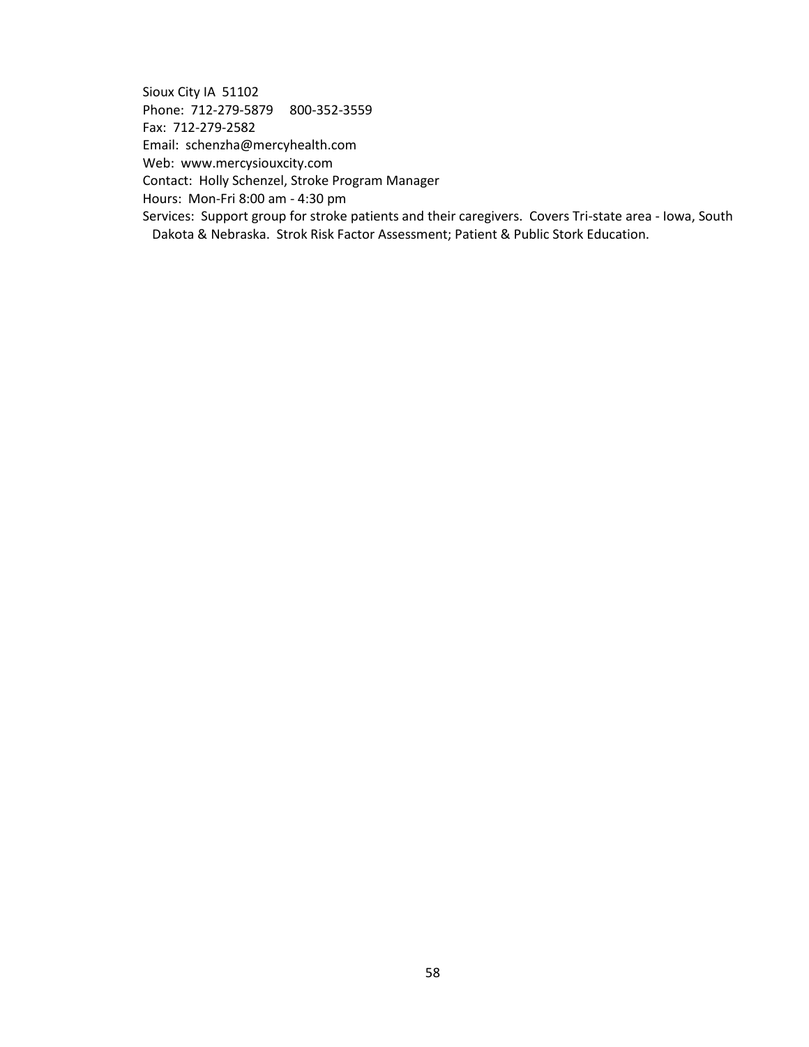Sioux City IA 51102
Phone: 712-279-5879 800-352-3559
Fax: 712-279-2582
Email: schenzha@mercyhealth.com
Web: www.mercysiouxcity.com
Contact: Holly Schenzel, Stroke Program Manager
Hours: Mon-Fri 8:00 am - 4:30 pm
Services: Support group for stroke patients and their caregivers. Covers Tri-state area - Iowa, South Dakota & Nebraska. Strok Risk Factor Assessment; Patient & Public Stork Education.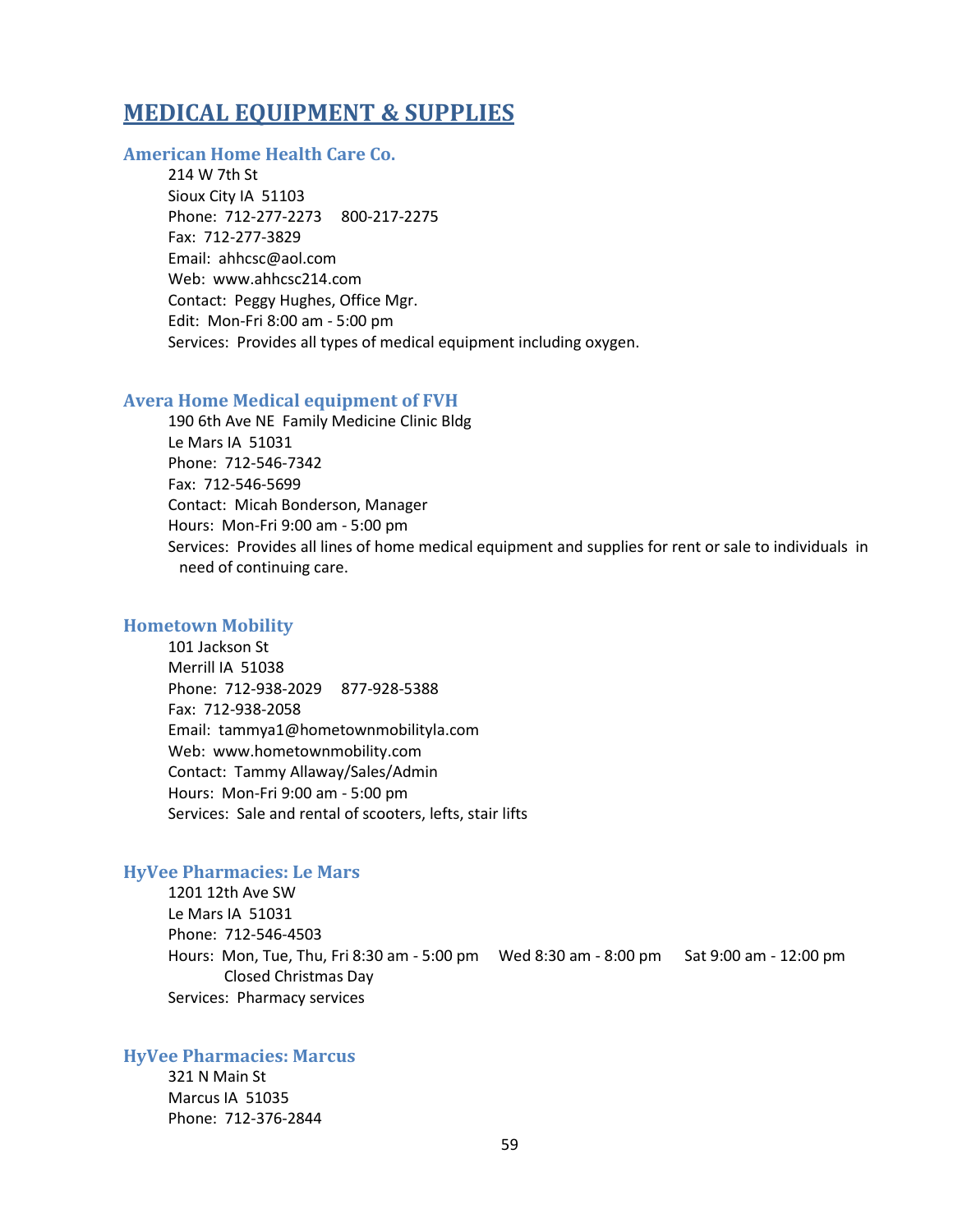# MEDICAL EQUIPMENT & SUPPLIES

### American Home Health Care Co.

214 W 7th St
Sioux City IA 51103
Phone: 712-277-2273 800-217-2275
Fax: 712-277-3829
Email: ahhcsc@aol.com
Web: www.ahhcsc214.com
Contact: Peggy Hughes, Office Mgr.
Edit: Mon-Fri 8:00 am - 5:00 pm
Services: Provides all types of medical equipment including oxygen.

### Avera Home Medical equipment of FVH

190 6th Ave NE Family Medicine Clinic Bldg
Le Mars IA 51031
Phone: 712-546-7342
Fax: 712-546-5699
Contact: Micah Bonderson, Manager
Hours: Mon-Fri 9:00 am - 5:00 pm
Services: Provides all lines of home medical equipment and supplies for rent or sale to individuals in need of continuing care.

### Hometown Mobility

101 Jackson St
Merrill IA 51038
Phone: 712-938-2029 877-928-5388
Fax: 712-938-2058
Email: tammya1@hometownmobilityla.com
Web: www.hometownmobility.com
Contact: Tammy Allaway/Sales/Admin
Hours: Mon-Fri 9:00 am - 5:00 pm
Services: Sale and rental of scooters, lefts, stair lifts

### HyVee Pharmacies: Le Mars

1201 12th Ave SW
Le Mars IA 51031
Phone: 712-546-4503
Hours: Mon, Tue, Thu, Fri 8:30 am - 5:00 pm Wed 8:30 am - 8:00 pm Sat 9:00 am - 12:00 pm
Closed Christmas Day
Services: Pharmacy services

### HyVee Pharmacies: Marcus

321 N Main St
Marcus IA 51035
Phone: 712-376-2844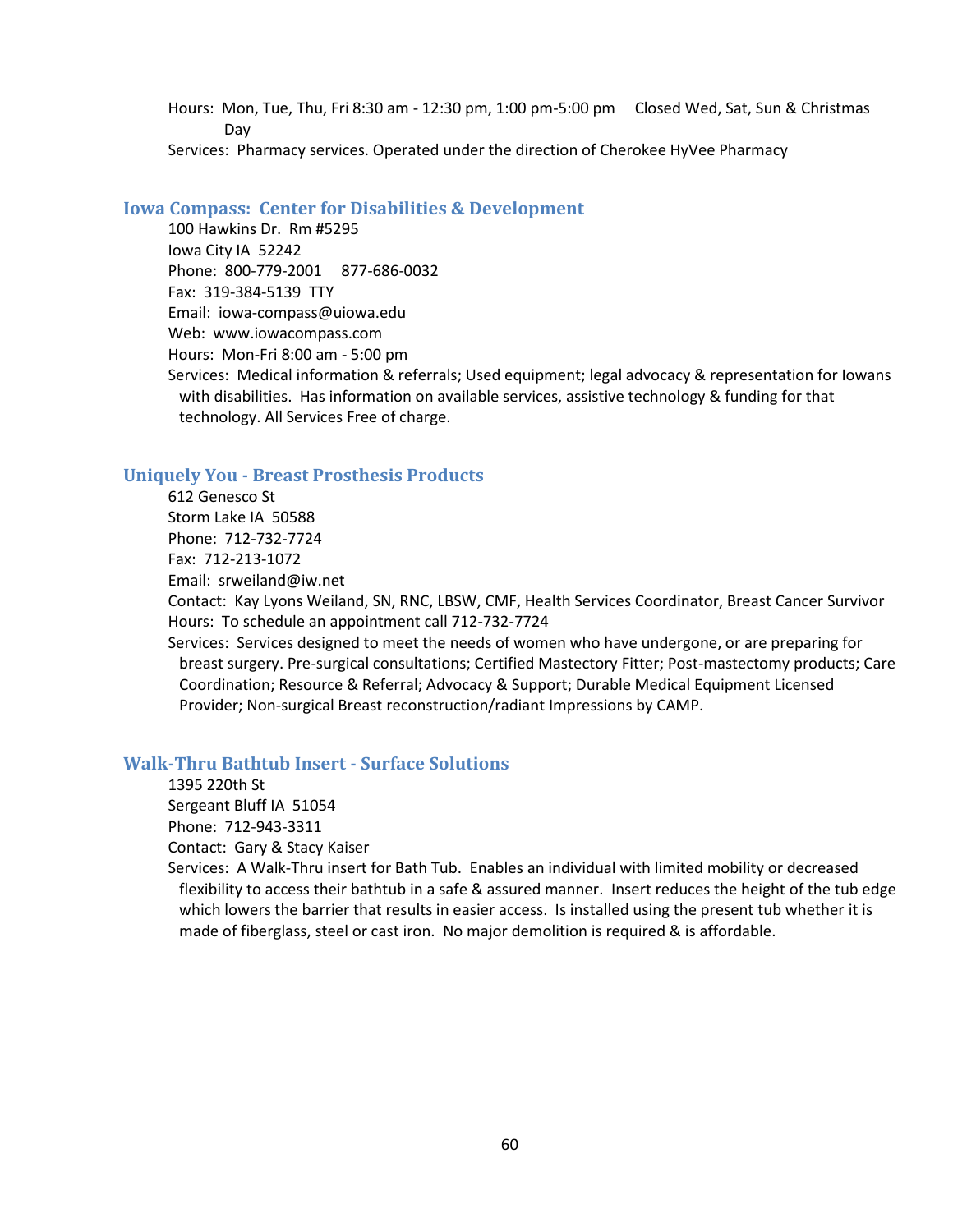Hours: Mon, Tue, Thu, Fri 8:30 am - 12:30 pm, 1:00 pm-5:00 pm Closed Wed, Sat, Sun & Christmas Day

Services: Pharmacy services. Operated under the direction of Cherokee HyVee Pharmacy

## Iowa Compass: Center for Disabilities & Development

100 Hawkins Dr. Rm #5295
Iowa City IA 52242
Phone: 800-779-2001 877-686-0032
Fax: 319-384-5139 TTY
Email: iowa-compass@uiowa.edu
Web: www.iowacompass.com
Hours: Mon-Fri 8:00 am - 5:00 pm
Services: Medical information & referrals; Used equipment; legal advocacy & representation for Iowans with disabilities. Has information on available services, assistive technology & funding for that technology. All Services Free of charge.

## Uniquely You - Breast Prosthesis Products

612 Genesco St
Storm Lake IA 50588
Phone: 712-732-7724
Fax: 712-213-1072
Email: srweiland@iw.net
Contact: Kay Lyons Weiland, SN, RNC, LBSW, CMF, Health Services Coordinator, Breast Cancer Survivor
Hours: To schedule an appointment call 712-732-7724
Services: Services designed to meet the needs of women who have undergone, or are preparing for breast surgery. Pre-surgical consultations; Certified Mastectomy Fitter; Post-mastectomy products; Care Coordination; Resource & Referral; Advocacy & Support; Durable Medical Equipment Licensed Provider; Non-surgical Breast reconstruction/radiant Impressions by CAMP.

## Walk-Thru Bathtub Insert - Surface Solutions

1395 220th St
Sergeant Bluff IA 51054
Phone: 712-943-3311
Contact: Gary & Stacy Kaiser
Services: A Walk-Thru insert for Bath Tub. Enables an individual with limited mobility or decreased flexibility to access their bathtub in a safe & assured manner. Insert reduces the height of the tub edge which lowers the barrier that results in easier access. Is installed using the present tub whether it is made of fiberglass, steel or cast iron. No major demolition is required & is affordable.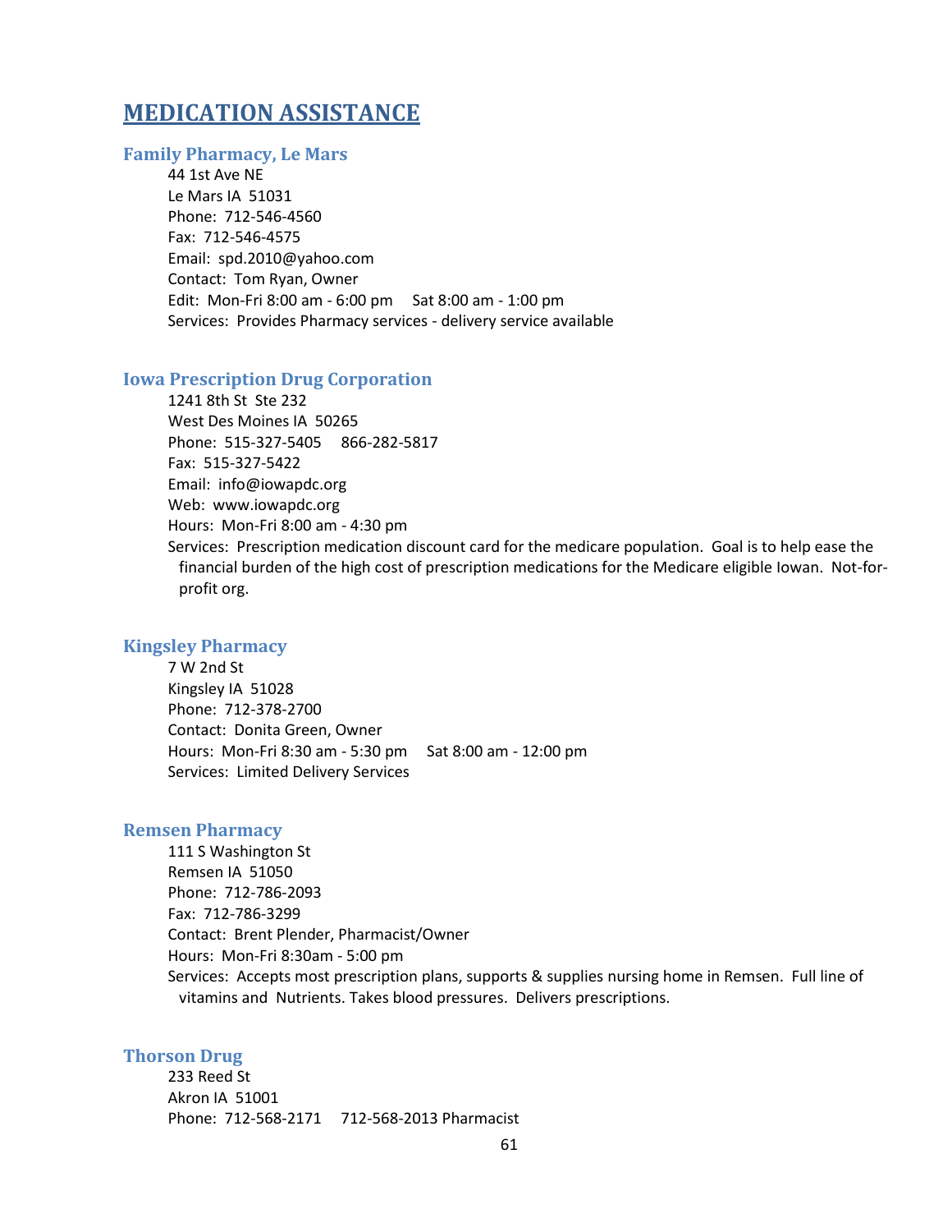# MEDICATION ASSISTANCE

### Family Pharmacy, Le Mars

44 1st Ave NE
Le Mars IA 51031
Phone: 712-546-4560
Fax: 712-546-4575
Email: spd.2010@yahoo.com
Contact: Tom Ryan, Owner
Edit: Mon-Fri 8:00 am - 6:00 pm  Sat 8:00 am - 1:00 pm
Services: Provides Pharmacy services - delivery service available

### Iowa Prescription Drug Corporation

1241 8th St Ste 232
West Des Moines IA 50265
Phone: 515-327-5405  866-282-5817
Fax: 515-327-5422
Email: info@iowapdc.org
Web: www.iowapdc.org
Hours: Mon-Fri 8:00 am - 4:30 pm
Services: Prescription medication discount card for the medicare population. Goal is to help ease the financial burden of the high cost of prescription medications for the Medicare eligible Iowan. Not-for-profit org.

### Kingsley Pharmacy

7 W 2nd St
Kingsley IA 51028
Phone: 712-378-2700
Contact: Donita Green, Owner
Hours: Mon-Fri 8:30 am - 5:30 pm  Sat 8:00 am - 12:00 pm
Services: Limited Delivery Services

### Remsen Pharmacy

111 S Washington St
Remsen IA 51050
Phone: 712-786-2093
Fax: 712-786-3299
Contact: Brent Plender, Pharmacist/Owner
Hours: Mon-Fri 8:30am - 5:00 pm
Services: Accepts most prescription plans, supports & supplies nursing home in Remsen. Full line of vitamins and Nutrients. Takes blood pressures. Delivers prescriptions.

### Thorson Drug

233 Reed St
Akron IA 51001
Phone: 712-568-2171  712-568-2013 Pharmacist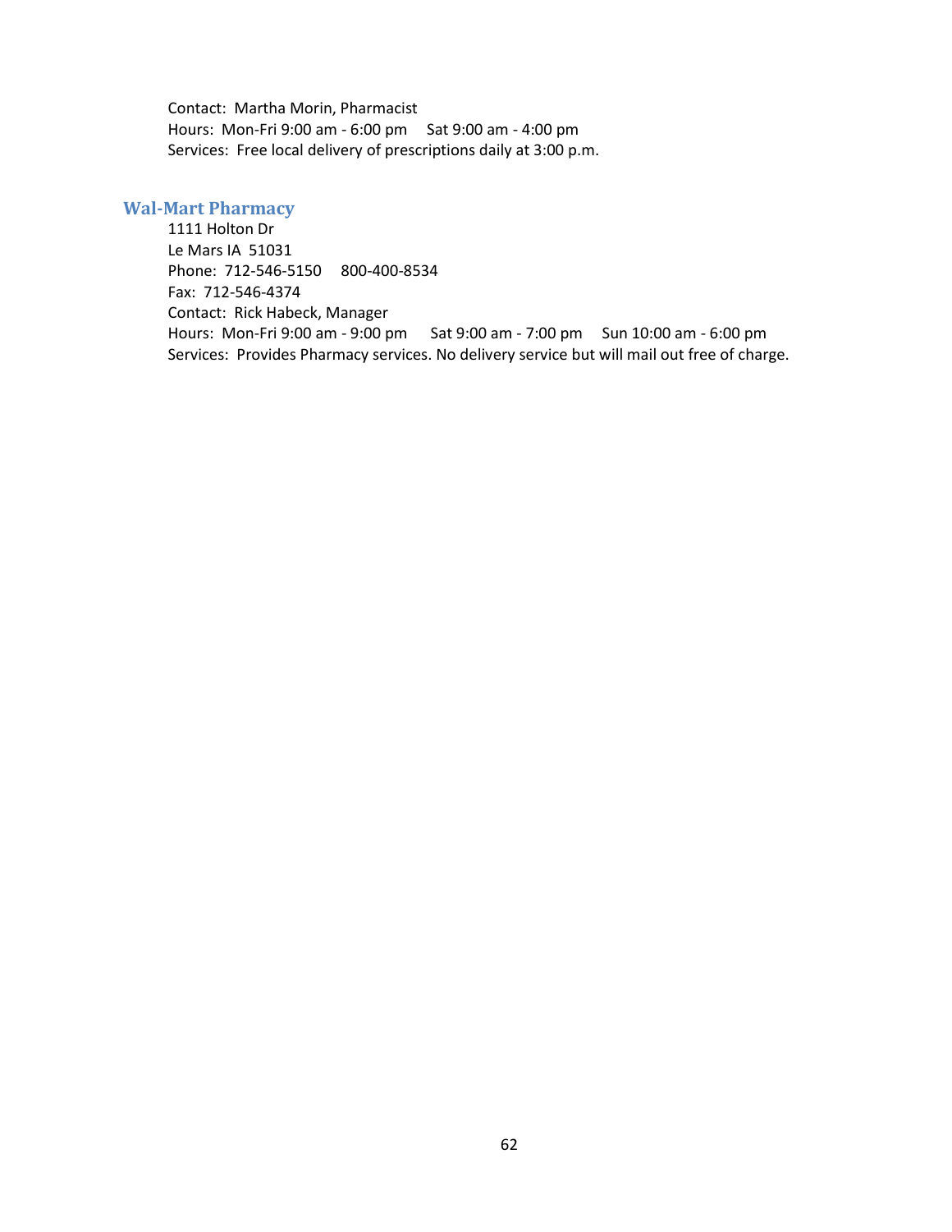Contact:  Martha Morin, Pharmacist
Hours:  Mon-Fri 9:00 am - 6:00 pm     Sat 9:00 am - 4:00 pm
Services:  Free local delivery of prescriptions daily at 3:00 p.m.

### Wal-Mart Pharmacy

1111 Holton Dr
Le Mars IA  51031
Phone:  712-546-5150     800-400-8534
Fax:  712-546-4374
Contact:  Rick Habeck, Manager
Hours:  Mon-Fri 9:00 am - 9:00 pm     Sat 9:00 am - 7:00 pm     Sun 10:00 am - 6:00 pm
Services:  Provides Pharmacy services. No delivery service but will mail out free of charge.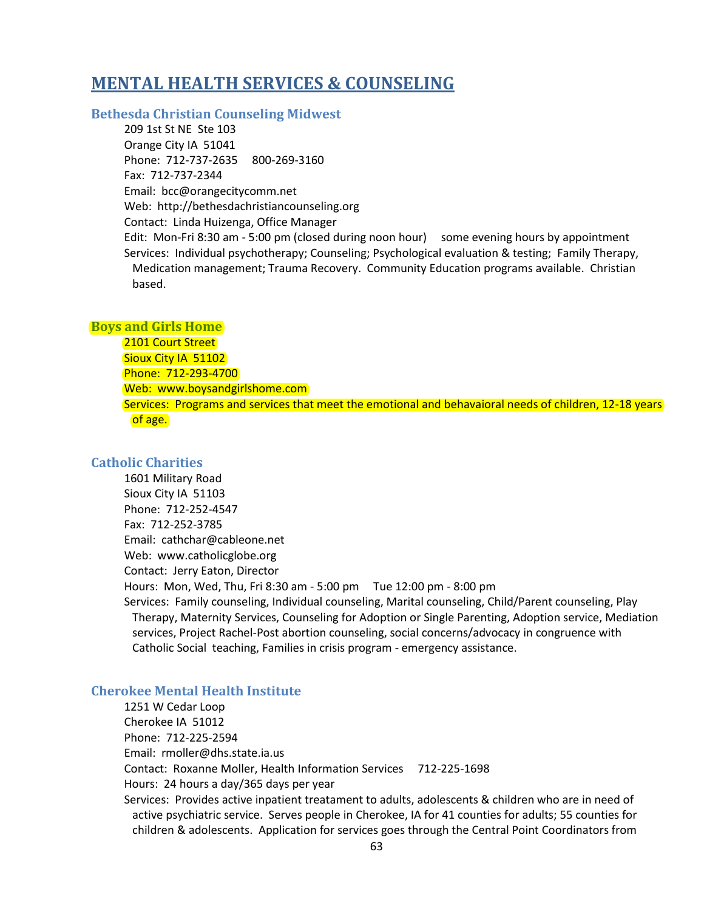# MENTAL HEALTH SERVICES & COUNSELING

### Bethesda Christian Counseling Midwest

209 1st St NE Ste 103
Orange City IA 51041
Phone: 712-737-2635 800-269-3160
Fax: 712-737-2344
Email: bcc@orangecitycomm.net
Web: http://bethesdachristiancounseling.org
Contact: Linda Huizenga, Office Manager
Edit: Mon-Fri 8:30 am - 5:00 pm (closed during noon hour) some evening hours by appointment
Services: Individual psychotherapy; Counseling; Psychological evaluation & testing; Family Therapy, Medication management; Trauma Recovery. Community Education programs available. Christian based.

### Boys and Girls Home

2101 Court Street
Sioux City IA 51102
Phone: 712-293-4700
Web: www.boysandgirlshome.com
Services: Programs and services that meet the emotional and behavaioral needs of children, 12-18 years of age.

### Catholic Charities

1601 Military Road
Sioux City IA 51103
Phone: 712-252-4547
Fax: 712-252-3785
Email: cathchar@cableone.net
Web: www.catholicglobe.org
Contact: Jerry Eaton, Director
Hours: Mon, Wed, Thu, Fri 8:30 am - 5:00 pm Tue 12:00 pm - 8:00 pm
Services: Family counseling, Individual counseling, Marital counseling, Child/Parent counseling, Play Therapy, Maternity Services, Counseling for Adoption or Single Parenting, Adoption service, Mediation services, Project Rachel-Post abortion counseling, social concerns/advocacy in congruence with Catholic Social teaching, Families in crisis program - emergency assistance.

### Cherokee Mental Health Institute

1251 W Cedar Loop
Cherokee IA 51012
Phone: 712-225-2594
Email: rmoller@dhs.state.ia.us
Contact: Roxanne Moller, Health Information Services 712-225-1698
Hours: 24 hours a day/365 days per year
Services: Provides active inpatient treatament to adults, adolescents & children who are in need of active psychiatric service. Serves people in Cherokee, IA for 41 counties for adults; 55 counties for children & adolescents. Application for services goes through the Central Point Coordinators from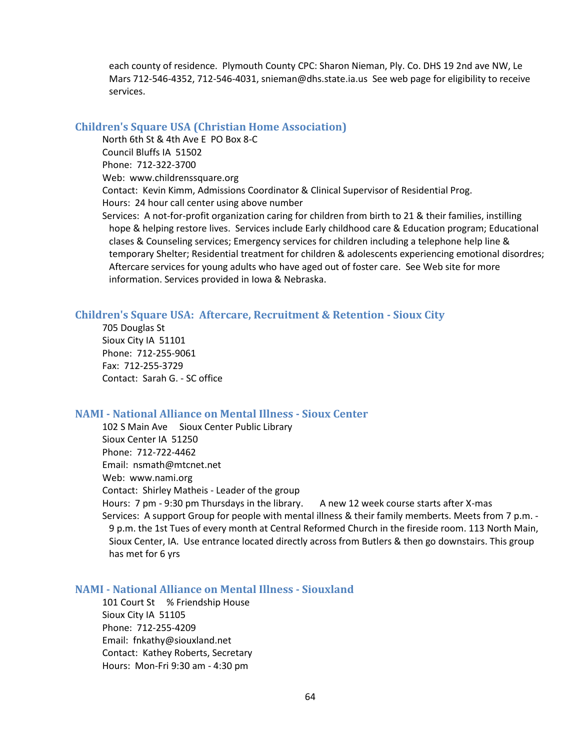each county of residence. Plymouth County CPC: Sharon Nieman, Ply. Co. DHS 19 2nd ave NW, Le Mars 712-546-4352, 712-546-4031, snieman@dhs.state.ia.us See web page for eligibility to receive services.

### Children's Square USA (Christian Home Association)

North 6th St & 4th Ave E  PO Box 8-C
Council Bluffs IA  51502
Phone:  712-322-3700
Web:  www.childrenssquare.org
Contact:  Kevin Kimm, Admissions Coordinator & Clinical Supervisor of Residential Prog.
Hours:  24 hour call center using above number
Services:  A not-for-profit organization caring for children from birth to 21 & their families, instilling hope & helping restore lives. Services include Early childhood care & Education program; Educational clases & Counseling services; Emergency services for children including a telephone help line & temporary Shelter; Residential treatment for children & adolescents experiencing emotional disordres; Aftercare services for young adults who have aged out of foster care. See Web site for more information. Services provided in Iowa & Nebraska.

### Children's Square USA: Aftercare, Recruitment & Retention - Sioux City

705 Douglas St
Sioux City IA  51101
Phone:  712-255-9061
Fax:  712-255-3729
Contact:  Sarah G. - SC office

### NAMI - National Alliance on Mental Illness - Sioux Center

102 S Main Ave     Sioux Center Public Library
Sioux Center IA  51250
Phone:  712-722-4462
Email:  nsmath@mtcnet.net
Web:  www.nami.org
Contact:  Shirley Matheis - Leader of the group
Hours:  7 pm - 9:30 pm Thursdays in the library.     A new 12 week course starts after X-mas
Services:  A support Group for people with mental illness & their family memberts. Meets from 7 p.m. - 9 p.m. the 1st Tues of every month at Central Reformed Church in the fireside room. 113 North Main, Sioux Center, IA. Use entrance located directly across from Butlers & then go downstairs. This group has met for 6 yrs

### NAMI - National Alliance on Mental Illness - Siouxland

101 Court St     % Friendship House
Sioux City IA  51105
Phone:  712-255-4209
Email:  fnkathy@siouxland.net
Contact:  Kathey Roberts, Secretary
Hours:  Mon-Fri 9:30 am - 4:30 pm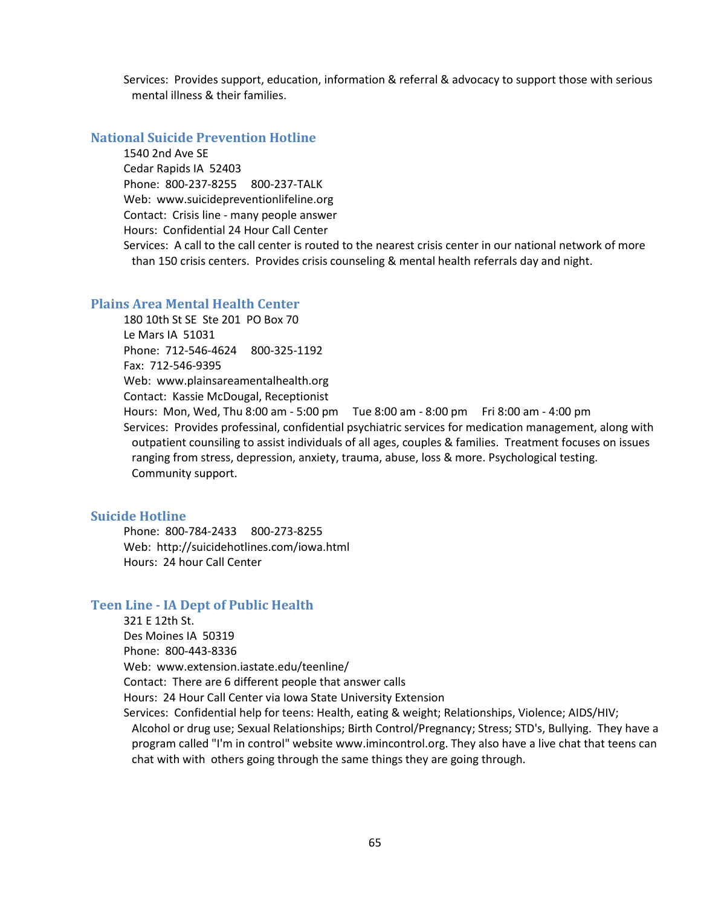Services: Provides support, education, information & referral & advocacy to support those with serious mental illness & their families.

## National Suicide Prevention Hotline

1540 2nd Ave SE
Cedar Rapids IA 52403
Phone: 800-237-8255 800-237-TALK
Web: www.suicidepreventionlifeline.org
Contact: Crisis line - many people answer
Hours: Confidential 24 Hour Call Center
Services: A call to the call center is routed to the nearest crisis center in our national network of more than 150 crisis centers. Provides crisis counseling & mental health referrals day and night.

## Plains Area Mental Health Center

180 10th St SE Ste 201 PO Box 70
Le Mars IA 51031
Phone: 712-546-4624 800-325-1192
Fax: 712-546-9395
Web: www.plainsareamentalhealth.org
Contact: Kassie McDougal, Receptionist
Hours: Mon, Wed, Thu 8:00 am - 5:00 pm Tue 8:00 am - 8:00 pm Fri 8:00 am - 4:00 pm
Services: Provides professinal, confidential psychiatric services for medication management, along with outpatient counsiling to assist individuals of all ages, couples & families. Treatment focuses on issues ranging from stress, depression, anxiety, trauma, abuse, loss & more. Psychological testing. Community support.

## Suicide Hotline

Phone: 800-784-2433 800-273-8255
Web: http://suicidehotlines.com/iowa.html
Hours: 24 hour Call Center

## Teen Line - IA Dept of Public Health

321 E 12th St.
Des Moines IA 50319
Phone: 800-443-8336
Web: www.extension.iastate.edu/teenline/
Contact: There are 6 different people that answer calls
Hours: 24 Hour Call Center via Iowa State University Extension
Services: Confidential help for teens: Health, eating & weight; Relationships, Violence; AIDS/HIV; Alcohol or drug use; Sexual Relationships; Birth Control/Pregnancy; Stress; STD's, Bullying. They have a program called "I'm in control" website www.imincontrol.org. They also have a live chat that teens can chat with with others going through the same things they are going through.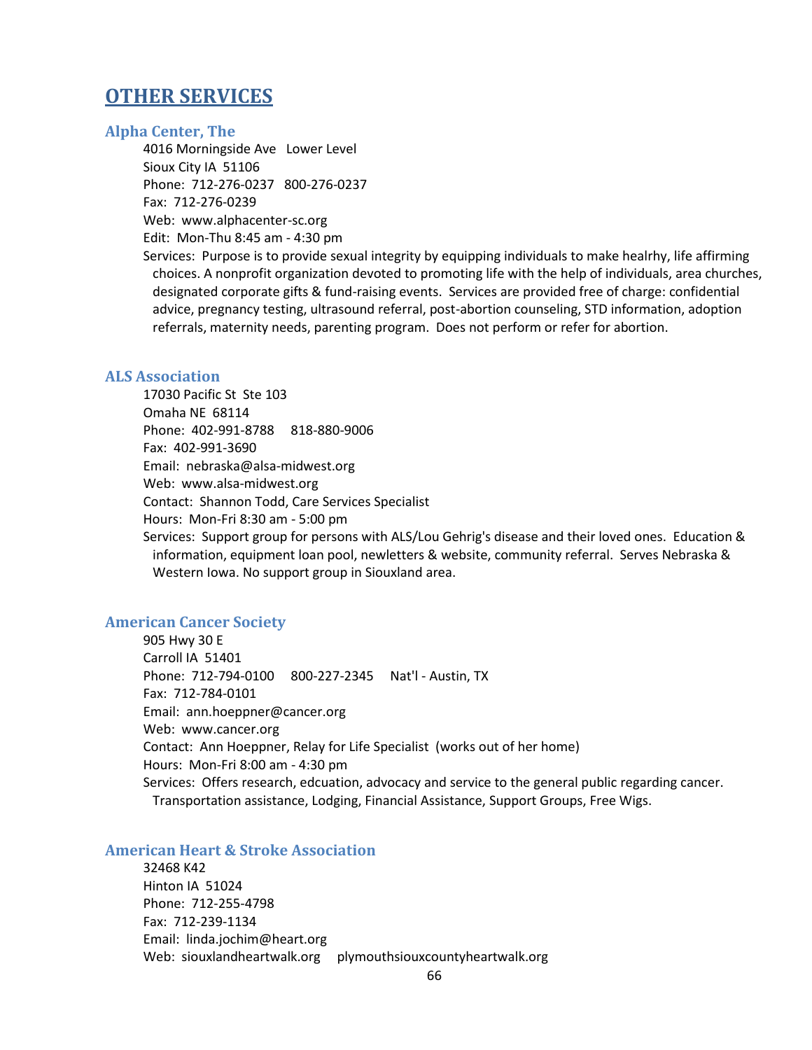# OTHER SERVICES

## Alpha Center, The

4016 Morningside Ave   Lower Level
Sioux City IA  51106
Phone:  712-276-0237   800-276-0237
Fax:  712-276-0239
Web:  www.alphacenter-sc.org
Edit:  Mon-Thu 8:45 am - 4:30 pm
Services:  Purpose is to provide sexual integrity by equipping individuals to make healrhy, life affirming choices. A nonprofit organization devoted to promoting life with the help of individuals, area churches, designated corporate gifts & fund-raising events.  Services are provided free of charge: confidential advice, pregnancy testing, ultrasound referral, post-abortion counseling, STD information, adoption referrals, maternity needs, parenting program.  Does not perform or refer for abortion.

## ALS Association

17030 Pacific St  Ste 103
Omaha NE  68114
Phone:  402-991-8788     818-880-9006
Fax:  402-991-3690
Email:  nebraska@alsa-midwest.org
Web:  www.alsa-midwest.org
Contact:  Shannon Todd, Care Services Specialist
Hours:  Mon-Fri 8:30 am - 5:00 pm
Services:  Support group for persons with ALS/Lou Gehrig's disease and their loved ones.  Education & information, equipment loan pool, newletters & website, community referral.  Serves Nebraska & Western Iowa. No support group in Siouxland area.

## American Cancer Society

905 Hwy 30 E
Carroll IA  51401
Phone:  712-794-0100     800-227-2345     Nat'l - Austin, TX
Fax:  712-784-0101
Email:  ann.hoeppner@cancer.org
Web:  www.cancer.org
Contact:  Ann Hoeppner, Relay for Life Specialist  (works out of her home)
Hours:  Mon-Fri 8:00 am - 4:30 pm
Services:  Offers research, edcuation, advocacy and service to the general public regarding cancer.  Transportation assistance, Lodging, Financial Assistance, Support Groups, Free Wigs.

## American Heart & Stroke Association

32468 K42
Hinton IA  51024
Phone:  712-255-4798
Fax:  712-239-1134
Email:  linda.jochim@heart.org
Web:  siouxlandheartwalk.org     plymouthsiouxcountyheartwalk.org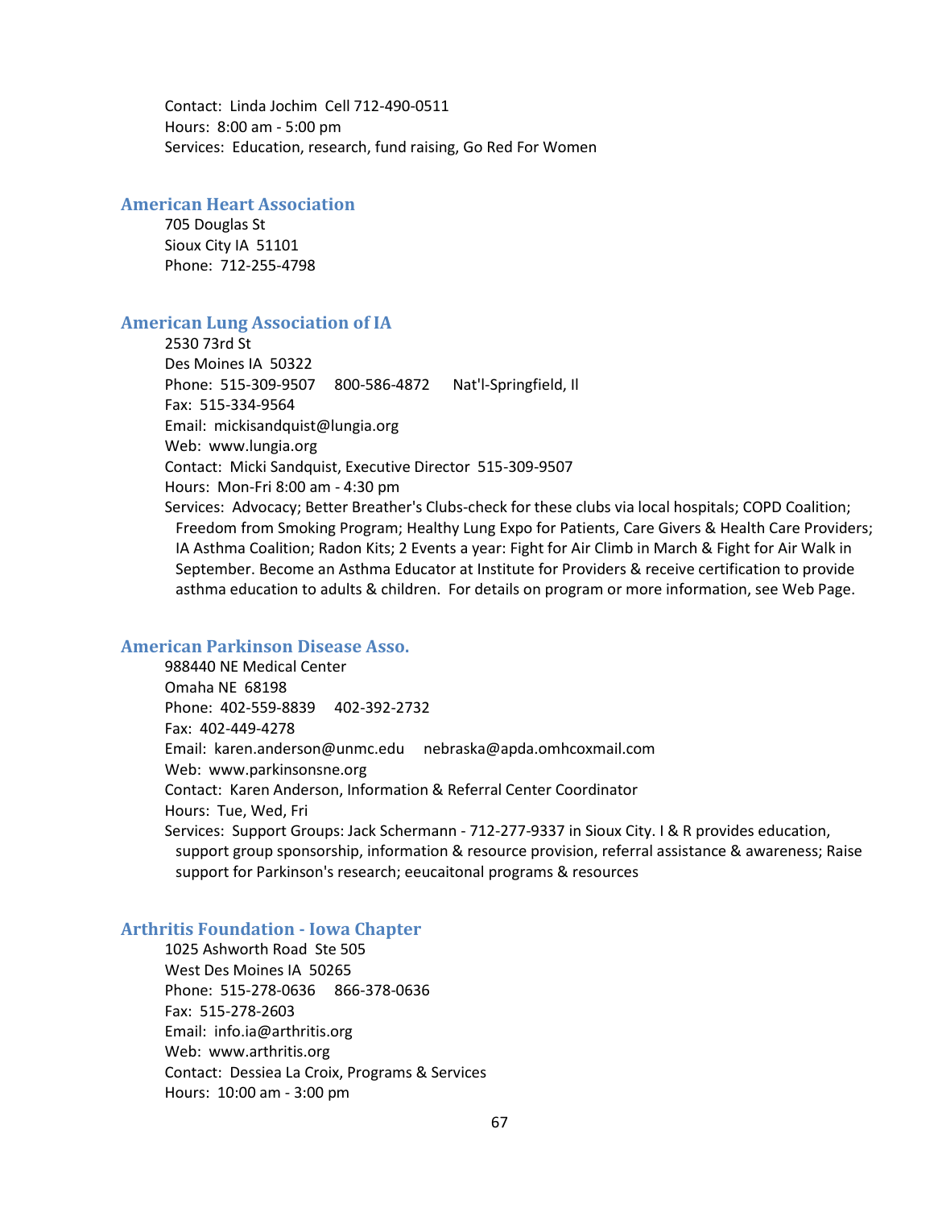Contact: Linda Jochim Cell 712-490-0511
Hours: 8:00 am - 5:00 pm
Services: Education, research, fund raising, Go Red For Women

### American Heart Association

705 Douglas St
Sioux City IA 51101
Phone: 712-255-4798

### American Lung Association of IA

2530 73rd St
Des Moines IA 50322
Phone: 515-309-9507 800-586-4872 Nat'l-Springfield, Il
Fax: 515-334-9564
Email: mickisandquist@lungia.org
Web: www.lungia.org
Contact: Micki Sandquist, Executive Director 515-309-9507
Hours: Mon-Fri 8:00 am - 4:30 pm
Services: Advocacy; Better Breather's Clubs-check for these clubs via local hospitals; COPD Coalition; Freedom from Smoking Program; Healthy Lung Expo for Patients, Care Givers & Health Care Providers; IA Asthma Coalition; Radon Kits; 2 Events a year: Fight for Air Climb in March & Fight for Air Walk in September. Become an Asthma Educator at Institute for Providers & receive certification to provide asthma education to adults & children. For details on program or more information, see Web Page.

### American Parkinson Disease Asso.

988440 NE Medical Center
Omaha NE 68198
Phone: 402-559-8839 402-392-2732
Fax: 402-449-4278
Email: karen.anderson@unmc.edu nebraska@apda.omhcoxmail.com
Web: www.parkinsonsne.org
Contact: Karen Anderson, Information & Referral Center Coordinator
Hours: Tue, Wed, Fri
Services: Support Groups: Jack Schermann - 712-277-9337 in Sioux City. I & R provides education, support group sponsorship, information & resource provision, referral assistance & awareness; Raise support for Parkinson's research; eeucaitonal programs & resources

### Arthritis Foundation - Iowa Chapter

1025 Ashworth Road Ste 505
West Des Moines IA 50265
Phone: 515-278-0636 866-378-0636
Fax: 515-278-2603
Email: info.ia@arthritis.org
Web: www.arthritis.org
Contact: Dessiea La Croix, Programs & Services
Hours: 10:00 am - 3:00 pm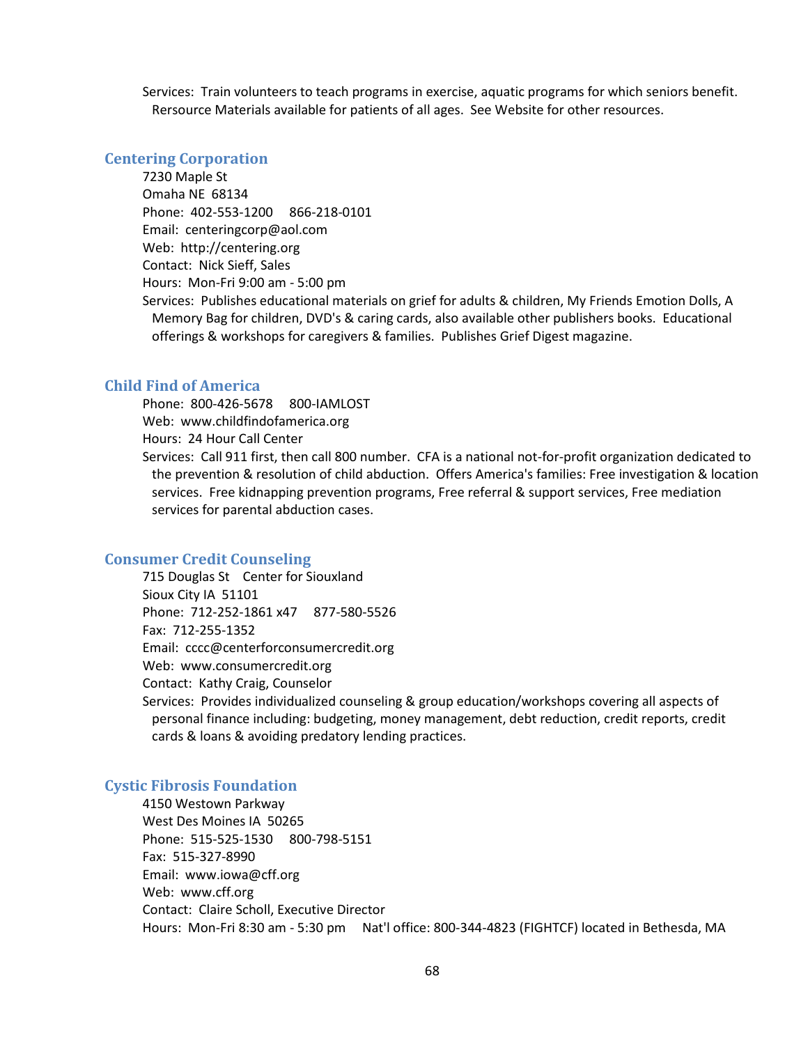Services: Train volunteers to teach programs in exercise, aquatic programs for which seniors benefit. Rersource Materials available for patients of all ages. See Website for other resources.

## Centering Corporation

7230 Maple St
Omaha NE 68134
Phone: 402-553-1200 866-218-0101
Email: centeringcorp@aol.com
Web: http://centering.org
Contact: Nick Sieff, Sales
Hours: Mon-Fri 9:00 am - 5:00 pm
Services: Publishes educational materials on grief for adults & children, My Friends Emotion Dolls, A Memory Bag for children, DVD's & caring cards, also available other publishers books. Educational offerings & workshops for caregivers & families. Publishes Grief Digest magazine.

## Child Find of America

Phone: 800-426-5678 800-IAMLOST
Web: www.childfindofamerica.org
Hours: 24 Hour Call Center
Services: Call 911 first, then call 800 number. CFA is a national not-for-profit organization dedicated to the prevention & resolution of child abduction. Offers America's families: Free investigation & location services. Free kidnapping prevention programs, Free referral & support services, Free mediation services for parental abduction cases.

## Consumer Credit Counseling

715 Douglas St Center for Siouxland
Sioux City IA 51101
Phone: 712-252-1861 x47 877-580-5526
Fax: 712-255-1352
Email: cccc@centerforconsumercredit.org
Web: www.consumercredit.org
Contact: Kathy Craig, Counselor
Services: Provides individualized counseling & group education/workshops covering all aspects of personal finance including: budgeting, money management, debt reduction, credit reports, credit cards & loans & avoiding predatory lending practices.

## Cystic Fibrosis Foundation

4150 Westown Parkway
West Des Moines IA 50265
Phone: 515-525-1530 800-798-5151
Fax: 515-327-8990
Email: www.iowa@cff.org
Web: www.cff.org
Contact: Claire Scholl, Executive Director
Hours: Mon-Fri 8:30 am - 5:30 pm Nat'l office: 800-344-4823 (FIGHTCF) located in Bethesda, MA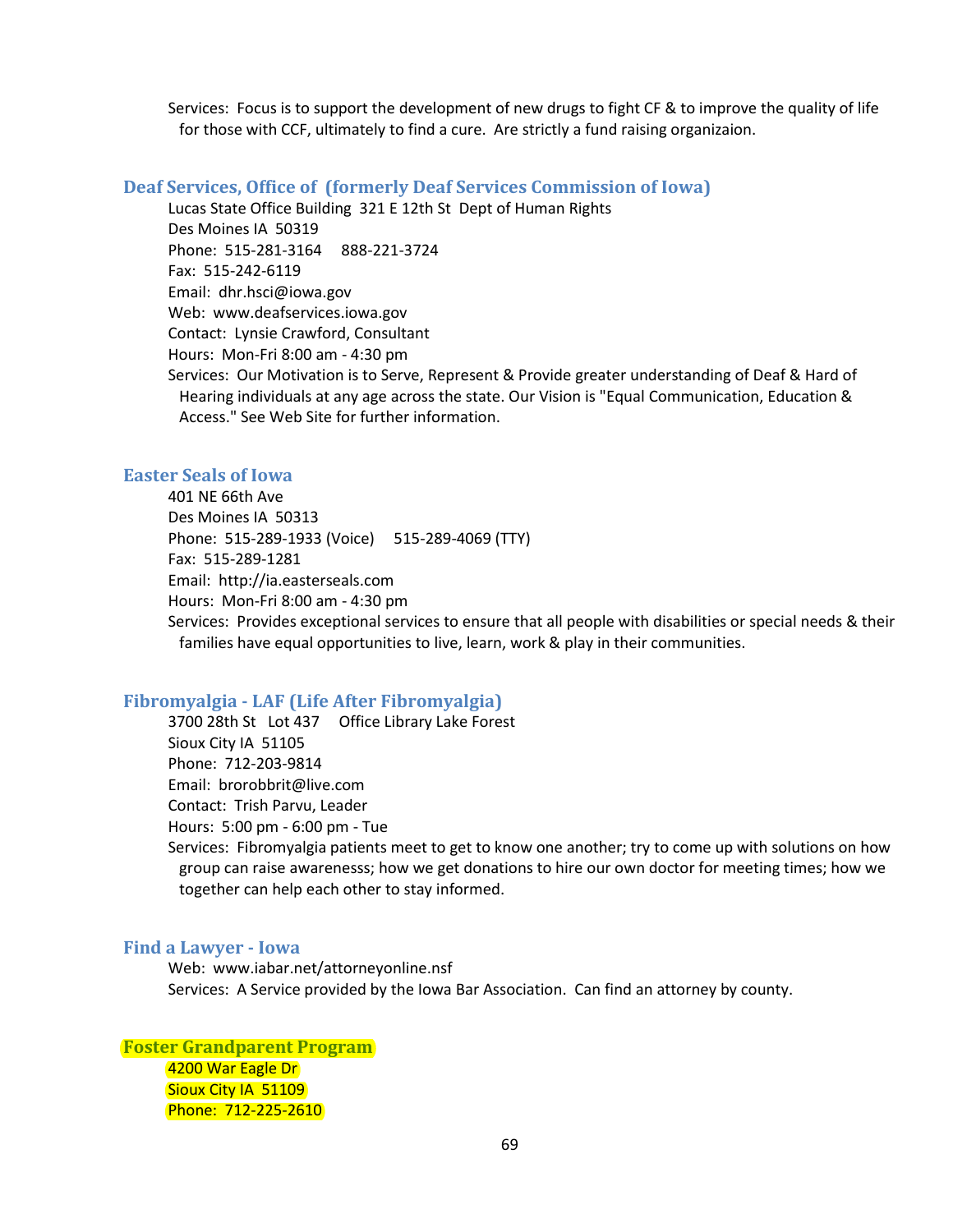Services: Focus is to support the development of new drugs to fight CF & to improve the quality of life for those with CCF, ultimately to find a cure. Are strictly a fund raising organizaion.

### Deaf Services, Office of (formerly Deaf Services Commission of Iowa)

Lucas State Office Building 321 E 12th St Dept of Human Rights
Des Moines IA 50319
Phone: 515-281-3164 888-221-3724
Fax: 515-242-6119
Email: dhr.hsci@iowa.gov
Web: www.deafservices.iowa.gov
Contact: Lynsie Crawford, Consultant
Hours: Mon-Fri 8:00 am - 4:30 pm
Services: Our Motivation is to Serve, Represent & Provide greater understanding of Deaf & Hard of Hearing individuals at any age across the state. Our Vision is "Equal Communication, Education & Access." See Web Site for further information.

### Easter Seals of Iowa

401 NE 66th Ave
Des Moines IA 50313
Phone: 515-289-1933 (Voice) 515-289-4069 (TTY)
Fax: 515-289-1281
Email: http://ia.easterseals.com
Hours: Mon-Fri 8:00 am - 4:30 pm
Services: Provides exceptional services to ensure that all people with disabilities or special needs & their families have equal opportunities to live, learn, work & play in their communities.

### Fibromyalgia - LAF (Life After Fibromyalgia)

3700 28th St Lot 437 Office Library Lake Forest
Sioux City IA 51105
Phone: 712-203-9814
Email: brorobbrit@live.com
Contact: Trish Parvu, Leader
Hours: 5:00 pm - 6:00 pm - Tue
Services: Fibromyalgia patients meet to get to know one another; try to come up with solutions on how group can raise awarenesss; how we get donations to hire our own doctor for meeting times; how we together can help each other to stay informed.

### Find a Lawyer - Iowa

Web: www.iabar.net/attorneyonline.nsf
Services: A Service provided by the Iowa Bar Association. Can find an attorney by county.

### Foster Grandparent Program

4200 War Eagle Dr
Sioux City IA 51109
Phone: 712-225-2610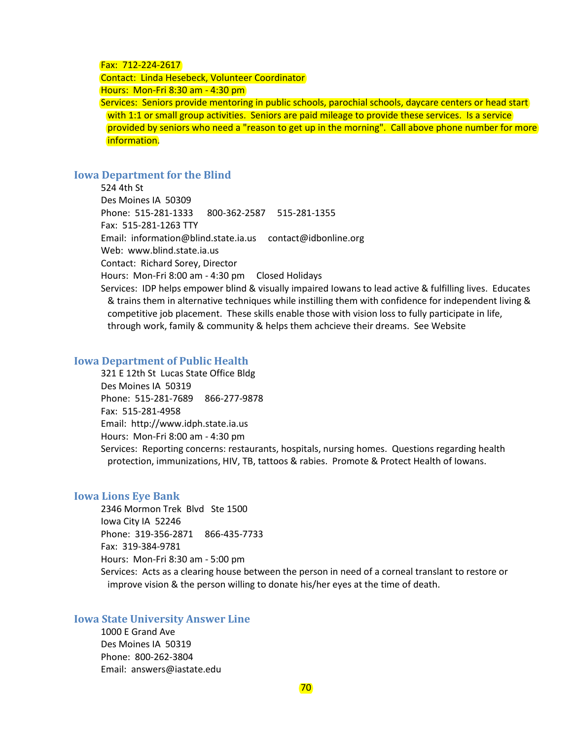Fax:  712-224-2617
Contact:  Linda Hesebeck, Volunteer Coordinator
Hours:  Mon-Fri 8:30 am - 4:30 pm
Services:  Seniors provide mentoring in public schools, parochial schools, daycare centers or head start with 1:1 or small group activities.  Seniors are paid mileage to provide these services.  Is a service provided by seniors who need a "reason to get up in the morning".  Call above phone number for more information.

## Iowa Department for the Blind

524 4th St
Des Moines IA  50309
Phone:  515-281-1333     800-362-2587     515-281-1355
Fax:  515-281-1263 TTY
Email:  information@blind.state.ia.us     contact@idbonline.org
Web:  www.blind.state.ia.us
Contact:  Richard Sorey, Director
Hours:  Mon-Fri 8:00 am - 4:30 pm     Closed Holidays
Services:  IDP helps empower blind & visually impaired Iowans to lead active & fulfilling lives.  Educates & trains them in alternative techniques while instilling them with confidence for independent living & competitive job placement.  These skills enable those with vision loss to fully participate in life, through work, family & community & helps them achcieve their dreams.  See Website

## Iowa Department of Public Health

321 E 12th St  Lucas State Office Bldg
Des Moines IA  50319
Phone:  515-281-7689     866-277-9878
Fax:  515-281-4958
Email:  http://www.idph.state.ia.us
Hours:  Mon-Fri 8:00 am - 4:30 pm
Services:  Reporting concerns: restaurants, hospitals, nursing homes.  Questions regarding health protection, immunizations, HIV, TB, tattoos & rabies.  Promote & Protect Health of Iowans.

## Iowa Lions Eye Bank

2346 Mormon Trek  Blvd   Ste 1500
Iowa City IA  52246
Phone:  319-356-2871     866-435-7733
Fax:  319-384-9781
Hours:  Mon-Fri 8:30 am - 5:00 pm
Services:  Acts as a clearing house between the person in need of a corneal translant to restore or improve vision & the person willing to donate his/her eyes at the time of death.

## Iowa State University Answer Line

1000 E Grand Ave
Des Moines IA  50319
Phone:  800-262-3804
Email:  answers@iastate.edu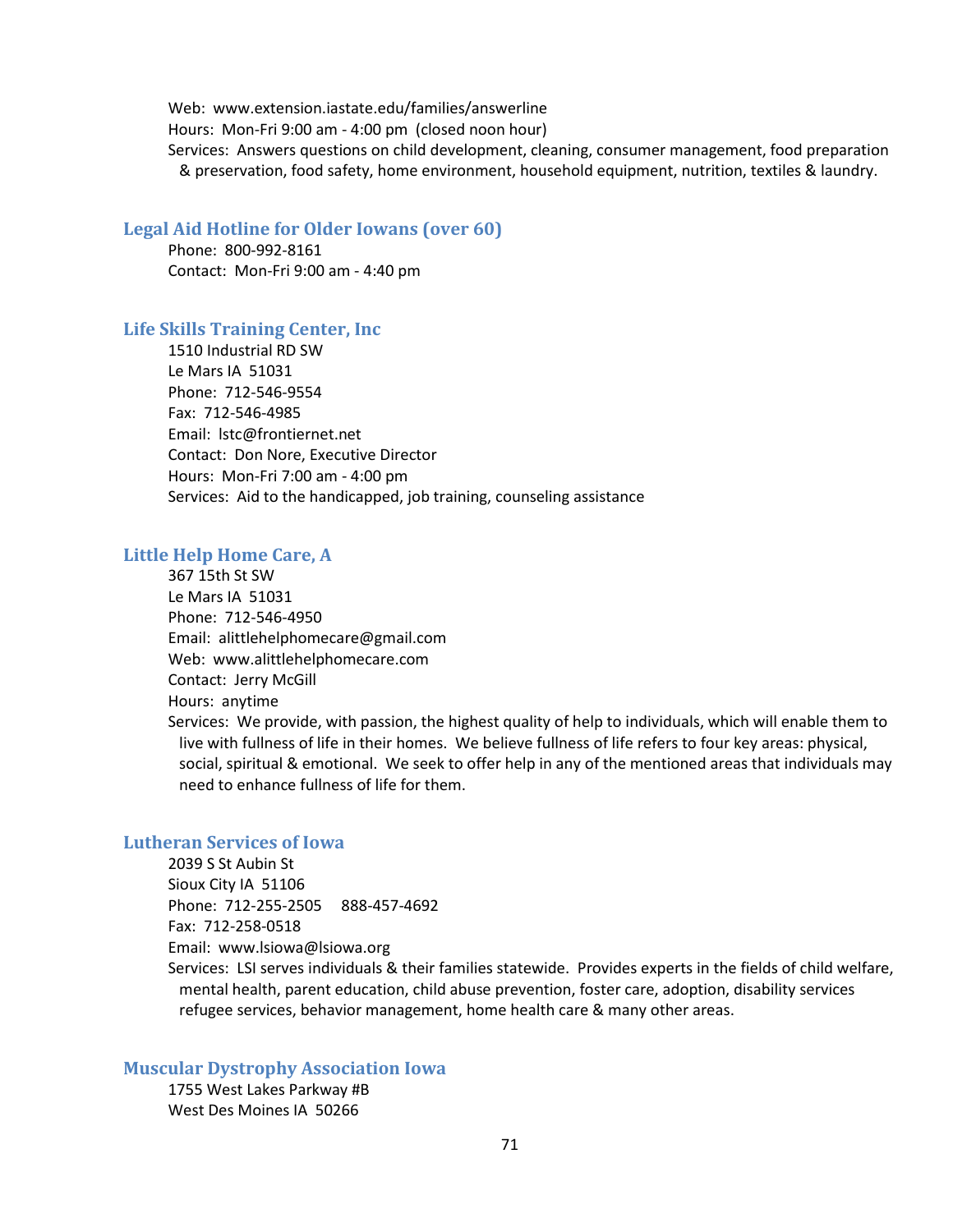Web: www.extension.iastate.edu/families/answerline
Hours: Mon-Fri 9:00 am - 4:00 pm (closed noon hour)
Services: Answers questions on child development, cleaning, consumer management, food preparation & preservation, food safety, home environment, household equipment, nutrition, textiles & laundry.

### Legal Aid Hotline for Older Iowans (over 60)

Phone: 800-992-8161
Contact: Mon-Fri 9:00 am - 4:40 pm

### Life Skills Training Center, Inc

1510 Industrial RD SW
Le Mars IA 51031
Phone: 712-546-9554
Fax: 712-546-4985
Email: lstc@frontiernet.net
Contact: Don Nore, Executive Director
Hours: Mon-Fri 7:00 am - 4:00 pm
Services: Aid to the handicapped, job training, counseling assistance

### Little Help Home Care, A

367 15th St SW
Le Mars IA 51031
Phone: 712-546-4950
Email: alittlehelphomecare@gmail.com
Web: www.alittlehelphomecare.com
Contact: Jerry McGill
Hours: anytime
Services: We provide, with passion, the highest quality of help to individuals, which will enable them to live with fullness of life in their homes. We believe fullness of life refers to four key areas: physical, social, spiritual & emotional. We seek to offer help in any of the mentioned areas that individuals may need to enhance fullness of life for them.

### Lutheran Services of Iowa

2039 S St Aubin St
Sioux City IA 51106
Phone: 712-255-2505 888-457-4692
Fax: 712-258-0518
Email: www.lsiowa@lsiowa.org
Services: LSI serves individuals & their families statewide. Provides experts in the fields of child welfare, mental health, parent education, child abuse prevention, foster care, adoption, disability services refugee services, behavior management, home health care & many other areas.

### Muscular Dystrophy Association Iowa

1755 West Lakes Parkway #B
West Des Moines IA 50266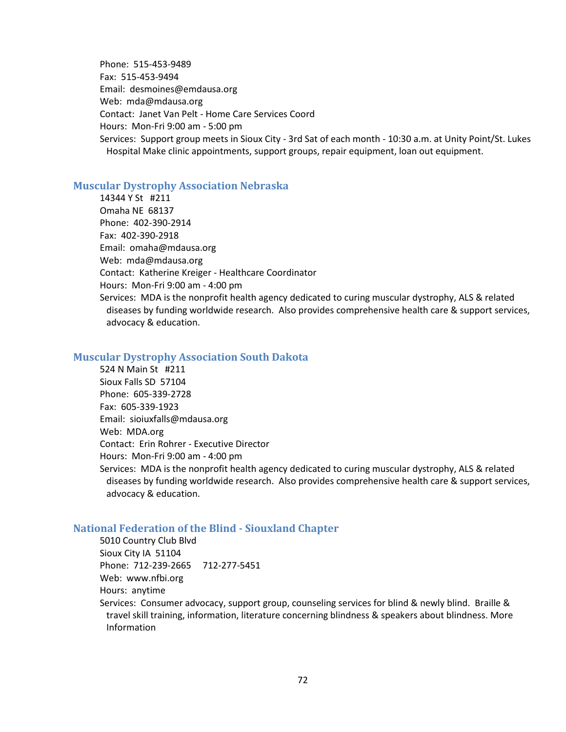Phone: 515-453-9489
Fax: 515-453-9494
Email: desmoines@emdausa.org
Web: mda@mdausa.org
Contact: Janet Van Pelt - Home Care Services Coord
Hours: Mon-Fri 9:00 am - 5:00 pm
Services: Support group meets in Sioux City - 3rd Sat of each month - 10:30 a.m. at Unity Point/St. Lukes Hospital Make clinic appointments, support groups, repair equipment, loan out equipment.

### Muscular Dystrophy Association Nebraska

14344 Y St #211
Omaha NE 68137
Phone: 402-390-2914
Fax: 402-390-2918
Email: omaha@mdausa.org
Web: mda@mdausa.org
Contact: Katherine Kreiger - Healthcare Coordinator
Hours: Mon-Fri 9:00 am - 4:00 pm
Services: MDA is the nonprofit health agency dedicated to curing muscular dystrophy, ALS & related diseases by funding worldwide research. Also provides comprehensive health care & support services, advocacy & education.

### Muscular Dystrophy Association South Dakota

524 N Main St #211
Sioux Falls SD 57104
Phone: 605-339-2728
Fax: 605-339-1923
Email: sioiuxfalls@mdausa.org
Web: MDA.org
Contact: Erin Rohrer - Executive Director
Hours: Mon-Fri 9:00 am - 4:00 pm
Services: MDA is the nonprofit health agency dedicated to curing muscular dystrophy, ALS & related diseases by funding worldwide research. Also provides comprehensive health care & support services, advocacy & education.

### National Federation of the Blind - Siouxland Chapter

5010 Country Club Blvd
Sioux City IA 51104
Phone: 712-239-2665 712-277-5451
Web: www.nfbi.org
Hours: anytime
Services: Consumer advocacy, support group, counseling services for blind & newly blind. Braille & travel skill training, information, literature concerning blindness & speakers about blindness. More Information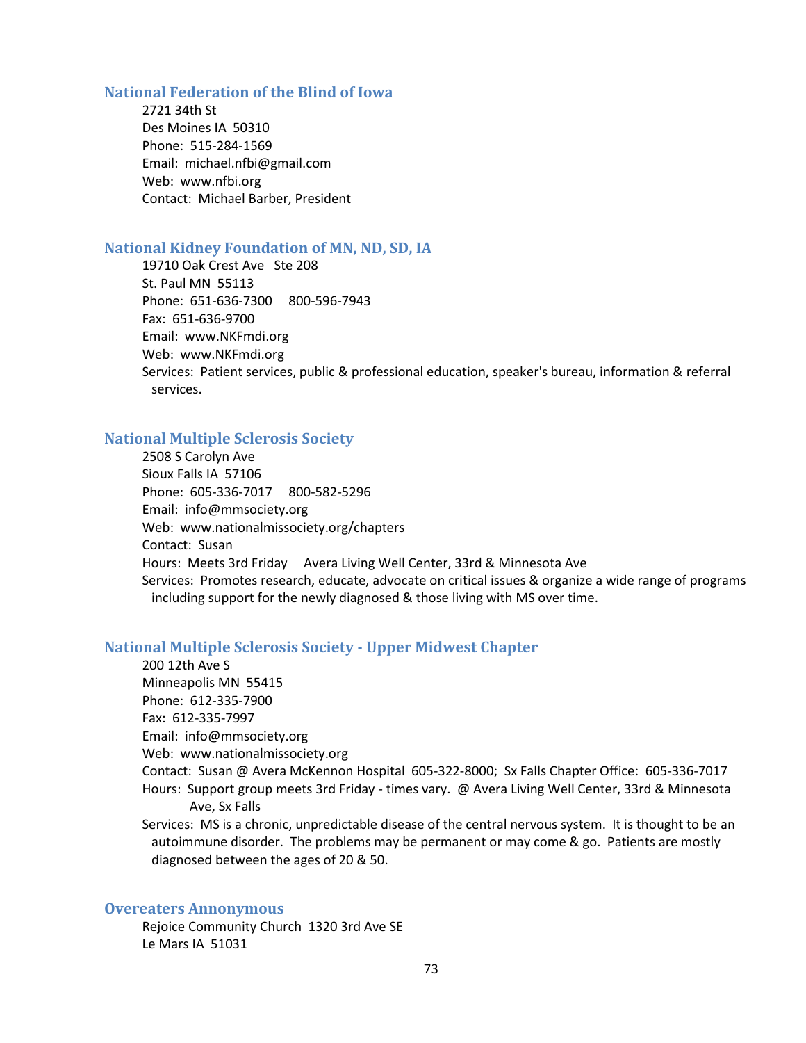### National Federation of the Blind of Iowa

2721 34th St
Des Moines IA 50310
Phone: 515-284-1569
Email: michael.nfbi@gmail.com
Web: www.nfbi.org
Contact: Michael Barber, President

### National Kidney Foundation of MN, ND, SD, IA

19710 Oak Crest Ave Ste 208
St. Paul MN 55113
Phone: 651-636-7300 800-596-7943
Fax: 651-636-9700
Email: www.NKFmdi.org
Web: www.NKFmdi.org
Services: Patient services, public & professional education, speaker's bureau, information & referral services.

### National Multiple Sclerosis Society

2508 S Carolyn Ave
Sioux Falls IA 57106
Phone: 605-336-7017 800-582-5296
Email: info@mmsociety.org
Web: www.nationalmissociety.org/chapters
Contact: Susan
Hours: Meets 3rd Friday Avera Living Well Center, 33rd & Minnesota Ave
Services: Promotes research, educate, advocate on critical issues & organize a wide range of programs including support for the newly diagnosed & those living with MS over time.

### National Multiple Sclerosis Society - Upper Midwest Chapter

200 12th Ave S
Minneapolis MN 55415
Phone: 612-335-7900
Fax: 612-335-7997
Email: info@mmsociety.org
Web: www.nationalmissociety.org
Contact: Susan @ Avera McKennon Hospital 605-322-8000; Sx Falls Chapter Office: 605-336-7017
Hours: Support group meets 3rd Friday - times vary. @ Avera Living Well Center, 33rd & Minnesota Ave, Sx Falls
Services: MS is a chronic, unpredictable disease of the central nervous system. It is thought to be an autoimmune disorder. The problems may be permanent or may come & go. Patients are mostly diagnosed between the ages of 20 & 50.

### Overeaters Annonymous

Rejoice Community Church 1320 3rd Ave SE
Le Mars IA 51031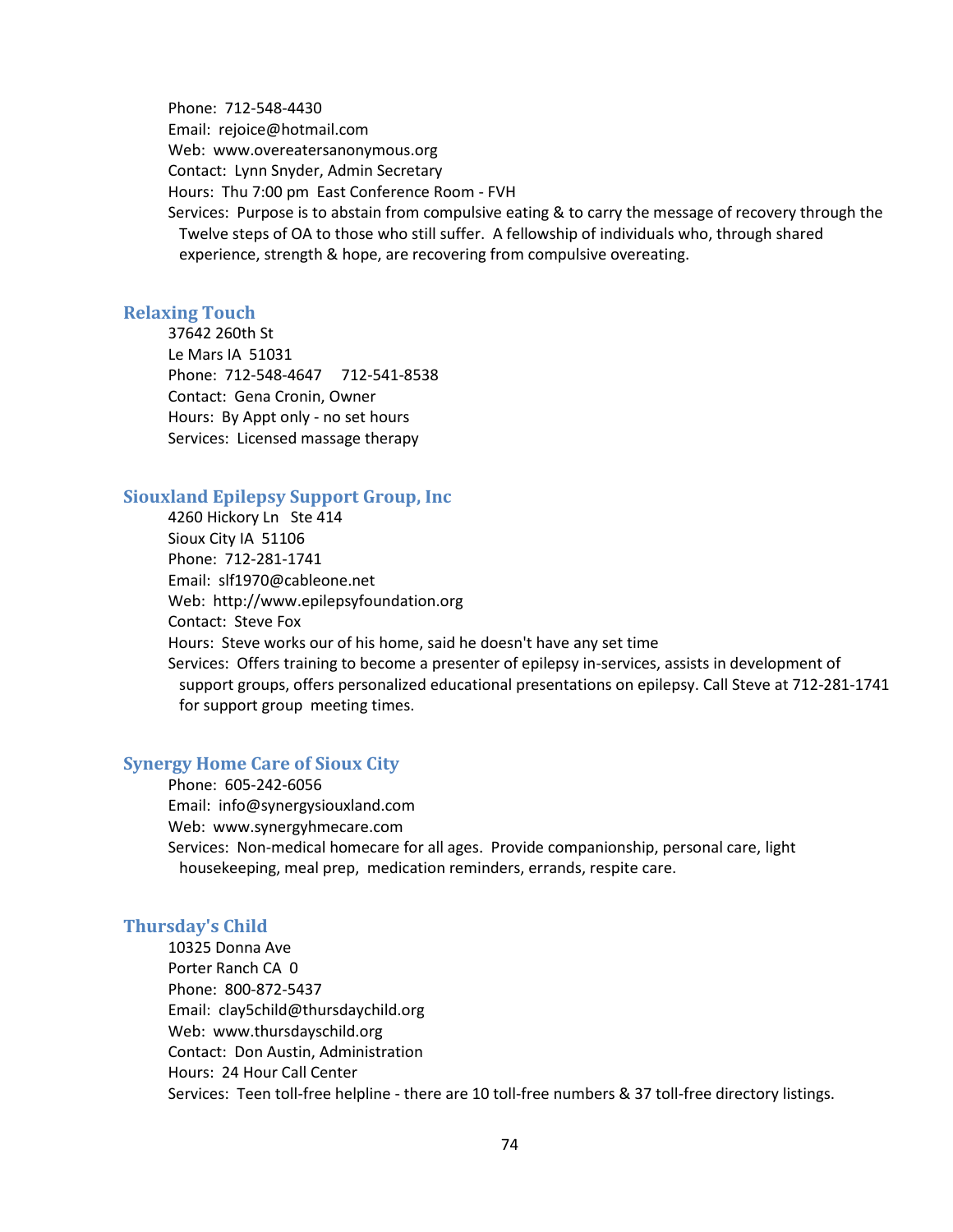Phone: 712-548-4430
Email: rejoice@hotmail.com
Web: www.overeatersanonymous.org
Contact: Lynn Snyder, Admin Secretary
Hours: Thu 7:00 pm East Conference Room - FVH
Services: Purpose is to abstain from compulsive eating & to carry the message of recovery through the Twelve steps of OA to those who still suffer. A fellowship of individuals who, through shared experience, strength & hope, are recovering from compulsive overeating.

### Relaxing Touch

37642 260th St
Le Mars IA 51031
Phone: 712-548-4647 712-541-8538
Contact: Gena Cronin, Owner
Hours: By Appt only - no set hours
Services: Licensed massage therapy

### Siouxland Epilepsy Support Group, Inc

4260 Hickory Ln Ste 414
Sioux City IA 51106
Phone: 712-281-1741
Email: slf1970@cableone.net
Web: http://www.epilepsyfoundation.org
Contact: Steve Fox
Hours: Steve works our of his home, said he doesn't have any set time
Services: Offers training to become a presenter of epilepsy in-services, assists in development of support groups, offers personalized educational presentations on epilepsy. Call Steve at 712-281-1741 for support group meeting times.

### Synergy Home Care of Sioux City

Phone: 605-242-6056
Email: info@synergysiouxland.com
Web: www.synergyhmecare.com
Services: Non-medical homecare for all ages. Provide companionship, personal care, light housekeeping, meal prep, medication reminders, errands, respite care.

### Thursday's Child

10325 Donna Ave
Porter Ranch CA 0
Phone: 800-872-5437
Email: clay5child@thursdaychild.org
Web: www.thursdayschild.org
Contact: Don Austin, Administration
Hours: 24 Hour Call Center
Services: Teen toll-free helpline - there are 10 toll-free numbers & 37 toll-free directory listings.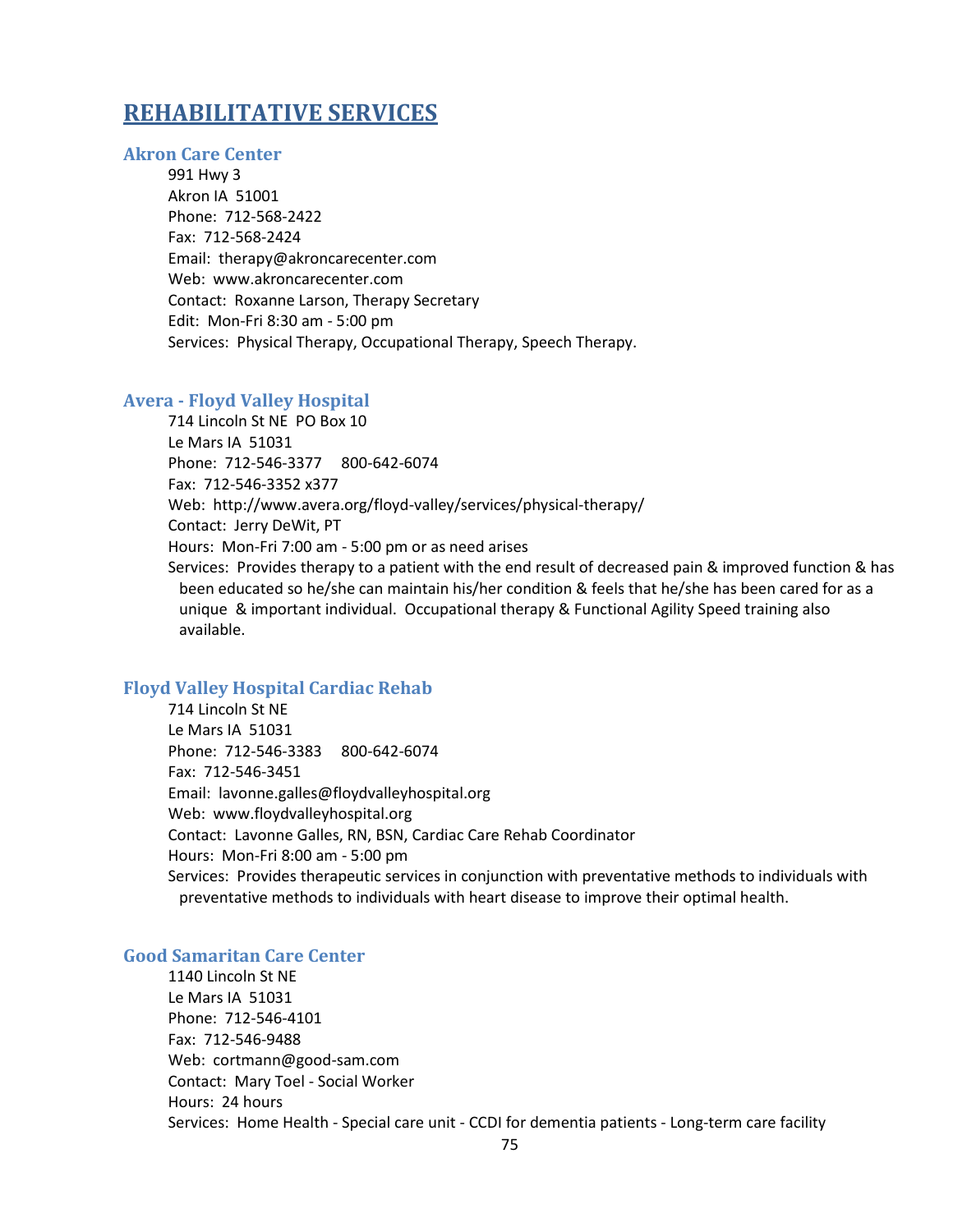# REHABILITATIVE SERVICES

### Akron Care Center

991 Hwy 3
Akron IA 51001
Phone: 712-568-2422
Fax: 712-568-2424
Email: therapy@akroncarecenter.com
Web: www.akroncarecenter.com
Contact: Roxanne Larson, Therapy Secretary
Edit: Mon-Fri 8:30 am - 5:00 pm
Services: Physical Therapy, Occupational Therapy, Speech Therapy.

### Avera - Floyd Valley Hospital

714 Lincoln St NE PO Box 10
Le Mars IA 51031
Phone: 712-546-3377 800-642-6074
Fax: 712-546-3352 x377
Web: http://www.avera.org/floyd-valley/services/physical-therapy/
Contact: Jerry DeWit, PT
Hours: Mon-Fri 7:00 am - 5:00 pm or as need arises
Services: Provides therapy to a patient with the end result of decreased pain & improved function & has been educated so he/she can maintain his/her condition & feels that he/she has been cared for as a unique & important individual. Occupational therapy & Functional Agility Speed training also available.

### Floyd Valley Hospital Cardiac Rehab

714 Lincoln St NE
Le Mars IA 51031
Phone: 712-546-3383 800-642-6074
Fax: 712-546-3451
Email: lavonne.galles@floydvalleyhospital.org
Web: www.floydvalleyhospital.org
Contact: Lavonne Galles, RN, BSN, Cardiac Care Rehab Coordinator
Hours: Mon-Fri 8:00 am - 5:00 pm
Services: Provides therapeutic services in conjunction with preventative methods to individuals with preventative methods to individuals with heart disease to improve their optimal health.

### Good Samaritan Care Center

1140 Lincoln St NE
Le Mars IA 51031
Phone: 712-546-4101
Fax: 712-546-9488
Web: cortmann@good-sam.com
Contact: Mary Toel - Social Worker
Hours: 24 hours
Services: Home Health - Special care unit - CCDI for dementia patients - Long-term care facility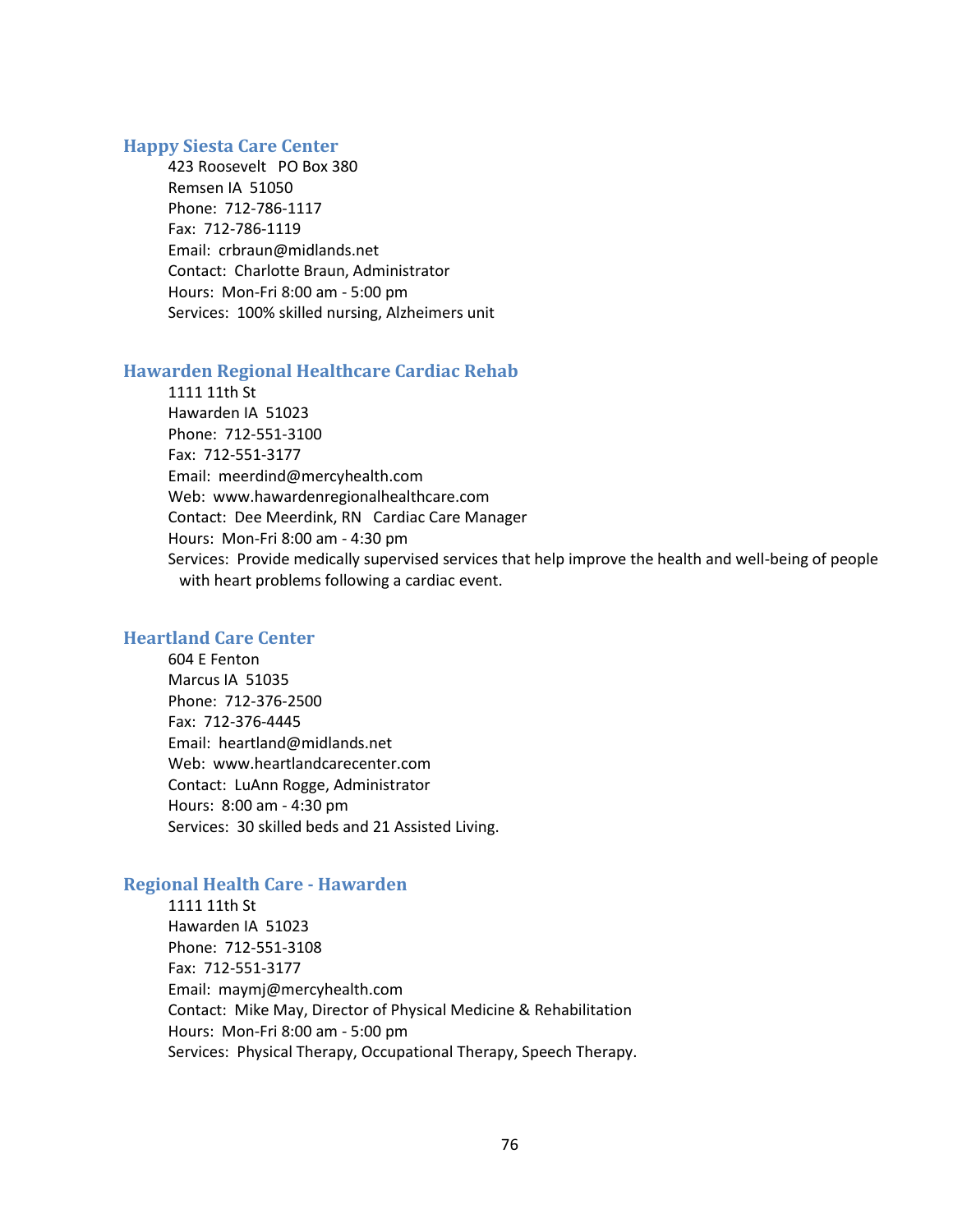### Happy Siesta Care Center

423 Roosevelt PO Box 380
Remsen IA 51050
Phone: 712-786-1117
Fax: 712-786-1119
Email: crbraun@midlands.net
Contact: Charlotte Braun, Administrator
Hours: Mon-Fri 8:00 am - 5:00 pm
Services: 100% skilled nursing, Alzheimers unit

### Hawarden Regional Healthcare Cardiac Rehab

1111 11th St
Hawarden IA 51023
Phone: 712-551-3100
Fax: 712-551-3177
Email: meerdind@mercyhealth.com
Web: www.hawardenregionalhealthcare.com
Contact: Dee Meerdink, RN Cardiac Care Manager
Hours: Mon-Fri 8:00 am - 4:30 pm
Services: Provide medically supervised services that help improve the health and well-being of people with heart problems following a cardiac event.

### Heartland Care Center

604 E Fenton
Marcus IA 51035
Phone: 712-376-2500
Fax: 712-376-4445
Email: heartland@midlands.net
Web: www.heartlandcarecenter.com
Contact: LuAnn Rogge, Administrator
Hours: 8:00 am - 4:30 pm
Services: 30 skilled beds and 21 Assisted Living.

### Regional Health Care - Hawarden

1111 11th St
Hawarden IA 51023
Phone: 712-551-3108
Fax: 712-551-3177
Email: maymj@mercyhealth.com
Contact: Mike May, Director of Physical Medicine & Rehabilitation
Hours: Mon-Fri 8:00 am - 5:00 pm
Services: Physical Therapy, Occupational Therapy, Speech Therapy.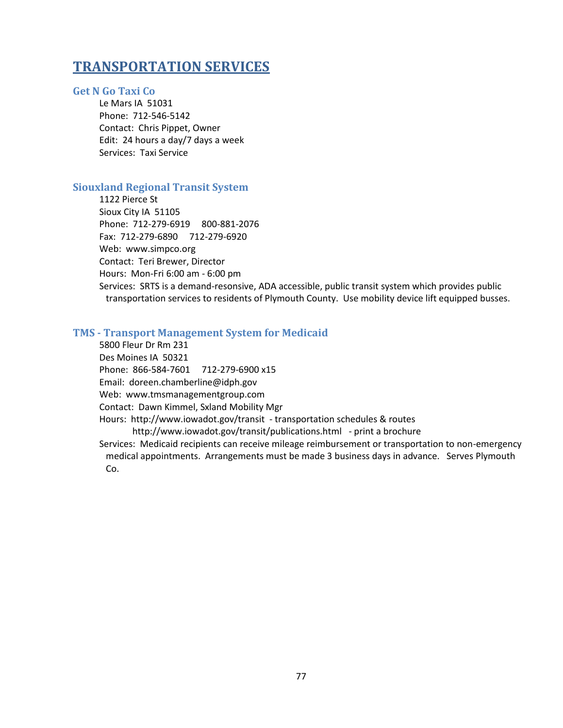# TRANSPORTATION SERVICES

## Get N Go Taxi Co

Le Mars IA 51031
Phone: 712-546-5142
Contact: Chris Pippet, Owner
Edit: 24 hours a day/7 days a week
Services: Taxi Service

## Siouxland Regional Transit System

1122 Pierce St
Sioux City IA 51105
Phone: 712-279-6919 800-881-2076
Fax: 712-279-6890 712-279-6920
Web: www.simpco.org
Contact: Teri Brewer, Director
Hours: Mon-Fri 6:00 am - 6:00 pm
Services: SRTS is a demand-resonsive, ADA accessible, public transit system which provides public transportation services to residents of Plymouth County. Use mobility device lift equipped busses.

## TMS - Transport Management System for Medicaid

5800 Fleur Dr Rm 231
Des Moines IA 50321
Phone: 866-584-7601 712-279-6900 x15
Email: doreen.chamberline@idph.gov
Web: www.tmsmanagementgroup.com
Contact: Dawn Kimmel, Sxland Mobility Mgr
Hours: http://www.iowadot.gov/transit - transportation schedules & routes
http://www.iowadot.gov/transit/publications.html - print a brochure
Services: Medicaid recipients can receive mileage reimbursement or transportation to non-emergency medical appointments. Arrangements must be made 3 business days in advance. Serves Plymouth Co.